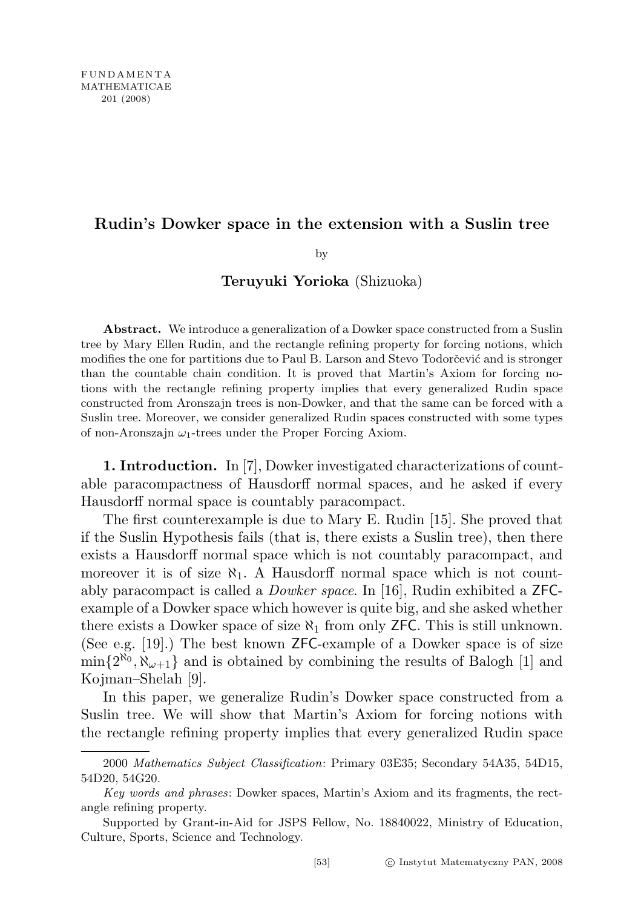# Rudin's Dowker space in the extension with a Suslin tree

by

**Teruyuki Yorioka** (Shizuoka)

**Abstract.** We introduce a generalization of a Dowker space constructed from a Suslin tree by Mary Ellen Rudin, and the rectangle refining property for forcing notions, which modifies the one for partitions due to Paul B. Larson and Stevo Todorčević and is stronger than the countable chain condition. It is proved that Martin's Axiom for forcing notions with the rectangle refining property implies that every generalized Rudin space constructed from Aronszajn trees is non-Dowker, and that the same can be forced with a Suslin tree. Moreover, we consider generalized Rudin spaces constructed with some types of non-Aronszajn $\omega_1$-trees under the Proper Forcing Axiom.

**1. Introduction.** In [7], Dowker investigated characterizations of countable paracompactness of Hausdorff normal spaces, and he asked if every Hausdorff normal space is countably paracompact.

The first counterexample is due to Mary E. Rudin [15]. She proved that if the Suslin Hypothesis fails (that is, there exists a Suslin tree), then there exists a Hausdorff normal space which is not countably paracompact, and moreover it is of size $\aleph_1$. A Hausdorff normal space which is not countably paracompact is called a *Dowker space*. In [16], Rudin exhibited a ZFC-example of a Dowker space which however is quite big, and she asked whether there exists a Dowker space of size $\aleph_1$ from only ZFC. This is still unknown. (See e.g. [19].) The best known ZFC-example of a Dowker space is of size $\min\{2^{\aleph_0}, \aleph_{\omega+1}\}$ and is obtained by combining the results of Balogh [1] and Kojman–Shelah [9].

In this paper, we generalize Rudin's Dowker space constructed from a Suslin tree. We will show that Martin's Axiom for forcing notions with the rectangle refining property implies that every generalized Rudin space

2000 *Mathematics Subject Classification*: Primary 03E35; Secondary 54A35, 54D15, 54D20, 54G20.

*Key words and phrases*: Dowker spaces, Martin's Axiom and its fragments, the rectangle refining property.

Supported by Grant-in-Aid for JSPS Fellow, No. 18840022, Ministry of Education, Culture, Sports, Science and Technology.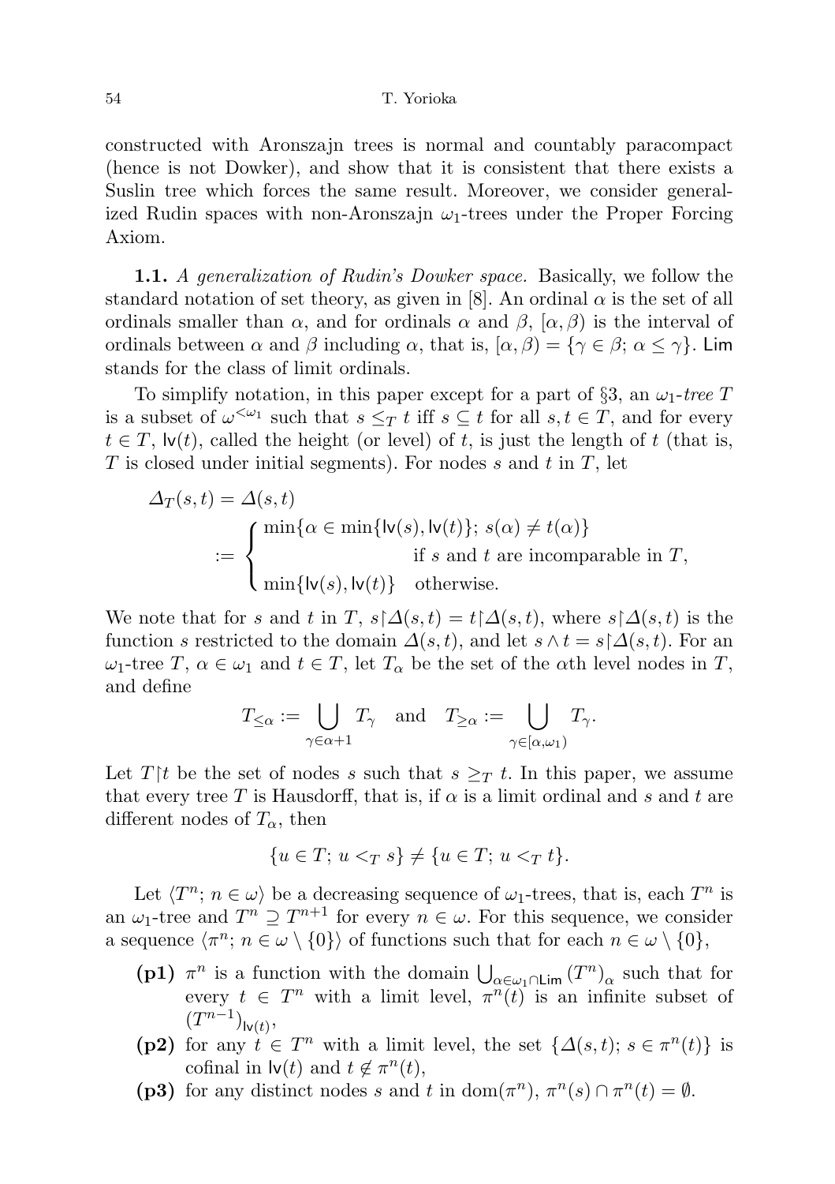constructed with Aronszajn trees is normal and countably paracompact (hence is not Dowker), and show that it is consistent that there exists a Suslin tree which forces the same result. Moreover, we consider generalized Rudin spaces with non-Aronszajn $\omega_1$-trees under the Proper Forcing Axiom.

**1.1.** *A generalization of Rudin's Dowker space.* Basically, we follow the standard notation of set theory, as given in [8]. An ordinal $\alpha$ is the set of all ordinals smaller than $\alpha$, and for ordinals $\alpha$ and $\beta$, $[\alpha, \beta)$ is the interval of ordinals between $\alpha$ and $\beta$ including $\alpha$, that is, $[\alpha, \beta) = \{\gamma \in \beta;\ \alpha \leq \gamma\}$. $\mathsf{Lim}$ stands for the class of limit ordinals.

To simplify notation, in this paper except for a part of §3, an $\omega_1$-*tree* $T$ is a subset of $\omega^{<\omega_1}$ such that $s \leq_T t$ iff $s \subseteq t$ for all $s, t \in T$, and for every $t \in T$, $\mathsf{lv}(t)$, called the height (or level) of $t$, is just the length of $t$ (that is, $T$ is closed under initial segments). For nodes $s$ and $t$ in $T$, let

$$\Delta_T(s,t) = \Delta(s,t) := \begin{cases} \min\{\alpha \in \min\{\mathsf{lv}(s), \mathsf{lv}(t)\};\ s(\alpha) \neq t(\alpha)\} & \text{if } s \text{ and } t \text{ are incomparable in } T, \\ \min\{\mathsf{lv}(s), \mathsf{lv}(t)\} & \text{otherwise.} \end{cases}$$

We note that for $s$ and $t$ in $T$, $s{\restriction}\Delta(s,t) = t{\restriction}\Delta(s,t)$, where $s{\restriction}\Delta(s,t)$ is the function $s$ restricted to the domain $\Delta(s,t)$, and let $s \wedge t = s{\restriction}\Delta(s,t)$. For an $\omega_1$-tree $T$, $\alpha \in \omega_1$ and $t \in T$, let $T_\alpha$ be the set of the $\alpha$th level nodes in $T$, and define

$$T_{\leq \alpha} := \bigcup_{\gamma \in \alpha+1} T_\gamma \quad \text{and} \quad T_{\geq \alpha} := \bigcup_{\gamma \in [\alpha, \omega_1)} T_\gamma.$$

Let $T{\restriction}t$ be the set of nodes $s$ such that $s \geq_T t$. In this paper, we assume that every tree $T$ is Hausdorff, that is, if $\alpha$ is a limit ordinal and $s$ and $t$ are different nodes of $T_\alpha$, then

$$\{u \in T;\ u <_T s\} \neq \{u \in T;\ u <_T t\}.$$

Let $\langle T^n;\ n \in \omega\rangle$ be a decreasing sequence of $\omega_1$-trees, that is, each $T^n$ is an $\omega_1$-tree and $T^n \supseteq T^{n+1}$ for every $n \in \omega$. For this sequence, we consider a sequence $\langle \pi^n;\ n \in \omega \setminus \{0\}\rangle$ of functions such that for each $n \in \omega \setminus \{0\}$,

- **(p1)** $\pi^n$ is a function with the domain $\bigcup_{\alpha \in \omega_1 \cap \mathsf{Lim}} (T^n)_\alpha$ such that for every $t \in T^n$ with a limit level, $\pi^n(t)$ is an infinite subset of $(T^{n-1})_{\mathsf{lv}(t)}$,
- **(p2)** for any $t \in T^n$ with a limit level, the set $\{\Delta(s,t);\ s \in \pi^n(t)\}$ is cofinal in $\mathsf{lv}(t)$ and $t \notin \pi^n(t)$,
- **(p3)** for any distinct nodes $s$ and $t$ in $\mathrm{dom}(\pi^n)$, $\pi^n(s) \cap \pi^n(t) = \emptyset$.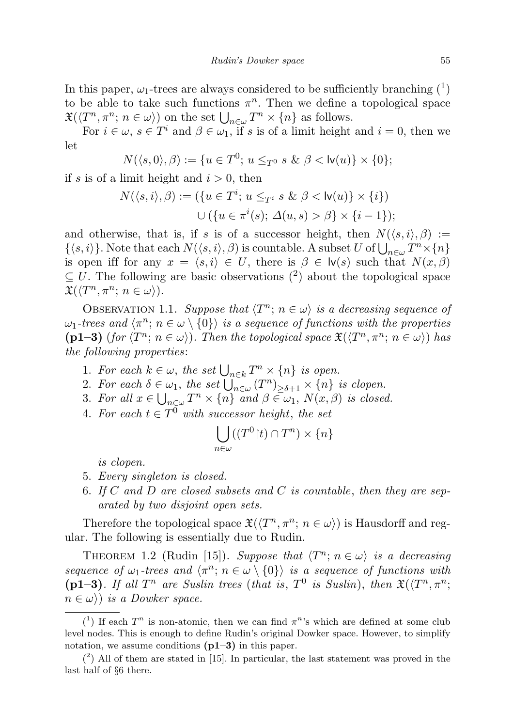In this paper, $\omega_1$-trees are always considered to be sufficiently branching ([1]) to be able to take such functions $\pi^n$. Then we define a topological space $\mathfrak{X}(\langle T^n, \pi^n; n \in \omega\rangle)$ on the set $\bigcup_{n\in\omega} T^n \times \{n\}$ as follows.

For $i \in \omega$, $s \in T^i$ and $\beta \in \omega_1$, if $s$ is of a limit height and $i = 0$, then we let

$$N(\langle s, 0\rangle, \beta) := \{u \in T^0;\ u \leq_{T^0} s \ \&\ \beta < \mathsf{lv}(u)\} \times \{0\};$$

if $s$ is of a limit height and $i > 0$, then

$$\begin{aligned} N(\langle s, i\rangle, \beta) := (&\{u \in T^i;\ u \leq_{T^i} s \ \&\ \beta < \mathsf{lv}(u)\} \times \{i\}) \\ &\cup (\{u \in \pi^i(s);\ \Delta(u, s) > \beta\} \times \{i - 1\}); \end{aligned}$$

and otherwise, that is, if $s$ is of a successor height, then $N(\langle s, i\rangle, \beta) := \{\langle s, i\rangle\}$. Note that each $N(\langle s, i\rangle, \beta)$ is countable. A subset $U$ of $\bigcup_{n\in\omega} T^n \times \{n\}$ is open iff for any $x = \langle s, i\rangle \in U$, there is $\beta \in \mathsf{lv}(s)$ such that $N(x, \beta) \subseteq U$. The following are basic observations ([2]) about the topological space $\mathfrak{X}(\langle T^n, \pi^n; n \in \omega\rangle)$.

Observation 1.1. *Suppose that $\langle T^n; n \in \omega\rangle$ is a decreasing sequence of $\omega_1$-trees and $\langle \pi^n; n \in \omega \setminus \{0\}\rangle$ is a sequence of functions with the properties* **(p1–3)** *(for $\langle T^n; n \in \omega\rangle$). Then the topological space $\mathfrak{X}(\langle T^n, \pi^n; n \in \omega\rangle)$ has the following properties*:

1. *For each $k \in \omega$, the set $\bigcup_{n\in k} T^n \times \{n\}$ is open.*
2. *For each $\delta \in \omega_1$, the set $\bigcup_{n\in\omega} (T^n)_{\geq\delta+1} \times \{n\}$ is clopen.*
3. *For all $x \in \bigcup_{n\in\omega} T^n \times \{n\}$ and $\beta \in \omega_1$, $N(x, \beta)$ is closed.*
4. *For each $t \in T^0$ with successor height, the set*
$$\bigcup_{n\in\omega} ((T^0{\restriction}t) \cap T^n) \times \{n\}$$
*is clopen.*
5. *Every singleton is closed.*
6. *If $C$ and $D$ are closed subsets and $C$ is countable, then they are separated by two disjoint open sets.*

Therefore the topological space $\mathfrak{X}(\langle T^n, \pi^n; n \in \omega\rangle)$ is Hausdorff and regular. The following is essentially due to Rudin.

Theorem 1.2 (Rudin [15]). *Suppose that $\langle T^n; n \in \omega\rangle$ is a decreasing sequence of $\omega_1$-trees and $\langle \pi^n; n \in \omega \setminus \{0\}\rangle$ is a sequence of functions with* **(p1–3)**. *If all $T^n$ are Suslin trees (that is, $T^0$ is Suslin), then $\mathfrak{X}(\langle T^n, \pi^n; n \in \omega\rangle)$ is a Dowker space.*

---

[1] If each $T^n$ is non-atomic, then we can find $\pi^n$'s which are defined at some club level nodes. This is enough to define Rudin's original Dowker space. However, to simplify notation, we assume conditions **(p1–3)** in this paper.

[2] All of them are stated in [15]. In particular, the last statement was proved in the last half of §6 there.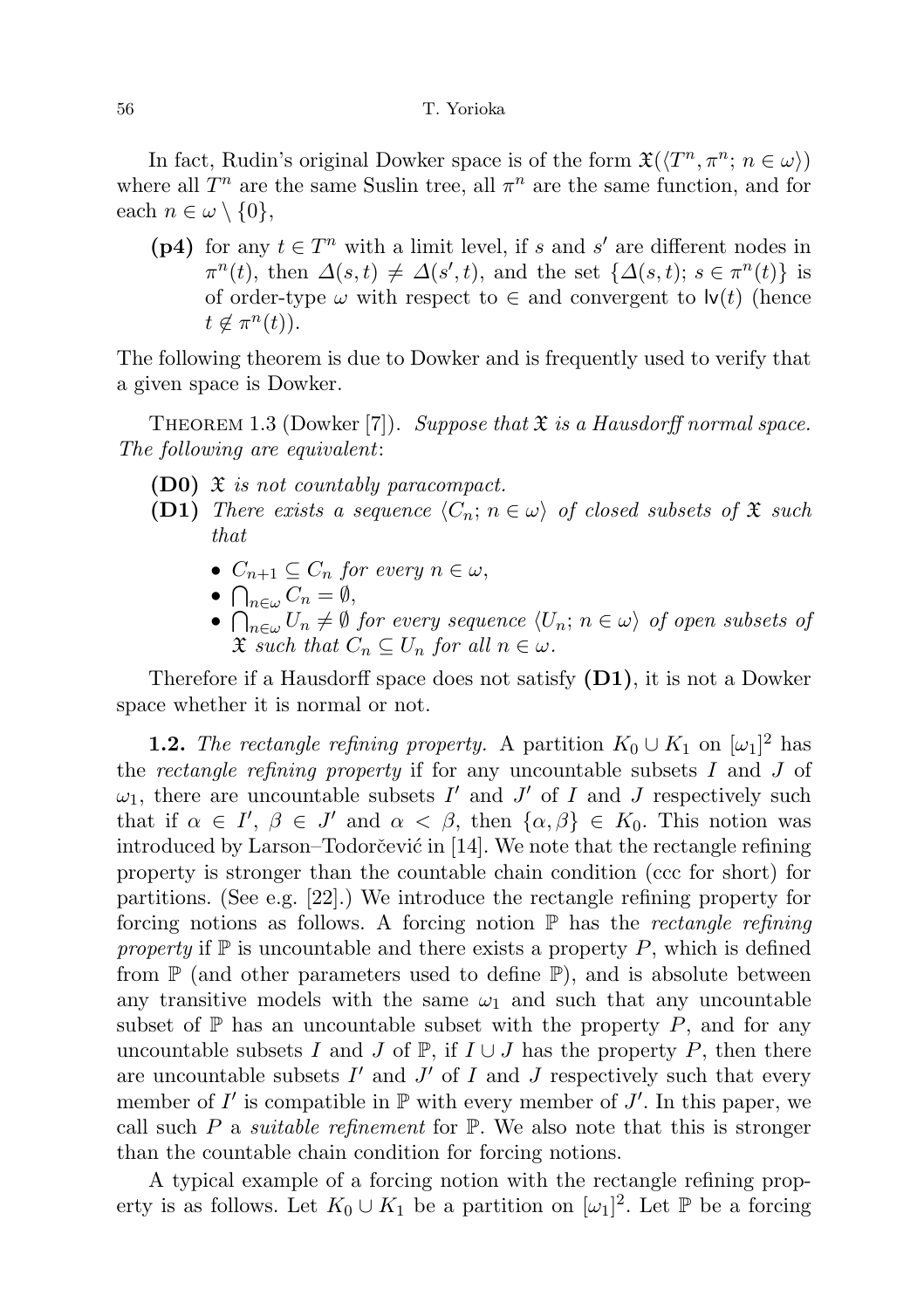In fact, Rudin's original Dowker space is of the form $\mathfrak{X}(\langle T^n, \pi^n;\, n \in \omega\rangle)$ where all $T^n$ are the same Suslin tree, all $\pi^n$ are the same function, and for each $n \in \omega \setminus \{0\}$,

- **(p4)** for any $t \in T^n$ with a limit level, if $s$ and $s'$ are different nodes in $\pi^n(t)$, then $\Delta(s,t) \neq \Delta(s',t)$, and the set $\{\Delta(s,t);\, s \in \pi^n(t)\}$ is of order-type $\omega$ with respect to $\in$ and convergent to $\mathsf{lv}(t)$ (hence $t \notin \pi^n(t)$).

The following theorem is due to Dowker and is frequently used to verify that a given space is Dowker.

Theorem 1.3 (Dowker [7]). *Suppose that $\mathfrak{X}$ is a Hausdorff normal space. The following are equivalent*:

- **(D0)** *$\mathfrak{X}$ is not countably paracompact.*
- **(D1)** *There exists a sequence $\langle C_n;\, n \in \omega\rangle$ of closed subsets of $\mathfrak{X}$ such that*
  - *$C_{n+1} \subseteq C_n$ for every $n \in \omega$,*
  - *$\bigcap_{n\in\omega} C_n = \emptyset$,*
  - *$\bigcap_{n\in\omega} U_n \neq \emptyset$ for every sequence $\langle U_n;\, n \in \omega\rangle$ of open subsets of $\mathfrak{X}$ such that $C_n \subseteq U_n$ for all $n \in \omega$.*

Therefore if a Hausdorff space does not satisfy **(D1)**, it is not a Dowker space whether it is normal or not.

**1.2.** *The rectangle refining property.* A partition $K_0 \cup K_1$ on $[\omega_1]^2$ has the *rectangle refining property* if for any uncountable subsets $I$ and $J$ of $\omega_1$, there are uncountable subsets $I'$ and $J'$ of $I$ and $J$ respectively such that if $\alpha \in I'$, $\beta \in J'$ and $\alpha < \beta$, then $\{\alpha, \beta\} \in K_0$. This notion was introduced by Larson–Todorčević in [14]. We note that the rectangle refining property is stronger than the countable chain condition (ccc for short) for partitions. (See e.g. [22].) We introduce the rectangle refining property for forcing notions as follows. A forcing notion $\mathbb{P}$ has the *rectangle refining property* if $\mathbb{P}$ is uncountable and there exists a property $P$, which is defined from $\mathbb{P}$ (and other parameters used to define $\mathbb{P}$), and is absolute between any transitive models with the same $\omega_1$ and such that any uncountable subset of $\mathbb{P}$ has an uncountable subset with the property $P$, and for any uncountable subsets $I$ and $J$ of $\mathbb{P}$, if $I \cup J$ has the property $P$, then there are uncountable subsets $I'$ and $J'$ of $I$ and $J$ respectively such that every member of $I'$ is compatible in $\mathbb{P}$ with every member of $J'$. In this paper, we call such $P$ a *suitable refinement* for $\mathbb{P}$. We also note that this is stronger than the countable chain condition for forcing notions.

A typical example of a forcing notion with the rectangle refining property is as follows. Let $K_0 \cup K_1$ be a partition on $[\omega_1]^2$. Let $\mathbb{P}$ be a forcing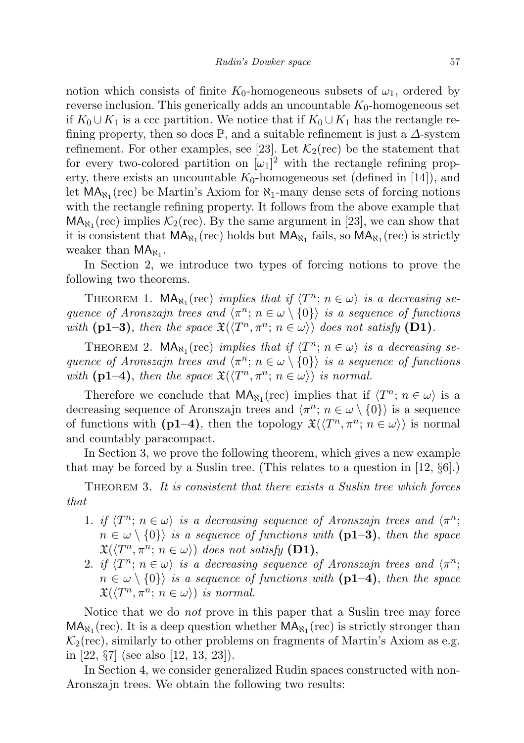notion which consists of finite $K_0$-homogeneous subsets of $\omega_1$, ordered by reverse inclusion. This generically adds an uncountable $K_0$-homogeneous set if $K_0 \cup K_1$ is a ccc partition. We notice that if $K_0 \cup K_1$ has the rectangle refining property, then so does $\mathbb{P}$, and a suitable refinement is just a $\Delta$-system refinement. For other examples, see [23]. Let $\mathcal{K}_2(\mathrm{rec})$ be the statement that for every two-colored partition on $[\omega_1]^2$ with the rectangle refining property, there exists an uncountable $K_0$-homogeneous set (defined in [14]), and let $\mathsf{MA}_{\aleph_1}(\mathrm{rec})$ be Martin's Axiom for $\aleph_1$-many dense sets of forcing notions with the rectangle refining property. It follows from the above example that $\mathsf{MA}_{\aleph_1}(\mathrm{rec})$ implies $\mathcal{K}_2(\mathrm{rec})$. By the same argument in [23], we can show that it is consistent that $\mathsf{MA}_{\aleph_1}(\mathrm{rec})$ holds but $\mathsf{MA}_{\aleph_1}$ fails, so $\mathsf{MA}_{\aleph_1}(\mathrm{rec})$ is strictly weaker than $\mathsf{MA}_{\aleph_1}$.

In Section 2, we introduce two types of forcing notions to prove the following two theorems.

Theorem 1. *$\mathsf{MA}_{\aleph_1}(\mathrm{rec})$ implies that if $\langle T^n;\, n \in \omega\rangle$ is a decreasing sequence of Aronszajn trees and $\langle \pi^n;\, n \in \omega \setminus \{0\}\rangle$ is a sequence of functions with* **(p1–3)**, *then the space $\mathfrak{X}(\langle T^n, \pi^n;\, n \in \omega\rangle)$ does not satisfy* **(D1)**.

Theorem 2. *$\mathsf{MA}_{\aleph_1}(\mathrm{rec})$ implies that if $\langle T^n;\, n \in \omega\rangle$ is a decreasing sequence of Aronszajn trees and $\langle \pi^n;\, n \in \omega \setminus \{0\}\rangle$ is a sequence of functions with* **(p1–4)**, *then the space $\mathfrak{X}(\langle T^n, \pi^n;\, n \in \omega\rangle)$ is normal.*

Therefore we conclude that $\mathsf{MA}_{\aleph_1}(\mathrm{rec})$ implies that if $\langle T^n;\, n \in \omega\rangle$ is a decreasing sequence of Aronszajn trees and $\langle \pi^n;\, n \in \omega \setminus \{0\}\rangle$ is a sequence of functions with **(p1–4)**, then the topology $\mathfrak{X}(\langle T^n, \pi^n;\, n \in \omega\rangle)$ is normal and countably paracompact.

In Section 3, we prove the following theorem, which gives a new example that may be forced by a Suslin tree. (This relates to a question in [12, §6].)

Theorem 3. *It is consistent that there exists a Suslin tree which forces that*

1. *if $\langle T^n;\, n \in \omega\rangle$ is a decreasing sequence of Aronszajn trees and $\langle \pi^n;\, n \in \omega \setminus \{0\}\rangle$ is a sequence of functions with* **(p1–3)**, *then the space $\mathfrak{X}(\langle T^n, \pi^n;\, n \in \omega\rangle)$ does not satisfy* **(D1)**,
2. *if $\langle T^n;\, n \in \omega\rangle$ is a decreasing sequence of Aronszajn trees and $\langle \pi^n;\, n \in \omega \setminus \{0\}\rangle$ is a sequence of functions with* **(p1–4)**, *then the space $\mathfrak{X}(\langle T^n, \pi^n;\, n \in \omega\rangle)$ is normal.*

Notice that we do *not* prove in this paper that a Suslin tree may force $\mathsf{MA}_{\aleph_1}(\mathrm{rec})$. It is a deep question whether $\mathsf{MA}_{\aleph_1}(\mathrm{rec})$ is strictly stronger than $\mathcal{K}_2(\mathrm{rec})$, similarly to other problems on fragments of Martin's Axiom as e.g. in [22, §7] (see also [12, 13, 23]).

In Section 4, we consider generalized Rudin spaces constructed with non-Aronszajn trees. We obtain the following two results: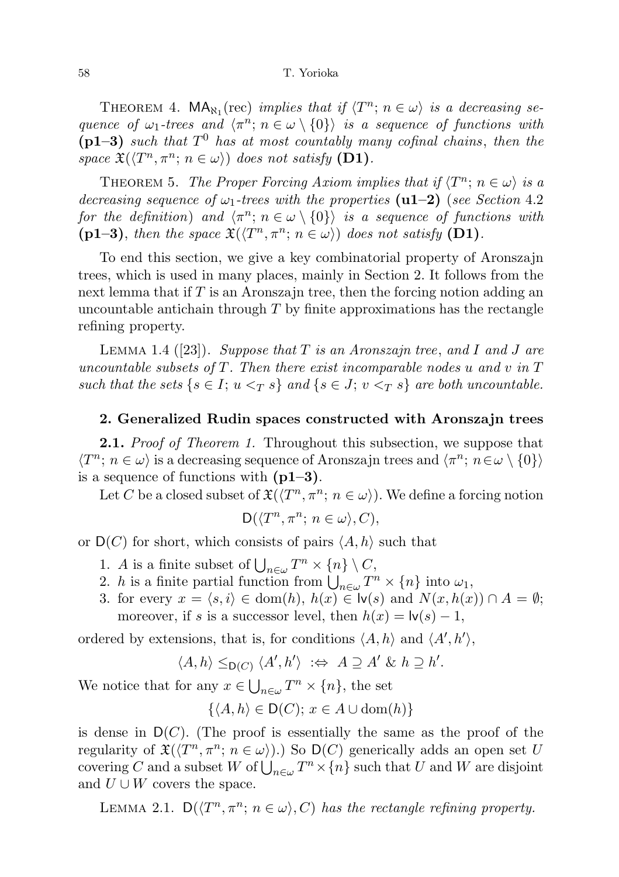THEOREM 4. $\mathsf{MA}_{\aleph_1}(\mathrm{rec})$ *implies that if* $\langle T^n;\, n \in \omega\rangle$ *is a decreasing sequence of* $\omega_1$*-trees and* $\langle \pi^n;\, n \in \omega \setminus \{0\}\rangle$ *is a sequence of functions with* **(p1–3)** *such that* $T^0$ *has at most countably many cofinal chains*, *then the space* $\mathfrak{X}(\langle T^n, \pi^n;\, n \in \omega\rangle)$ *does not satisfy* **(D1)**.

THEOREM 5. *The Proper Forcing Axiom implies that if* $\langle T^n;\, n \in \omega\rangle$ *is a decreasing sequence of* $\omega_1$*-trees with the properties* **(u1–2)** (*see Section* 4.2 *for the definition*) *and* $\langle \pi^n;\, n \in \omega \setminus \{0\}\rangle$ *is a sequence of functions with* **(p1–3)**, *then the space* $\mathfrak{X}(\langle T^n, \pi^n;\, n \in \omega\rangle)$ *does not satisfy* **(D1)**.

To end this section, we give a key combinatorial property of Aronszajn trees, which is used in many places, mainly in Section 2. It follows from the next lemma that if $T$ is an Aronszajn tree, then the forcing notion adding an uncountable antichain through $T$ by finite approximations has the rectangle refining property.

LEMMA 1.4 ([23]). *Suppose that* $T$ *is an Aronszajn tree*, *and* $I$ *and* $J$ *are uncountable subsets of* $T$. *Then there exist incomparable nodes* $u$ *and* $v$ *in* $T$ *such that the sets* $\{s \in I;\, u <_T s\}$ *and* $\{s \in J;\, v <_T s\}$ *are both uncountable.*

## 2. Generalized Rudin spaces constructed with Aronszajn trees

**2.1.** *Proof of Theorem 1.* Throughout this subsection, we suppose that $\langle T^n;\, n \in \omega\rangle$ is a decreasing sequence of Aronszajn trees and $\langle \pi^n;\, n \in \omega \setminus \{0\}\rangle$ is a sequence of functions with **(p1–3)**.

Let $C$ be a closed subset of $\mathfrak{X}(\langle T^n, \pi^n;\, n \in \omega\rangle)$. We define a forcing notion

$$\mathsf{D}(\langle T^n, \pi^n;\, n \in \omega\rangle, C),$$

or $\mathsf{D}(C)$ for short, which consists of pairs $\langle A, h\rangle$ such that

1. $A$ is a finite subset of $\bigcup_{n\in\omega} T^n \times \{n\} \setminus C$,
2. $h$ is a finite partial function from $\bigcup_{n\in\omega} T^n \times \{n\}$ into $\omega_1$,
3. for every $x = \langle s, i\rangle \in \mathrm{dom}(h)$, $h(x) \in \mathsf{lv}(s)$ and $N(x, h(x)) \cap A = \emptyset$; moreover, if $s$ is a successor level, then $h(x) = \mathsf{lv}(s) - 1$,

ordered by extensions, that is, for conditions $\langle A, h\rangle$ and $\langle A', h'\rangle$,

$$\langle A, h\rangle \leq_{\mathsf{D}(C)} \langle A', h'\rangle \;:\Leftrightarrow\; A \supseteq A' \;\&\; h \supseteq h'.$$

We notice that for any $x \in \bigcup_{n\in\omega} T^n \times \{n\}$, the set

$$\{\langle A, h\rangle \in \mathsf{D}(C);\, x \in A \cup \mathrm{dom}(h)\}$$

is dense in $\mathsf{D}(C)$. (The proof is essentially the same as the proof of the regularity of $\mathfrak{X}(\langle T^n, \pi^n;\, n \in \omega\rangle)$.) So $\mathsf{D}(C)$ generically adds an open set $U$ covering $C$ and a subset $W$ of $\bigcup_{n\in\omega} T^n \times \{n\}$ such that $U$ and $W$ are disjoint and $U \cup W$ covers the space.

LEMMA 2.1. $\mathsf{D}(\langle T^n, \pi^n;\, n \in \omega\rangle, C)$ *has the rectangle refining property.*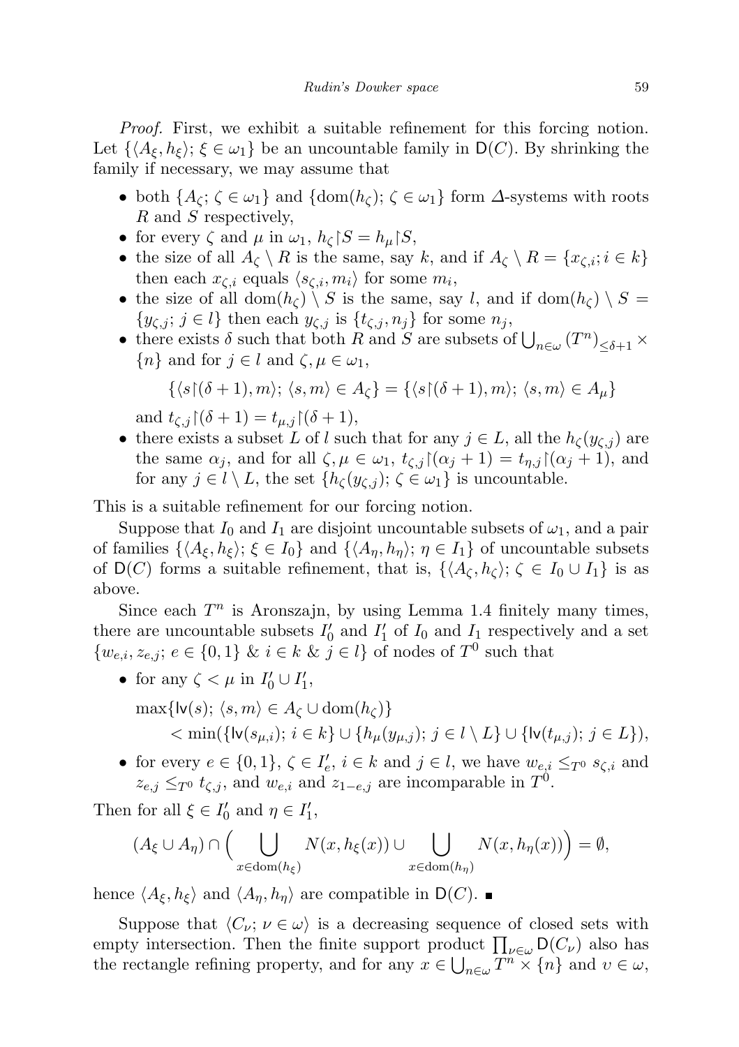*Proof.* First, we exhibit a suitable refinement for this forcing notion. Let $\{\langle A_\xi, h_\xi\rangle;\ \xi \in \omega_1\}$ be an uncountable family in $\mathsf{D}(C)$. By shrinking the family if necessary, we may assume that

- both $\{A_\zeta;\ \zeta \in \omega_1\}$ and $\{\mathrm{dom}(h_\zeta);\ \zeta \in \omega_1\}$ form $\Delta$-systems with roots $R$ and $S$ respectively,
- for every $\zeta$ and $\mu$ in $\omega_1$, $h_\zeta{\restriction}S = h_\mu{\restriction}S$,
- the size of all $A_\zeta \setminus R$ is the same, say $k$, and if $A_\zeta \setminus R = \{x_{\zeta,i}; i \in k\}$ then each $x_{\zeta,i}$ equals $\langle s_{\zeta,i}, m_i\rangle$ for some $m_i$,
- the size of all $\mathrm{dom}(h_\zeta) \setminus S$ is the same, say $l$, and if $\mathrm{dom}(h_\zeta) \setminus S = \{y_{\zeta,j};\ j \in l\}$ then each $y_{\zeta,j}$ is $\{t_{\zeta,j}, n_j\}$ for some $n_j$,
- there exists $\delta$ such that both $R$ and $S$ are subsets of $\bigcup_{n\in\omega} (T^n)_{\le\delta+1} \times \{n\}$ and for $j \in l$ and $\zeta, \mu \in \omega_1$,
$$\{\langle s{\restriction}(\delta+1), m\rangle;\ \langle s, m\rangle \in A_\zeta\} = \{\langle s{\restriction}(\delta+1), m\rangle;\ \langle s, m\rangle \in A_\mu\}$$
and $t_{\zeta,j}{\restriction}(\delta+1) = t_{\mu,j}{\restriction}(\delta+1)$,
- there exists a subset $L$ of $l$ such that for any $j \in L$, all the $h_\zeta(y_{\zeta,j})$ are the same $\alpha_j$, and for all $\zeta, \mu \in \omega_1$, $t_{\zeta,j}{\restriction}(\alpha_j+1) = t_{\eta,j}{\restriction}(\alpha_j+1)$, and for any $j \in l \setminus L$, the set $\{h_\zeta(y_{\zeta,j});\ \zeta \in \omega_1\}$ is uncountable.

This is a suitable refinement for our forcing notion.

Suppose that $I_0$ and $I_1$ are disjoint uncountable subsets of $\omega_1$, and a pair of families $\{\langle A_\xi, h_\xi\rangle;\ \xi \in I_0\}$ and $\{\langle A_\eta, h_\eta\rangle;\ \eta \in I_1\}$ of uncountable subsets of $\mathsf{D}(C)$ forms a suitable refinement, that is, $\{\langle A_\zeta, h_\zeta\rangle;\ \zeta \in I_0 \cup I_1\}$ is as above.

Since each $T^n$ is Aronszajn, by using Lemma 1.4 finitely many times, there are uncountable subsets $I'_0$ and $I'_1$ of $I_0$ and $I_1$ respectively and a set $\{w_{e,i}, z_{e,j};\ e \in \{0,1\}\ \&\ i \in k\ \&\ j \in l\}$ of nodes of $T^0$ such that

- for any $\zeta < \mu$ in $I'_0 \cup I'_1$,
$$\max\{\mathsf{lv}(s);\ \langle s, m\rangle \in A_\zeta \cup \mathrm{dom}(h_\zeta)\}$$
$$< \min(\{\mathsf{lv}(s_{\mu,i});\ i \in k\} \cup \{h_\mu(y_{\mu,j});\ j \in l \setminus L\} \cup \{\mathsf{lv}(t_{\mu,j});\ j \in L\}),$$
- for every $e \in \{0,1\}$, $\zeta \in I'_e$, $i \in k$ and $j \in l$, we have $w_{e,i} \le_{T^0} s_{\zeta,i}$ and $z_{e,j} \le_{T^0} t_{\zeta,j}$, and $w_{e,i}$ and $z_{1-e,j}$ are incomparable in $T^0$.

Then for all $\xi \in I'_0$ and $\eta \in I'_1$,
$$(A_\xi \cup A_\eta) \cap \Big(\bigcup_{x\in\mathrm{dom}(h_\xi)} N(x, h_\xi(x)) \cup \bigcup_{x\in\mathrm{dom}(h_\eta)} N(x, h_\eta(x))\Big) = \emptyset,$$
hence $\langle A_\xi, h_\xi\rangle$ and $\langle A_\eta, h_\eta\rangle$ are compatible in $\mathsf{D}(C)$. ∎

Suppose that $\langle C_\nu;\ \nu \in \omega\rangle$ is a decreasing sequence of closed sets with empty intersection. Then the finite support product $\prod_{\nu\in\omega} \mathsf{D}(C_\nu)$ also has the rectangle refining property, and for any $x \in \bigcup_{n\in\omega} T^n \times \{n\}$ and $\upsilon \in \omega$,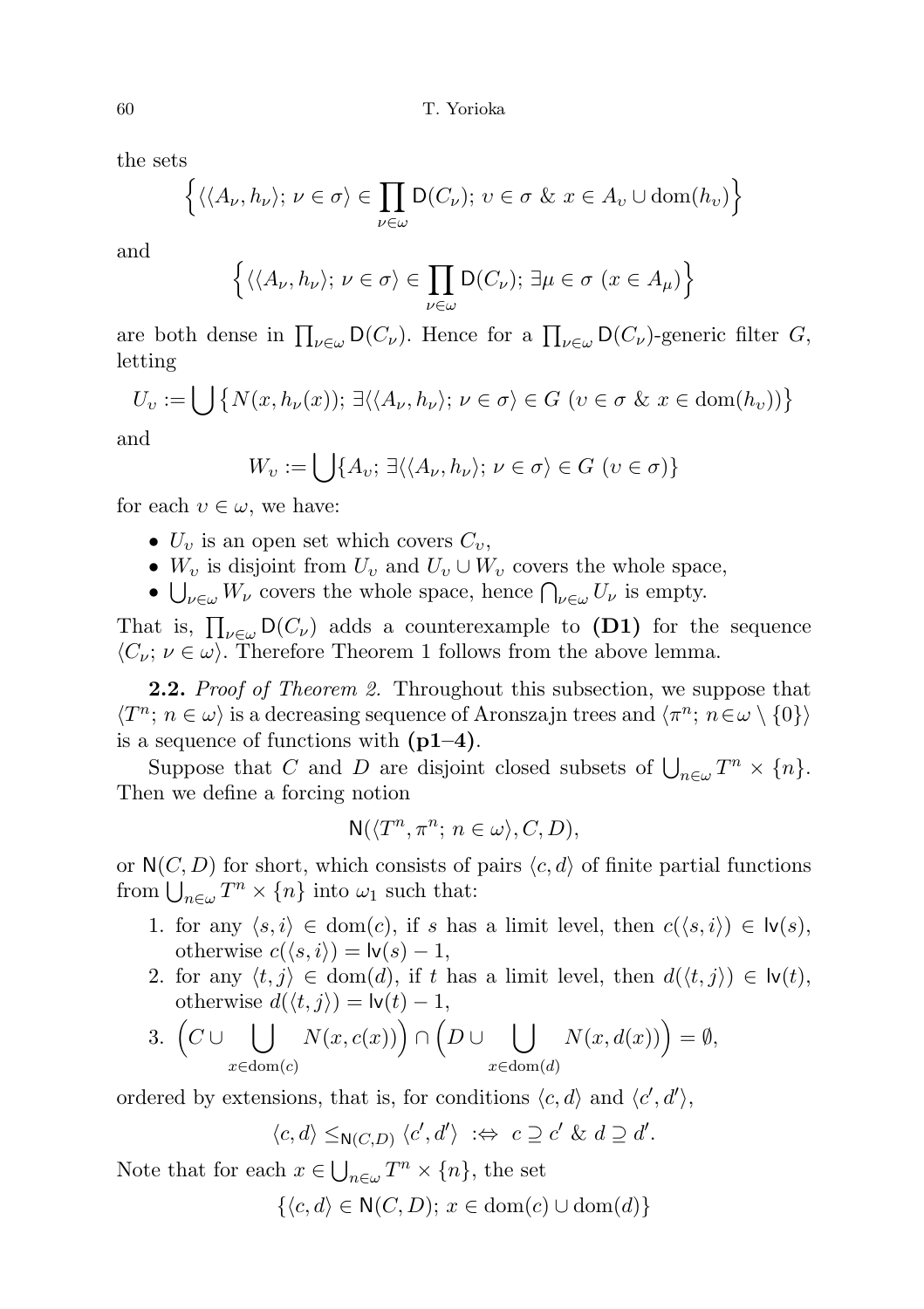the sets

$$\Big\{\langle\langle A_\nu, h_\nu\rangle;\ \nu \in \sigma\rangle \in \prod_{\nu\in\omega} \mathsf{D}(C_\nu);\ \upsilon \in \sigma\ \&\ x \in A_\upsilon \cup \mathrm{dom}(h_\upsilon)\Big\}$$

and

$$\Big\{\langle\langle A_\nu, h_\nu\rangle;\ \nu \in \sigma\rangle \in \prod_{\nu\in\omega} \mathsf{D}(C_\nu);\ \exists\mu \in \sigma\ (x \in A_\mu)\Big\}$$

are both dense in $\prod_{\nu\in\omega} \mathsf{D}(C_\nu)$. Hence for a $\prod_{\nu\in\omega} \mathsf{D}(C_\nu)$-generic filter $G$, letting

$$U_\upsilon := \bigcup\big\{N(x, h_\nu(x));\ \exists\langle\langle A_\nu, h_\nu\rangle;\ \nu \in \sigma\rangle \in G\ (\upsilon \in \sigma\ \&\ x \in \mathrm{dom}(h_\upsilon))\big\}$$

and

$$W_\upsilon := \bigcup\{A_\upsilon;\ \exists\langle\langle A_\nu, h_\nu\rangle;\ \nu \in \sigma\rangle \in G\ (\upsilon \in \sigma)\}$$

for each $\upsilon \in \omega$, we have:

- $U_\upsilon$ is an open set which covers $C_\upsilon$,
- $W_\upsilon$ is disjoint from $U_\upsilon$ and $U_\upsilon \cup W_\upsilon$ covers the whole space,
- $\bigcup_{\nu\in\omega} W_\nu$ covers the whole space, hence $\bigcap_{\nu\in\omega} U_\nu$ is empty.

That is, $\prod_{\nu\in\omega} \mathsf{D}(C_\nu)$ adds a counterexample to **(D1)** for the sequence $\langle C_\nu;\ \nu \in \omega\rangle$. Therefore Theorem 1 follows from the above lemma.

**2.2.** *Proof of Theorem 2.* Throughout this subsection, we suppose that $\langle T^n;\ n \in \omega\rangle$ is a decreasing sequence of Aronszajn trees and $\langle \pi^n;\ n\in\omega \setminus \{0\}\rangle$ is a sequence of functions with **(p1–4)**.

Suppose that $C$ and $D$ are disjoint closed subsets of $\bigcup_{n\in\omega} T^n \times \{n\}$. Then we define a forcing notion

$$\mathsf{N}(\langle T^n, \pi^n;\ n \in \omega\rangle, C, D),$$

or $\mathsf{N}(C, D)$ for short, which consists of pairs $\langle c, d\rangle$ of finite partial functions from $\bigcup_{n\in\omega} T^n \times \{n\}$ into $\omega_1$ such that:

1. for any $\langle s, i\rangle \in \mathrm{dom}(c)$, if $s$ has a limit level, then $c(\langle s, i\rangle) \in \mathsf{lv}(s)$, otherwise $c(\langle s, i\rangle) = \mathsf{lv}(s) - 1$,
2. for any $\langle t, j\rangle \in \mathrm{dom}(d)$, if $t$ has a limit level, then $d(\langle t, j\rangle) \in \mathsf{lv}(t)$, otherwise $d(\langle t, j\rangle) = \mathsf{lv}(t) - 1$,
3. $\Big(C \cup \bigcup_{x\in\mathrm{dom}(c)} N(x, c(x))\Big) \cap \Big(D \cup \bigcup_{x\in\mathrm{dom}(d)} N(x, d(x))\Big) = \emptyset$,

ordered by extensions, that is, for conditions $\langle c, d\rangle$ and $\langle c', d'\rangle$,

$$\langle c, d\rangle \le_{\mathsf{N}(C,D)} \langle c', d'\rangle\ :\Leftrightarrow\ c \supseteq c'\ \&\ d \supseteq d'.$$

Note that for each $x \in \bigcup_{n\in\omega} T^n \times \{n\}$, the set

$$\{\langle c, d\rangle \in \mathsf{N}(C, D);\ x \in \mathrm{dom}(c) \cup \mathrm{dom}(d)\}$$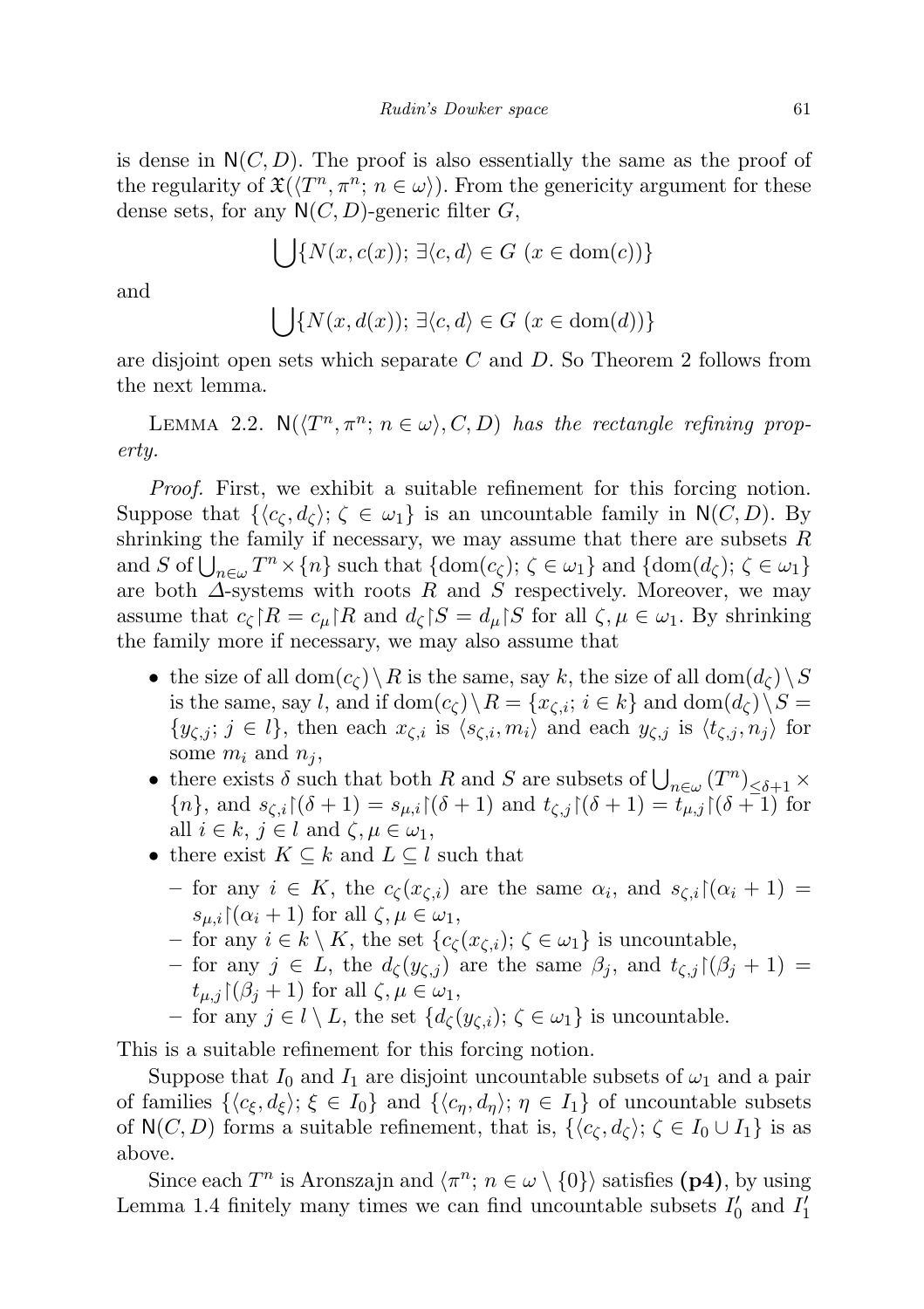is dense in $\mathsf{N}(C, D)$. The proof is also essentially the same as the proof of the regularity of $\mathfrak{X}(\langle T^n, \pi^n;\, n \in \omega\rangle)$. From the genericity argument for these dense sets, for any $\mathsf{N}(C, D)$-generic filter $G$,

$$\bigcup\{N(x, c(x));\ \exists\langle c, d\rangle \in G\ (x \in \mathrm{dom}(c))\}$$

and

$$\bigcup\{N(x, d(x));\ \exists\langle c, d\rangle \in G\ (x \in \mathrm{dom}(d))\}$$

are disjoint open sets which separate $C$ and $D$. So Theorem 2 follows from the next lemma.

Lemma 2.2. *$\mathsf{N}(\langle T^n, \pi^n;\, n \in \omega\rangle, C, D)$ has the rectangle refining property.*

*Proof.* First, we exhibit a suitable refinement for this forcing notion. Suppose that $\{\langle c_\zeta, d_\zeta\rangle;\ \zeta \in \omega_1\}$ is an uncountable family in $\mathsf{N}(C, D)$. By shrinking the family if necessary, we may assume that there are subsets $R$ and $S$ of $\bigcup_{n\in\omega} T^n \times \{n\}$ such that $\{\mathrm{dom}(c_\zeta);\ \zeta \in \omega_1\}$ and $\{\mathrm{dom}(d_\zeta);\ \zeta \in \omega_1\}$ are both $\Delta$-systems with roots $R$ and $S$ respectively. Moreover, we may assume that $c_\zeta{\restriction}R = c_\mu{\restriction}R$ and $d_\zeta{\restriction}S = d_\mu{\restriction}S$ for all $\zeta, \mu \in \omega_1$. By shrinking the family more if necessary, we may also assume that

- the size of all $\mathrm{dom}(c_\zeta) \setminus R$ is the same, say $k$, the size of all $\mathrm{dom}(d_\zeta) \setminus S$ is the same, say $l$, and if $\mathrm{dom}(c_\zeta) \setminus R = \{x_{\zeta,i};\ i \in k\}$ and $\mathrm{dom}(d_\zeta) \setminus S = \{y_{\zeta,j};\ j \in l\}$, then each $x_{\zeta,i}$ is $\langle s_{\zeta,i}, m_i\rangle$ and each $y_{\zeta,j}$ is $\langle t_{\zeta,j}, n_j\rangle$ for some $m_i$ and $n_j$,
- there exists $\delta$ such that both $R$ and $S$ are subsets of $\bigcup_{n\in\omega} (T^n)_{\le\delta+1} \times \{n\}$, and $s_{\zeta,i}{\restriction}(\delta + 1) = s_{\mu,i}{\restriction}(\delta + 1)$ and $t_{\zeta,j}{\restriction}(\delta + 1) = t_{\mu,j}{\restriction}(\delta + 1)$ for all $i \in k$, $j \in l$ and $\zeta, \mu \in \omega_1$,
- there exist $K \subseteq k$ and $L \subseteq l$ such that
  - for any $i \in K$, the $c_\zeta(x_{\zeta,i})$ are the same $\alpha_i$, and $s_{\zeta,i}{\restriction}(\alpha_i + 1) = s_{\mu,i}{\restriction}(\alpha_i + 1)$ for all $\zeta, \mu \in \omega_1$,
  - for any $i \in k \setminus K$, the set $\{c_\zeta(x_{\zeta,i});\ \zeta \in \omega_1\}$ is uncountable,
  - for any $j \in L$, the $d_\zeta(y_{\zeta,j})$ are the same $\beta_j$, and $t_{\zeta,j}{\restriction}(\beta_j + 1) = t_{\mu,j}{\restriction}(\beta_j + 1)$ for all $\zeta, \mu \in \omega_1$,
  - for any $j \in l \setminus L$, the set $\{d_\zeta(y_{\zeta,i});\ \zeta \in \omega_1\}$ is uncountable.

This is a suitable refinement for this forcing notion.

Suppose that $I_0$ and $I_1$ are disjoint uncountable subsets of $\omega_1$ and a pair of families $\{\langle c_\xi, d_\xi\rangle;\ \xi \in I_0\}$ and $\{\langle c_\eta, d_\eta\rangle;\ \eta \in I_1\}$ of uncountable subsets of $\mathsf{N}(C, D)$ forms a suitable refinement, that is, $\{\langle c_\zeta, d_\zeta\rangle;\ \zeta \in I_0 \cup I_1\}$ is as above.

Since each $T^n$ is Aronszajn and $\langle \pi^n;\ n \in \omega \setminus \{0\}\rangle$ satisfies **(p4)**, by using Lemma 1.4 finitely many times we can find uncountable subsets $I_0'$ and $I_1'$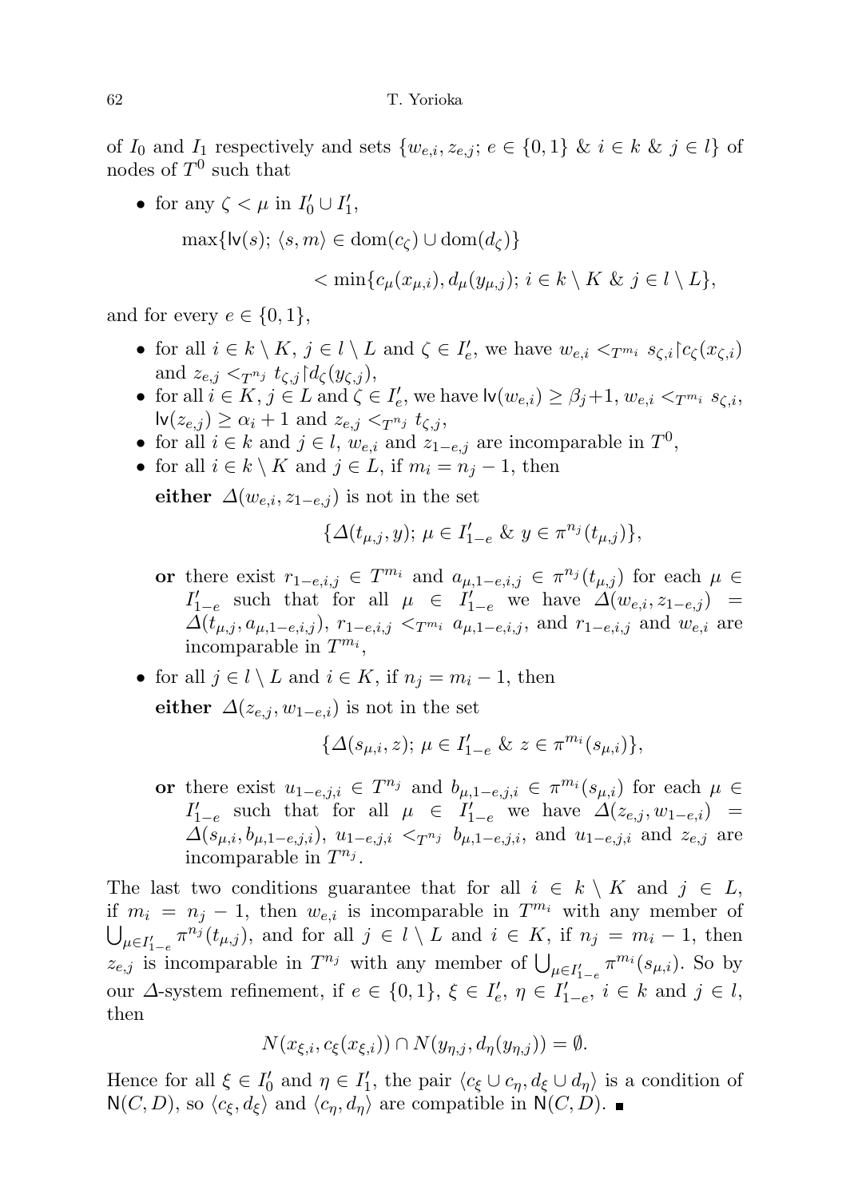of $I_0$ and $I_1$ respectively and sets $\{w_{e,i}, z_{e,j};\ e \in \{0,1\}\ \&\ i \in k\ \&\ j \in l\}$ of nodes of $T^0$ such that

- for any $\zeta < \mu$ in $I'_0 \cup I'_1$,

$$\max\{\mathsf{lv}(s);\ \langle s, m\rangle \in \mathrm{dom}(c_\zeta) \cup \mathrm{dom}(d_\zeta)\}$$
$$< \min\{c_\mu(x_{\mu,i}), d_\mu(y_{\mu,j});\ i \in k \setminus K\ \&\ j \in l \setminus L\},$$

and for every $e \in \{0,1\}$,

- for all $i \in k \setminus K$, $j \in l \setminus L$ and $\zeta \in I'_e$, we have $w_{e,i} <_{T^{m_i}} s_{\zeta,i}{\restriction}c_\zeta(x_{\zeta,i})$ and $z_{e,j} <_{T^{n_j}} t_{\zeta,j}{\restriction}d_\zeta(y_{\zeta,j})$,
- for all $i \in K$, $j \in L$ and $\zeta \in I'_e$, we have $\mathsf{lv}(w_{e,i}) \geq \beta_j + 1$, $w_{e,i} <_{T^{m_i}} s_{\zeta,i}$, $\mathsf{lv}(z_{e,j}) \geq \alpha_i + 1$ and $z_{e,j} <_{T^{n_j}} t_{\zeta,j}$,
- for all $i \in k$ and $j \in l$, $w_{e,i}$ and $z_{1-e,j}$ are incomparable in $T^0$,
- for all $i \in k \setminus K$ and $j \in L$, if $m_i = n_j - 1$, then

  **either** $\Delta(w_{e,i}, z_{1-e,j})$ is not in the set

  $$\{\Delta(t_{\mu,j}, y);\ \mu \in I'_{1-e}\ \&\ y \in \pi^{n_j}(t_{\mu,j})\},$$

  **or** there exist $r_{1-e,i,j} \in T^{m_i}$ and $a_{\mu,1-e,i,j} \in \pi^{n_j}(t_{\mu,j})$ for each $\mu \in I'_{1-e}$ such that for all $\mu \in I'_{1-e}$ we have $\Delta(w_{e,i}, z_{1-e,j}) = \Delta(t_{\mu,j}, a_{\mu,1-e,i,j})$, $r_{1-e,i,j} <_{T^{m_i}} a_{\mu,1-e,i,j}$, and $r_{1-e,i,j}$ and $w_{e,i}$ are incomparable in $T^{m_i}$,

- for all $j \in l \setminus L$ and $i \in K$, if $n_j = m_i - 1$, then

  **either** $\Delta(z_{e,j}, w_{1-e,i})$ is not in the set

  $$\{\Delta(s_{\mu,i}, z);\ \mu \in I'_{1-e}\ \&\ z \in \pi^{m_i}(s_{\mu,i})\},$$

  **or** there exist $u_{1-e,j,i} \in T^{n_j}$ and $b_{\mu,1-e,j,i} \in \pi^{m_i}(s_{\mu,i})$ for each $\mu \in I'_{1-e}$ such that for all $\mu \in I'_{1-e}$ we have $\Delta(z_{e,j}, w_{1-e,i}) = \Delta(s_{\mu,i}, b_{\mu,1-e,j,i})$, $u_{1-e,j,i} <_{T^{n_j}} b_{\mu,1-e,j,i}$, and $u_{1-e,j,i}$ and $z_{e,j}$ are incomparable in $T^{n_j}$.

The last two conditions guarantee that for all $i \in k \setminus K$ and $j \in L$, if $m_i = n_j - 1$, then $w_{e,i}$ is incomparable in $T^{m_i}$ with any member of $\bigcup_{\mu \in I'_{1-e}} \pi^{n_j}(t_{\mu,j})$, and for all $j \in l \setminus L$ and $i \in K$, if $n_j = m_i - 1$, then $z_{e,j}$ is incomparable in $T^{n_j}$ with any member of $\bigcup_{\mu \in I'_{1-e}} \pi^{m_i}(s_{\mu,i})$. So by our $\Delta$-system refinement, if $e \in \{0,1\}$, $\xi \in I'_e$, $\eta \in I'_{1-e}$, $i \in k$ and $j \in l$, then

$$N(x_{\xi,i}, c_\xi(x_{\xi,i})) \cap N(y_{\eta,j}, d_\eta(y_{\eta,j})) = \emptyset.$$

Hence for all $\xi \in I'_0$ and $\eta \in I'_1$, the pair $\langle c_\xi \cup c_\eta, d_\xi \cup d_\eta\rangle$ is a condition of $\mathsf{N}(C, D)$, so $\langle c_\xi, d_\xi\rangle$ and $\langle c_\eta, d_\eta\rangle$ are compatible in $\mathsf{N}(C, D)$. ∎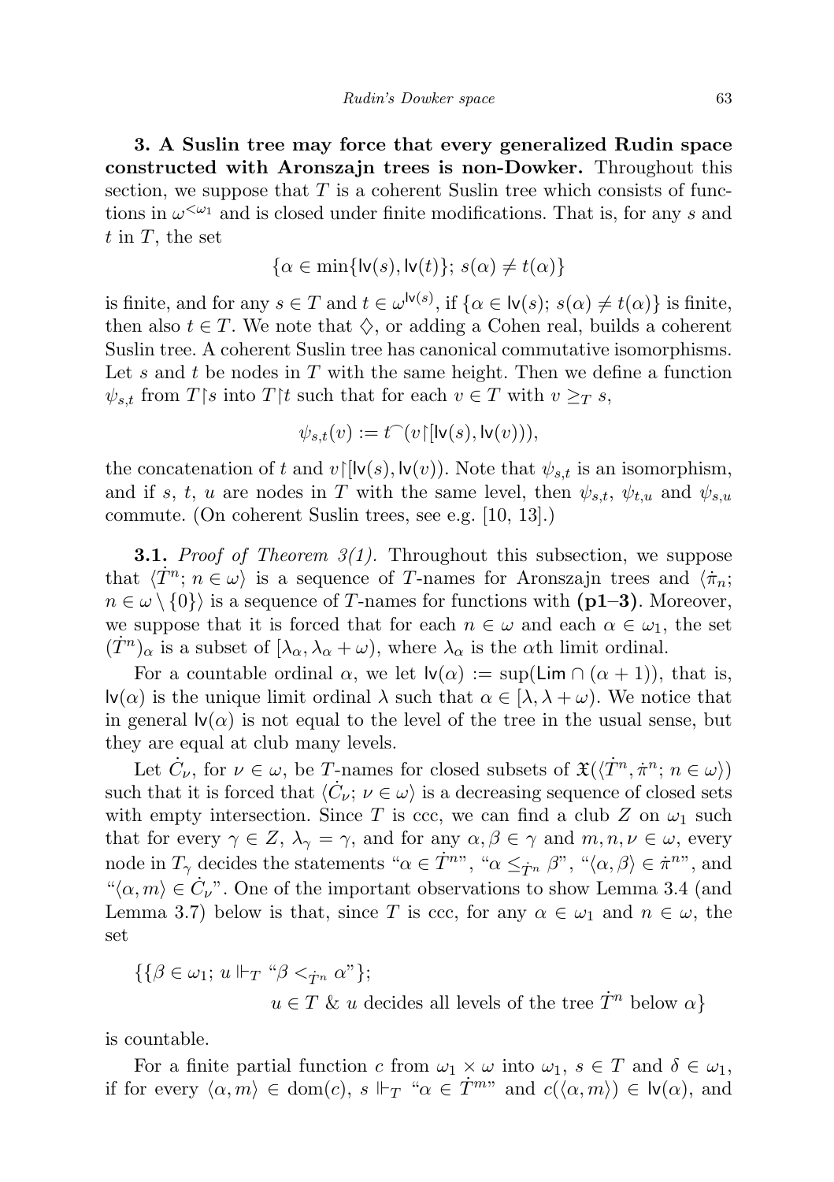**3. A Suslin tree may force that every generalized Rudin space constructed with Aronszajn trees is non-Dowker.** Throughout this section, we suppose that $T$ is a coherent Suslin tree which consists of functions in $\omega^{<\omega_1}$ and is closed under finite modifications. That is, for any $s$ and $t$ in $T$, the set

$$\{\alpha \in \min\{\mathsf{lv}(s), \mathsf{lv}(t)\};\ s(\alpha) \neq t(\alpha)\}$$

is finite, and for any $s \in T$ and $t \in \omega^{\mathsf{lv}(s)}$, if $\{\alpha \in \mathsf{lv}(s);\ s(\alpha) \neq t(\alpha)\}$ is finite, then also $t \in T$. We note that $\diamondsuit$, or adding a Cohen real, builds a coherent Suslin tree. A coherent Suslin tree has canonical commutative isomorphisms. Let $s$ and $t$ be nodes in $T$ with the same height. Then we define a function $\psi_{s,t}$ from $T{\restriction}s$ into $T{\restriction}t$ such that for each $v \in T$ with $v \geq_T s$,

$$\psi_{s,t}(v) := t^\frown(v{\restriction}[\mathsf{lv}(s), \mathsf{lv}(v))),$$

the concatenation of $t$ and $v{\restriction}[\mathsf{lv}(s), \mathsf{lv}(v))$. Note that $\psi_{s,t}$ is an isomorphism, and if $s$, $t$, $u$ are nodes in $T$ with the same level, then $\psi_{s,t}$, $\psi_{t,u}$ and $\psi_{s,u}$ commute. (On coherent Suslin trees, see e.g. [10, 13].)

**3.1.** *Proof of Theorem 3(1).* Throughout this subsection, we suppose that $\langle \dot{T}^n; n \in \omega\rangle$ is a sequence of $T$-names for Aronszajn trees and $\langle \dot{\pi}_n; n \in \omega \setminus \{0\}\rangle$ is a sequence of $T$-names for functions with **(p1–3)**. Moreover, we suppose that it is forced that for each $n \in \omega$ and each $\alpha \in \omega_1$, the set $(\dot{T}^n)_\alpha$ is a subset of $[\lambda_\alpha, \lambda_\alpha + \omega)$, where $\lambda_\alpha$ is the $\alpha$th limit ordinal.

For a countable ordinal $\alpha$, we let $\mathsf{lv}(\alpha) := \sup(\mathsf{Lim} \cap (\alpha+1))$, that is, $\mathsf{lv}(\alpha)$ is the unique limit ordinal $\lambda$ such that $\alpha \in [\lambda, \lambda+\omega)$. We notice that in general $\mathsf{lv}(\alpha)$ is not equal to the level of the tree in the usual sense, but they are equal at club many levels.

Let $\dot{C}_\nu$, for $\nu \in \omega$, be $T$-names for closed subsets of $\mathfrak{X}(\langle \dot{T}^n, \dot{\pi}^n; n \in \omega\rangle)$ such that it is forced that $\langle \dot{C}_\nu; \nu \in \omega\rangle$ is a decreasing sequence of closed sets with empty intersection. Since $T$ is ccc, we can find a club $Z$ on $\omega_1$ such that for every $\gamma \in Z$, $\lambda_\gamma = \gamma$, and for any $\alpha, \beta \in \gamma$ and $m, n, \nu \in \omega$, every node in $T_\gamma$ decides the statements "$\alpha \in \dot{T}^n$", "$\alpha \leq_{\dot{T}^n} \beta$", "$\langle \alpha, \beta\rangle \in \dot{\pi}^n$", and "$\langle \alpha, m\rangle \in \dot{C}_\nu$". One of the important observations to show Lemma 3.4 (and Lemma 3.7) below is that, since $T$ is ccc, for any $\alpha \in \omega_1$ and $n \in \omega$, the set

$$\{\{\beta \in \omega_1;\ u \Vdash_T \text{“}\beta <_{\dot{T}^n} \alpha\text{”}\};$$
$$u \in T \ \&\ u \text{ decides all levels of the tree } \dot{T}^n \text{ below } \alpha\}$$

is countable.

For a finite partial function $c$ from $\omega_1 \times \omega$ into $\omega_1$, $s \in T$ and $\delta \in \omega_1$, if for every $\langle \alpha, m\rangle \in \operatorname{dom}(c)$, $s \Vdash_T$ "$\alpha \in \dot{T}^m$" and $c(\langle \alpha, m\rangle) \in \mathsf{lv}(\alpha)$, and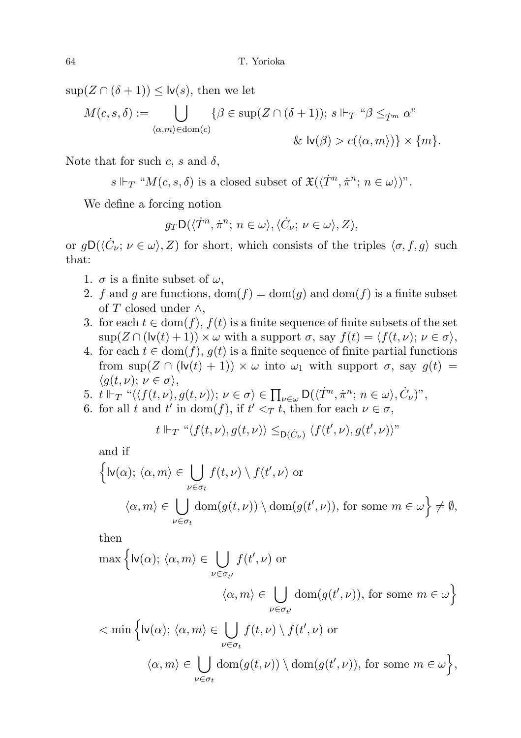$\sup(Z \cap (\delta+1)) \leq \mathsf{lv}(s)$, then we let

$$M(c,s,\delta) := \bigcup_{\langle \alpha, m\rangle \in \operatorname{dom}(c)} \{\beta \in \sup(Z \cap (\delta+1));\ s \Vdash_T \text{“}\beta \leq_{\dot{T}^m} \alpha\text{”} \\ \&\ \mathsf{lv}(\beta) > c(\langle \alpha, m\rangle)\} \times \{m\}.$$

Note that for such $c$, $s$ and $\delta$,

$$s \Vdash_T \text{“}M(c,s,\delta) \text{ is a closed subset of } \mathfrak{X}(\langle \dot{T}^n, \dot{\pi}^n;\ n \in \omega\rangle)\text{”}.$$

We define a forcing notion

$$g_T\mathsf{D}(\langle \dot{T}^n, \dot{\pi}^n;\ n\in\omega\rangle, \langle \dot{C}_\nu;\ \nu \in \omega\rangle, Z),$$

or $g\mathsf{D}(\langle \dot{C}_\nu;\ \nu\in\omega\rangle, Z)$ for short, which consists of the triples $\langle \sigma, f, g\rangle$ such that:

1. $\sigma$ is a finite subset of $\omega$,
2. $f$ and $g$ are functions, $\operatorname{dom}(f) = \operatorname{dom}(g)$ and $\operatorname{dom}(f)$ is a finite subset of $T$ closed under $\wedge$,
3. for each $t \in \operatorname{dom}(f)$, $f(t)$ is a finite sequence of finite subsets of the set $\sup(Z \cap (\mathsf{lv}(t)+1)) \times \omega$ with a support $\sigma$, say $f(t) = \langle f(t,\nu);\ \nu\in\sigma\rangle$,
4. for each $t \in \operatorname{dom}(f)$, $g(t)$ is a finite sequence of finite partial functions from $\sup(Z \cap (\mathsf{lv}(t)+1)) \times \omega$ into $\omega_1$ with support $\sigma$, say $g(t) = \langle g(t,\nu);\ \nu \in \sigma\rangle$,
5. $t \Vdash_T$ “$\langle\langle f(t,\nu), g(t,\nu)\rangle;\ \nu\in\sigma\rangle \in \prod_{\nu\in\omega} \mathsf{D}(\langle \dot{T}^n, \dot{\pi}^n;\ n\in\omega\rangle, \dot{C}_\nu)$”,
6. for all $t$ and $t'$ in $\operatorname{dom}(f)$, if $t' <_T t$, then for each $\nu \in \sigma$,

$$t \Vdash_T \text{“}\langle f(t,\nu), g(t,\nu)\rangle \leq_{\mathsf{D}(\dot{C}_\nu)} \langle f(t',\nu), g(t',\nu)\rangle\text{”}$$

and if

$$\Big\{\mathsf{lv}(\alpha);\ \langle \alpha, m\rangle \in \bigcup_{\nu\in\sigma_t} f(t,\nu)\setminus f(t',\nu) \text{ or} \\ \langle \alpha, m\rangle \in \bigcup_{\nu\in\sigma_t} \operatorname{dom}(g(t,\nu)) \setminus \operatorname{dom}(g(t',\nu)), \text{ for some } m\in\omega\Big\} \neq \emptyset,$$

then

$$\max\Big\{\mathsf{lv}(\alpha);\ \langle\alpha,m\rangle \in \bigcup_{\nu\in\sigma_{t'}} f(t',\nu) \text{ or} \\ \langle \alpha, m\rangle \in \bigcup_{\nu\in\sigma_{t'}} \operatorname{dom}(g(t',\nu)), \text{ for some } m\in\omega\Big\} \\ < \min\Big\{\mathsf{lv}(\alpha);\ \langle\alpha,m\rangle \in \bigcup_{\nu\in\sigma_t} f(t,\nu)\setminus f(t',\nu) \text{ or} \\ \langle\alpha,m\rangle \in \bigcup_{\nu\in\sigma_t} \operatorname{dom}(g(t,\nu))\setminus \operatorname{dom}(g(t',\nu)), \text{ for some } m\in\omega\Big\},$$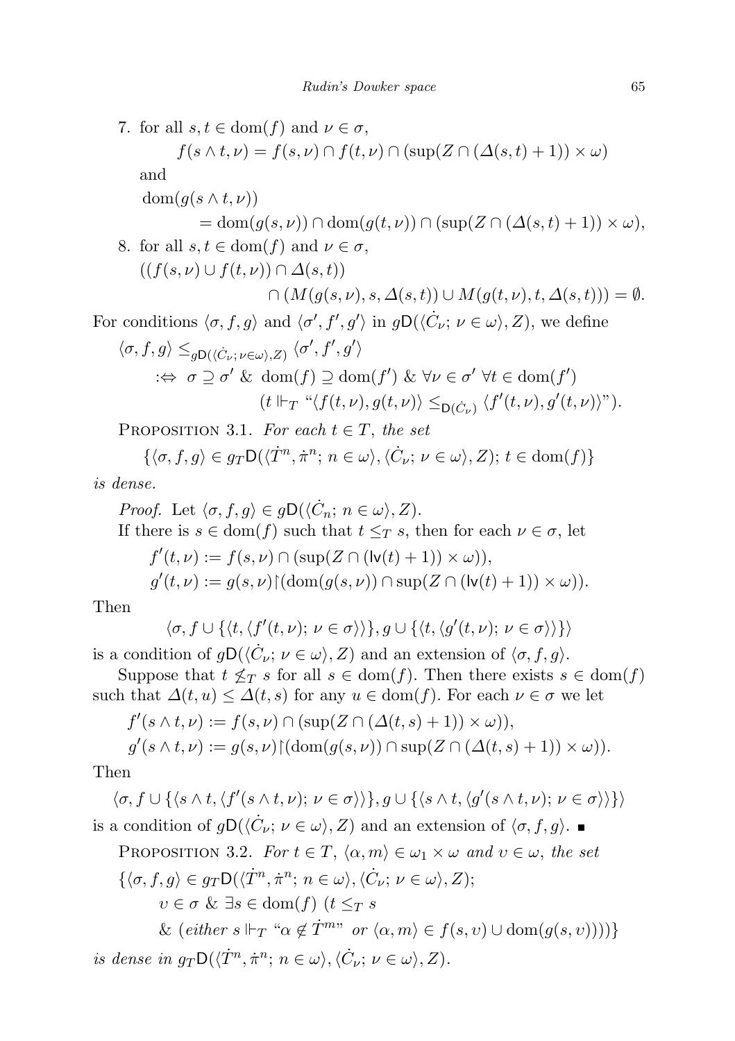7. for all $s, t \in \mathrm{dom}(f)$ and $\nu \in \sigma$,
$$f(s \wedge t, \nu) = f(s, \nu) \cap f(t, \nu) \cap (\sup(Z \cap (\Delta(s,t)+1)) \times \omega)$$
and
$$\mathrm{dom}(g(s \wedge t, \nu)) = \mathrm{dom}(g(s,\nu)) \cap \mathrm{dom}(g(t,\nu)) \cap (\sup(Z \cap (\Delta(s,t)+1)) \times \omega),$$

8. for all $s, t \in \mathrm{dom}(f)$ and $\nu \in \sigma$,
$$((f(s,\nu) \cup f(t,\nu)) \cap \Delta(s,t)) \cap (M(g(s,\nu), s, \Delta(s,t)) \cup M(g(t,\nu), t, \Delta(s,t))) = \emptyset.$$

For conditions $\langle \sigma, f, g\rangle$ and $\langle \sigma', f', g'\rangle$ in $g\mathsf{D}(\langle \dot{C}_\nu;\, \nu \in \omega\rangle, Z)$, we define
$$\begin{aligned}\langle \sigma, f, g\rangle &\leq_{g\mathsf{D}(\langle \dot{C}_\nu;\, \nu\in\omega\rangle, Z)} \langle \sigma', f', g'\rangle \\ &:\Leftrightarrow\ \sigma \supseteq \sigma' \ \&\ \mathrm{dom}(f) \supseteq \mathrm{dom}(f') \ \&\ \forall \nu \in \sigma'\ \forall t \in \mathrm{dom}(f') \\ &\qquad (t \Vdash_T \text{“}\langle f(t,\nu), g(t,\nu)\rangle \leq_{\mathsf{D}(\dot{C}_\nu)} \langle f'(t,\nu), g'(t,\nu)\rangle\text{”}).\end{aligned}$$

Proposition 3.1. *For each $t \in T$, the set*
$$\{\langle \sigma, f, g\rangle \in g_T\mathsf{D}(\langle \dot{T}^n, \dot{\pi}^n;\, n \in \omega\rangle, \langle \dot{C}_\nu;\, \nu \in \omega\rangle, Z);\ t \in \mathrm{dom}(f)\}$$
*is dense.*

*Proof.* Let $\langle \sigma, f, g\rangle \in g\mathsf{D}(\langle \dot{C}_n;\, n \in \omega\rangle, Z)$.

If there is $s \in \mathrm{dom}(f)$ such that $t \leq_T s$, then for each $\nu \in \sigma$, let
$$f'(t,\nu) := f(s,\nu) \cap (\sup(Z \cap (\mathsf{lv}(t)+1)) \times \omega)),$$
$$g'(t,\nu) := g(s,\nu) \restriction (\mathrm{dom}(g(s,\nu)) \cap \sup(Z \cap (\mathsf{lv}(t)+1)) \times \omega)).$$

Then
$$\langle \sigma, f \cup \{\langle t, \langle f'(t,\nu);\, \nu \in \sigma\rangle\rangle\}, g \cup \{\langle t, \langle g'(t,\nu);\, \nu \in \sigma\rangle\rangle\}\rangle$$
is a condition of $g\mathsf{D}(\langle \dot{C}_\nu;\, \nu \in \omega\rangle, Z)$ and an extension of $\langle \sigma, f, g\rangle$.

Suppose that $t \not\leq_T s$ for all $s \in \mathrm{dom}(f)$. Then there exists $s \in \mathrm{dom}(f)$ such that $\Delta(t,u) \leq \Delta(t,s)$ for any $u \in \mathrm{dom}(f)$. For each $\nu \in \sigma$ we let
$$f'(s \wedge t,\nu) := f(s,\nu) \cap (\sup(Z \cap (\Delta(t,s)+1)) \times \omega)),$$
$$g'(s \wedge t,\nu) := g(s,\nu) \restriction (\mathrm{dom}(g(s,\nu)) \cap \sup(Z \cap (\Delta(t,s)+1)) \times \omega)).$$

Then
$$\langle \sigma, f \cup \{\langle s \wedge t, \langle f'(s \wedge t,\nu);\, \nu \in \sigma\rangle\rangle\}, g \cup \{\langle s \wedge t, \langle g'(s \wedge t,\nu);\, \nu \in \sigma\rangle\rangle\}\rangle$$
is a condition of $g\mathsf{D}(\langle \dot{C}_\nu;\, \nu \in \omega\rangle, Z)$ and an extension of $\langle \sigma, f, g\rangle$. ∎

Proposition 3.2. *For $t \in T$, $\langle \alpha, m\rangle \in \omega_1 \times \omega$ and $\upsilon \in \omega$, the set*
$$\begin{aligned}\{\langle \sigma, f, g\rangle \in\ & g_T\mathsf{D}(\langle \dot{T}^n, \dot{\pi}^n;\, n \in \omega\rangle, \langle \dot{C}_\nu;\, \nu \in \omega\rangle, Z); \\ & \upsilon \in \sigma \ \&\ \exists s \in \mathrm{dom}(f)\ (t \leq_T s \\ & \&\ (\text{either } s \Vdash_T \text{“}\alpha \notin \dot{T}^m\text{” or } \langle \alpha, m\rangle \in f(s,\upsilon) \cup \mathrm{dom}(g(s,\upsilon))))\}\end{aligned}$$
*is dense in $g_T\mathsf{D}(\langle \dot{T}^n, \dot{\pi}^n;\, n \in \omega\rangle, \langle \dot{C}_\nu;\, \nu \in \omega\rangle, Z)$.*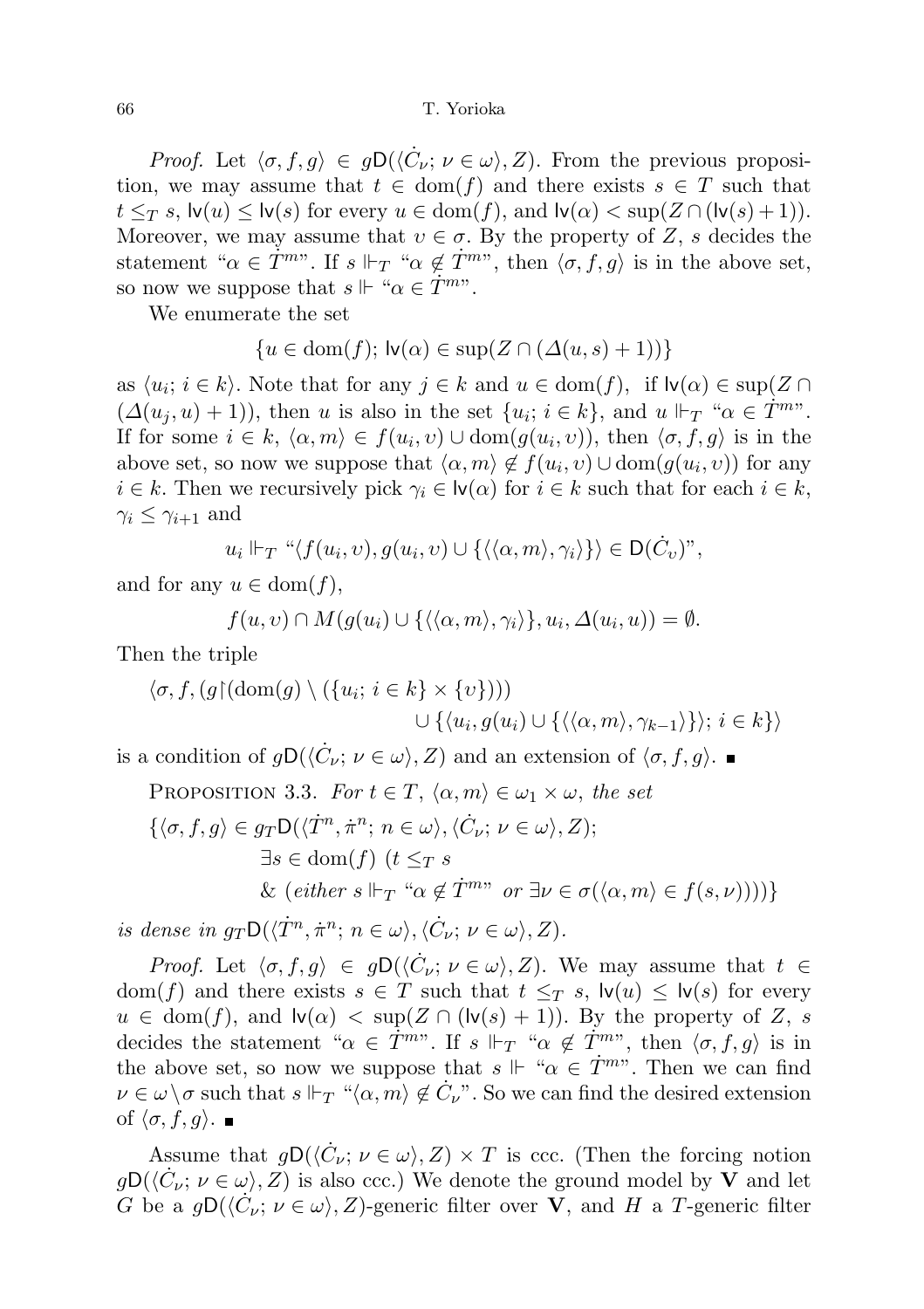*Proof.* Let $\langle \sigma, f, g\rangle \in g\mathsf{D}(\langle \dot{C}_\nu; \nu \in \omega\rangle, Z)$. From the previous proposition, we may assume that $t \in \mathrm{dom}(f)$ and there exists $s \in T$ such that $t \leq_T s$, $\mathsf{lv}(u) \leq \mathsf{lv}(s)$ for every $u \in \mathrm{dom}(f)$, and $\mathsf{lv}(\alpha) < \sup(Z \cap (\mathsf{lv}(s)+1))$. Moreover, we may assume that $\upsilon \in \sigma$. By the property of $Z$, $s$ decides the statement "$\alpha \in \dot{T}^m$". If $s \Vdash_T$ "$\alpha \notin \dot{T}^m$", then $\langle \sigma, f, g\rangle$ is in the above set, so now we suppose that $s \Vdash$ "$\alpha \in \dot{T}^m$".

We enumerate the set

$$\{u \in \mathrm{dom}(f);\, \mathsf{lv}(\alpha) \in \sup(Z \cap (\Delta(u,s)+1))\}$$

as $\langle u_i; i \in k\rangle$. Note that for any $j \in k$ and $u \in \mathrm{dom}(f)$, if $\mathsf{lv}(\alpha) \in \sup(Z \cap (\Delta(u_j, u)+1))$, then $u$ is also in the set $\{u_i; i \in k\}$, and $u \Vdash_T$ "$\alpha \in \dot{T}^m$". If for some $i \in k$, $\langle \alpha, m\rangle \in f(u_i, \upsilon) \cup \mathrm{dom}(g(u_i, \upsilon))$, then $\langle \sigma, f, g\rangle$ is in the above set, so now we suppose that $\langle \alpha, m\rangle \notin f(u_i, \upsilon) \cup \mathrm{dom}(g(u_i, \upsilon))$ for any $i \in k$. Then we recursively pick $\gamma_i \in \mathsf{lv}(\alpha)$ for $i \in k$ such that for each $i \in k$, $\gamma_i \leq \gamma_{i+1}$ and

$$u_i \Vdash_T \text{“}\langle f(u_i, \upsilon), g(u_i, \upsilon) \cup \{\langle\langle \alpha, m\rangle, \gamma_i\rangle\}\rangle \in \mathsf{D}(\dot{C}_\upsilon)\text{”},$$

and for any $u \in \mathrm{dom}(f)$,

$$f(u, \upsilon) \cap M(g(u_i) \cup \{\langle\langle \alpha, m\rangle, \gamma_i\rangle\}, u_i, \Delta(u_i, u)) = \emptyset.$$

Then the triple

$$\langle \sigma, f, (g{\restriction}(\mathrm{dom}(g) \setminus (\{u_i; i \in k\} \times \{\upsilon\}))) \cup \{\langle u_i, g(u_i) \cup \{\langle\langle \alpha, m\rangle, \gamma_{k-1}\rangle\}\rangle; i \in k\}\rangle$$

is a condition of $g\mathsf{D}(\langle \dot{C}_\nu; \nu \in \omega\rangle, Z)$ and an extension of $\langle \sigma, f, g\rangle$. ∎

PROPOSITION 3.3. *For $t \in T$, $\langle \alpha, m\rangle \in \omega_1 \times \omega$, the set*

$$\begin{aligned}\{\langle \sigma, f, g\rangle \in g_T\mathsf{D}(\langle \dot{T}^n, \dot{\pi}^n; n \in \omega\rangle, \langle \dot{C}_\nu; \nu \in \omega\rangle, Z);\ & \\ \exists s \in \mathrm{dom}(f)\ (t \leq_T s\ & \\ \&\ (\text{either } s \Vdash_T \text{“}\alpha \notin \dot{T}^m\text{” or } \exists \nu \in \sigma(\langle \alpha, m\rangle \in f(s, \nu))))\}&\end{aligned}$$

*is dense in $g_T\mathsf{D}(\langle \dot{T}^n, \dot{\pi}^n; n \in \omega\rangle, \langle \dot{C}_\nu; \nu \in \omega\rangle, Z)$.*

*Proof.* Let $\langle \sigma, f, g\rangle \in g\mathsf{D}(\langle \dot{C}_\nu; \nu \in \omega\rangle, Z)$. We may assume that $t \in \mathrm{dom}(f)$ and there exists $s \in T$ such that $t \leq_T s$, $\mathsf{lv}(u) \leq \mathsf{lv}(s)$ for every $u \in \mathrm{dom}(f)$, and $\mathsf{lv}(\alpha) < \sup(Z \cap (\mathsf{lv}(s)+1))$. By the property of $Z$, $s$ decides the statement "$\alpha \in \dot{T}^m$". If $s \Vdash_T$ "$\alpha \notin \dot{T}^m$", then $\langle \sigma, f, g\rangle$ is in the above set, so now we suppose that $s \Vdash$ "$\alpha \in \dot{T}^m$". Then we can find $\nu \in \omega \setminus \sigma$ such that $s \Vdash_T$ "$\langle \alpha, m\rangle \notin \dot{C}_\nu$". So we can find the desired extension of $\langle \sigma, f, g\rangle$. ∎

Assume that $g\mathsf{D}(\langle \dot{C}_\nu; \nu \in \omega\rangle, Z) \times T$ is ccc. (Then the forcing notion $g\mathsf{D}(\langle \dot{C}_\nu; \nu \in \omega\rangle, Z)$ is also ccc.) We denote the ground model by $\mathbf{V}$ and let $G$ be a $g\mathsf{D}(\langle \dot{C}_\nu; \nu \in \omega\rangle, Z)$-generic filter over $\mathbf{V}$, and $H$ a $T$-generic filter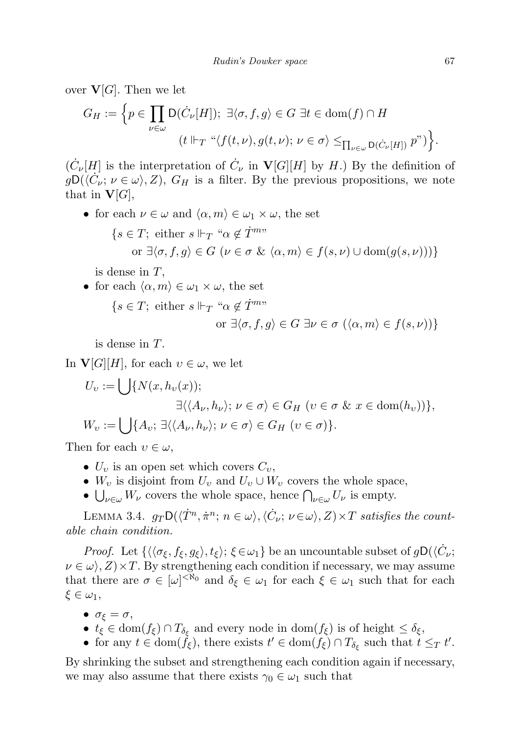over $\mathbf{V}[G]$. Then we let

$$G_H := \Big\{p \in \prod_{\nu\in\omega} \mathsf{D}(\dot{C}_\nu[H]);\ \exists\langle\sigma, f, g\rangle \in G\ \exists t \in \operatorname{dom}(f) \cap H \\ (t \Vdash_T \text{“}\langle f(t,\nu), g(t,\nu);\ \nu \in \sigma\rangle \leq_{\prod_{\nu\in\omega} \mathsf{D}(\dot{C}_\nu[H])} p\text{”})\Big\}.$$

($\dot{C}_\nu[H]$ is the interpretation of $\dot{C}_\nu$ in $\mathbf{V}[G][H]$ by $H$.) By the definition of $g\mathsf{D}(\langle\dot{C}_\nu;\, \nu \in \omega\rangle, Z)$, $G_H$ is a filter. By the previous propositions, we note that in $\mathbf{V}[G]$,

- for each $\nu \in \omega$ and $\langle\alpha, m\rangle \in \omega_1 \times \omega$, the set

  $$\{s \in T;\ \text{either } s \Vdash_T \text{“}\alpha \notin \dot{T}^m\text{”} \\ \text{or } \exists\langle\sigma, f, g\rangle \in G\ (\nu \in \sigma\ \&\ \langle\alpha, m\rangle \in f(s,\nu) \cup \operatorname{dom}(g(s,\nu)))\}$$

  is dense in $T$,
- for each $\langle\alpha, m\rangle \in \omega_1 \times \omega$, the set

  $$\{s \in T;\ \text{either } s \Vdash_T \text{“}\alpha \notin \dot{T}^m\text{”} \\ \text{or } \exists\langle\sigma, f, g\rangle \in G\ \exists\nu \in \sigma\ (\langle\alpha, m\rangle \in f(s,\nu))\}$$

  is dense in $T$.

In $\mathbf{V}[G][H]$, for each $\upsilon \in \omega$, we let

$$U_\upsilon := \bigcup\{N(x, h_\upsilon(x)); \\ \exists\langle\langle A_\nu, h_\nu\rangle;\ \nu \in \sigma\rangle \in G_H\ (\upsilon \in \sigma\ \&\ x \in \operatorname{dom}(h_\upsilon))\},$$

$$W_\upsilon := \bigcup\{A_\upsilon;\ \exists\langle\langle A_\nu, h_\nu\rangle;\ \nu \in \sigma\rangle \in G_H\ (\upsilon \in \sigma)\}.$$

Then for each $\upsilon \in \omega$,

- $U_\upsilon$ is an open set which covers $C_\upsilon$,
- $W_\upsilon$ is disjoint from $U_\upsilon$ and $U_\upsilon \cup W_\upsilon$ covers the whole space,
- $\bigcup_{\nu\in\omega} W_\nu$ covers the whole space, hence $\bigcap_{\nu\in\omega} U_\nu$ is empty.

LEMMA 3.4. *$g_T\mathsf{D}(\langle\dot{T}^n, \dot{\pi}^n;\, n \in \omega\rangle, \langle\dot{C}_\nu;\, \nu\in\omega\rangle, Z)\times T$ satisfies the countable chain condition.*

*Proof.* Let $\{\langle\langle\sigma_\xi, f_\xi, g_\xi\rangle, t_\xi\rangle;\, \xi\in\omega_1\}$ be an uncountable subset of $g\mathsf{D}(\langle\dot{C}_\nu;\, \nu \in \omega\rangle, Z)\times T$. By strengthening each condition if necessary, we may assume that there are $\sigma \in [\omega]^{<\aleph_0}$ and $\delta_\xi \in \omega_1$ for each $\xi \in \omega_1$ such that for each $\xi \in \omega_1$,

- $\sigma_\xi = \sigma$,
- $t_\xi \in \operatorname{dom}(f_\xi) \cap T_{\delta_\xi}$ and every node in $\operatorname{dom}(f_\xi)$ is of height $\leq \delta_\xi$,
- for any $t \in \operatorname{dom}(f_\xi)$, there exists $t' \in \operatorname{dom}(f_\xi) \cap T_{\delta_\xi}$ such that $t \leq_T t'$.

By shrinking the subset and strengthening each condition again if necessary, we may also assume that there exists $\gamma_0 \in \omega_1$ such that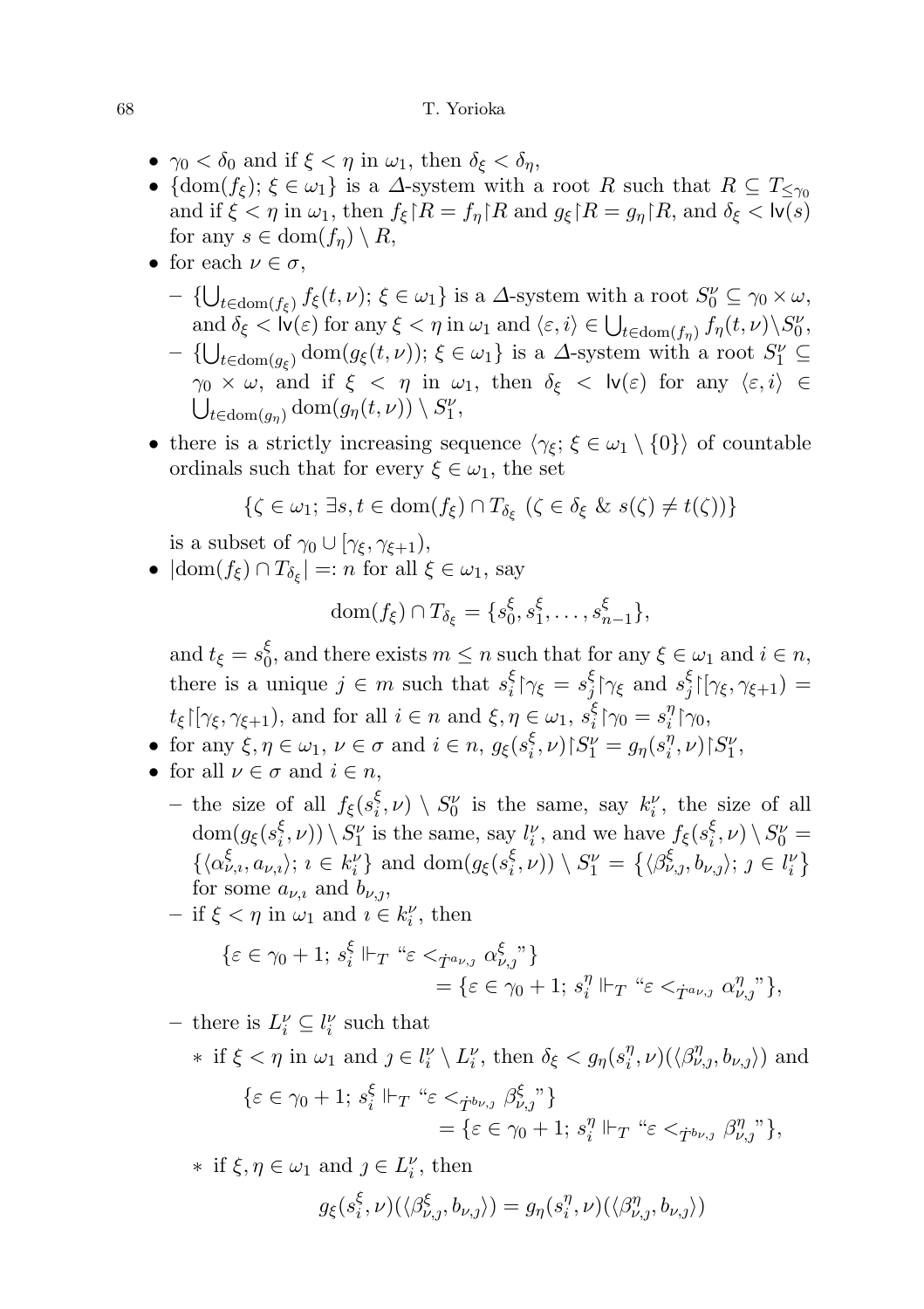- $\gamma_0 < \delta_0$ and if $\xi < \eta$ in $\omega_1$, then $\delta_\xi < \delta_\eta$,
- $\{\mathrm{dom}(f_\xi);\, \xi \in \omega_1\}$ is a $\Delta$-system with a root $R$ such that $R \subseteq T_{\leq\gamma_0}$ and if $\xi < \eta$ in $\omega_1$, then $f_\xi{\restriction}R = f_\eta{\restriction}R$ and $g_\xi{\restriction}R = g_\eta{\restriction}R$, and $\delta_\xi < \mathsf{lv}(s)$ for any $s \in \mathrm{dom}(f_\eta) \setminus R$,
- for each $\nu \in \sigma$,
  - $\{\bigcup_{t\in\mathrm{dom}(f_\xi)} f_\xi(t,\nu);\, \xi \in \omega_1\}$ is a $\Delta$-system with a root $S_0^\nu \subseteq \gamma_0 \times \omega$, and $\delta_\xi < \mathsf{lv}(\varepsilon)$ for any $\xi < \eta$ in $\omega_1$ and $\langle \varepsilon, i\rangle \in \bigcup_{t\in\mathrm{dom}(f_\eta)} f_\eta(t,\nu) \setminus S_0^\nu$,
  - $\{\bigcup_{t\in\mathrm{dom}(g_\xi)} \mathrm{dom}(g_\xi(t,\nu));\, \xi \in \omega_1\}$ is a $\Delta$-system with a root $S_1^\nu \subseteq \gamma_0 \times \omega$, and if $\xi < \eta$ in $\omega_1$, then $\delta_\xi < \mathsf{lv}(\varepsilon)$ for any $\langle \varepsilon, i\rangle \in \bigcup_{t\in\mathrm{dom}(g_\eta)} \mathrm{dom}(g_\eta(t,\nu)) \setminus S_1^\nu$,
- there is a strictly increasing sequence $\langle \gamma_\xi;\, \xi \in \omega_1 \setminus \{0\}\rangle$ of countable ordinals such that for every $\xi \in \omega_1$, the set

$$\{\zeta \in \omega_1;\ \exists s,t \in \mathrm{dom}(f_\xi) \cap T_{\delta_\xi}\ (\zeta \in \delta_\xi \ \&\ s(\zeta) \neq t(\zeta))\}$$

  is a subset of $\gamma_0 \cup [\gamma_\xi, \gamma_{\xi+1})$,
- $|\mathrm{dom}(f_\xi) \cap T_{\delta_\xi}| =: n$ for all $\xi \in \omega_1$, say

$$\mathrm{dom}(f_\xi) \cap T_{\delta_\xi} = \{s_0^\xi, s_1^\xi, \ldots, s_{n-1}^\xi\},$$

  and $t_\xi = s_0^\xi$, and there exists $m \leq n$ such that for any $\xi \in \omega_1$ and $i \in n$, there is a unique $j \in m$ such that $s_i^\xi{\restriction}\gamma_\xi = s_j^\xi{\restriction}\gamma_\xi$ and $s_j^\xi{\restriction}[\gamma_\xi, \gamma_{\xi+1}) = t_\xi{\restriction}[\gamma_\xi, \gamma_{\xi+1})$, and for all $i \in n$ and $\xi, \eta \in \omega_1$, $s_i^\xi{\restriction}\gamma_0 = s_i^\eta{\restriction}\gamma_0$,
- for any $\xi, \eta \in \omega_1$, $\nu \in \sigma$ and $i \in n$, $g_\xi(s_i^\xi, \nu){\restriction}S_1^\nu = g_\eta(s_i^\eta, \nu){\restriction}S_1^\nu$,
- for all $\nu \in \sigma$ and $i \in n$,
  - the size of all $f_\xi(s_i^\xi, \nu) \setminus S_0^\nu$ is the same, say $k_i^\nu$, the size of all $\mathrm{dom}(g_\xi(s_i^\xi, \nu)) \setminus S_1^\nu$ is the same, say $l_i^\nu$, and we have $f_\xi(s_i^\xi, \nu) \setminus S_0^\nu = \{\langle \alpha_{\nu,\imath}^\xi, a_{\nu,\imath}\rangle;\, \imath \in k_i^\nu\}$ and $\mathrm{dom}(g_\xi(s_i^\xi,\nu)) \setminus S_1^\nu = \{\langle \beta_{\nu,\jmath}^\xi, b_{\nu,\jmath}\rangle;\, \jmath \in l_i^\nu\}$ for some $a_{\nu,\imath}$ and $b_{\nu,\jmath}$,
  - if $\xi < \eta$ in $\omega_1$ and $\imath \in k_i^\nu$, then

$$\{\varepsilon \in \gamma_0 + 1;\ s_i^\xi \Vdash_T \text{“}\varepsilon <_{\dot{T}^{a_{\nu,\jmath}}} \alpha_{\nu,\jmath}^\xi\text{”}\} = \{\varepsilon \in \gamma_0 + 1;\ s_i^\eta \Vdash_T \text{“}\varepsilon <_{\dot{T}^{a_{\nu,\jmath}}} \alpha_{\nu,\jmath}^\eta\text{”}\},$$

  - there is $L_i^\nu \subseteq l_i^\nu$ such that
    - if $\xi < \eta$ in $\omega_1$ and $\jmath \in l_i^\nu \setminus L_i^\nu$, then $\delta_\xi < g_\eta(s_i^\eta, \nu)(\langle \beta_{\nu,\jmath}^\eta, b_{\nu,\jmath}\rangle)$ and

$$\{\varepsilon \in \gamma_0 + 1;\ s_i^\xi \Vdash_T \text{“}\varepsilon <_{\dot{T}^{b_{\nu,\jmath}}} \beta_{\nu,\jmath}^\xi\text{”}\} = \{\varepsilon \in \gamma_0 + 1;\ s_i^\eta \Vdash_T \text{“}\varepsilon <_{\dot{T}^{b_{\nu,\jmath}}} \beta_{\nu,\jmath}^\eta\text{”}\},$$

    - if $\xi, \eta \in \omega_1$ and $\jmath \in L_i^\nu$, then

$$g_\xi(s_i^\xi, \nu)(\langle \beta_{\nu,\jmath}^\xi, b_{\nu,\jmath}\rangle) = g_\eta(s_i^\eta, \nu)(\langle \beta_{\nu,\jmath}^\eta, b_{\nu,\jmath}\rangle)$$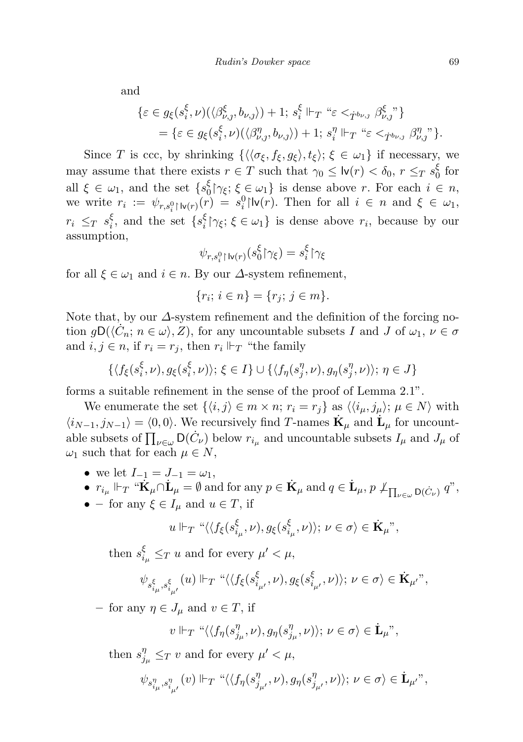and

$$\{\varepsilon \in g_\xi(s_i^\xi, \nu)(\langle \beta_{\nu,j}^\xi, b_{\nu,j}\rangle) + 1;\ s_i^\xi \Vdash_T \text{“}\varepsilon <_{\dot{T}^{b_{\nu,j}}} \beta_{\nu,j}^\xi\text{”}\}$$
$$= \{\varepsilon \in g_\xi(s_i^\xi, \nu)(\langle \beta_{\nu,j}^\eta, b_{\nu,j}\rangle) + 1;\ s_i^\eta \Vdash_T \text{“}\varepsilon <_{\dot{T}^{b_{\nu,j}}} \beta_{\nu,j}^\eta\text{”}\}.$$

Since $T$ is ccc, by shrinking $\{\langle\langle \sigma_\xi, f_\xi, g_\xi\rangle, t_\xi\rangle;\ \xi \in \omega_1\}$ if necessary, we may assume that there exists $r \in T$ such that $\gamma_0 \leq \mathsf{lv}(r) < \delta_0$, $r \leq_T s_0^\xi$ for all $\xi \in \omega_1$, and the set $\{s_0^\xi \restriction \gamma_\xi;\ \xi \in \omega_1\}$ is dense above $r$. For each $i \in n$, we write $r_i := \psi_{r, s_i^0 \restriction \mathsf{lv}(r)}(r) = s_i^0 \restriction \mathsf{lv}(r)$. Then for all $i \in n$ and $\xi \in \omega_1$, $r_i \leq_T s_i^\xi$, and the set $\{s_i^\xi \restriction \gamma_\xi;\ \xi \in \omega_1\}$ is dense above $r_i$, because by our assumption,

$$\psi_{r, s_i^0 \restriction \mathsf{lv}(r)}(s_0^\xi \restriction \gamma_\xi) = s_i^\xi \restriction \gamma_\xi$$

for all $\xi \in \omega_1$ and $i \in n$. By our $\Delta$-system refinement,

$$\{r_i;\ i \in n\} = \{r_j;\ j \in m\}.$$

Note that, by our $\Delta$-system refinement and the definition of the forcing notion $g\mathsf{D}(\langle \dot{C}_n;\ n \in \omega\rangle, Z)$, for any uncountable subsets $I$ and $J$ of $\omega_1$, $\nu \in \sigma$ and $i, j \in n$, if $r_i = r_j$, then $r_i \Vdash_T$ “the family

$$\{\langle f_\xi(s_i^\xi, \nu), g_\xi(s_i^\xi, \nu)\rangle;\ \xi \in I\} \cup \{\langle f_\eta(s_j^\eta, \nu), g_\eta(s_j^\eta, \nu)\rangle;\ \eta \in J\}$$

forms a suitable refinement in the sense of the proof of Lemma 2.1”.

We enumerate the set $\{\langle i, j\rangle \in m \times n;\ r_i = r_j\}$ as $\langle\langle i_\mu, j_\mu\rangle;\ \mu \in N\rangle$ with $\langle i_{N-1}, j_{N-1}\rangle = \langle 0, 0\rangle$. We recursively find $T$-names $\dot{\mathbf{K}}_\mu$ and $\dot{\mathbf{L}}_\mu$ for uncountable subsets of $\prod_{\nu\in\omega} \mathsf{D}(\dot{C}_\nu)$ below $r_{i_\mu}$ and uncountable subsets $I_\mu$ and $J_\mu$ of $\omega_1$ such that for each $\mu \in N$,

- we let $I_{-1} = J_{-1} = \omega_1$,
- $r_{i_\mu} \Vdash_T$ “$\dot{\mathbf{K}}_\mu \cap \dot{\mathbf{L}}_\mu = \emptyset$ and for any $p \in \dot{\mathbf{K}}_\mu$ and $q \in \dot{\mathbf{L}}_\mu$, $p \not\perp_{\prod_{\nu\in\omega} \mathsf{D}(\dot{C}_\nu)} q$”,
- – for any $\xi \in I_\mu$ and $u \in T$, if

  $$u \Vdash_T \text{“}\langle\langle f_\xi(s_{i_\mu}^\xi, \nu), g_\xi(s_{i_\mu}^\xi, \nu)\rangle;\ \nu \in \sigma\rangle \in \dot{\mathbf{K}}_\mu\text{”},$$

  then $s_{i_\mu}^\xi \leq_T u$ and for every $\mu' < \mu$,

  $$\psi_{s_{i_\mu}^\xi, s_{i_{\mu'}}^\xi}(u) \Vdash_T \text{“}\langle\langle f_\xi(s_{i_{\mu'}}^\xi, \nu), g_\xi(s_{i_{\mu'}}^\xi, \nu)\rangle;\ \nu \in \sigma\rangle \in \dot{\mathbf{K}}_{\mu'}\text{”},$$

  – for any $\eta \in J_\mu$ and $v \in T$, if

  $$v \Vdash_T \text{“}\langle\langle f_\eta(s_{j_\mu}^\eta, \nu), g_\eta(s_{j_\mu}^\eta, \nu)\rangle;\ \nu \in \sigma\rangle \in \dot{\mathbf{L}}_\mu\text{”},$$

  then $s_{j_\mu}^\eta \leq_T v$ and for every $\mu' < \mu$,

  $$\psi_{s_{i_\mu}^\eta, s_{i_{\mu'}}^\eta}(v) \Vdash_T \text{“}\langle\langle f_\eta(s_{j_{\mu'}}^\eta, \nu), g_\eta(s_{j_{\mu'}}^\eta, \nu)\rangle;\ \nu \in \sigma\rangle \in \dot{\mathbf{L}}_{\mu'}\text{”},$$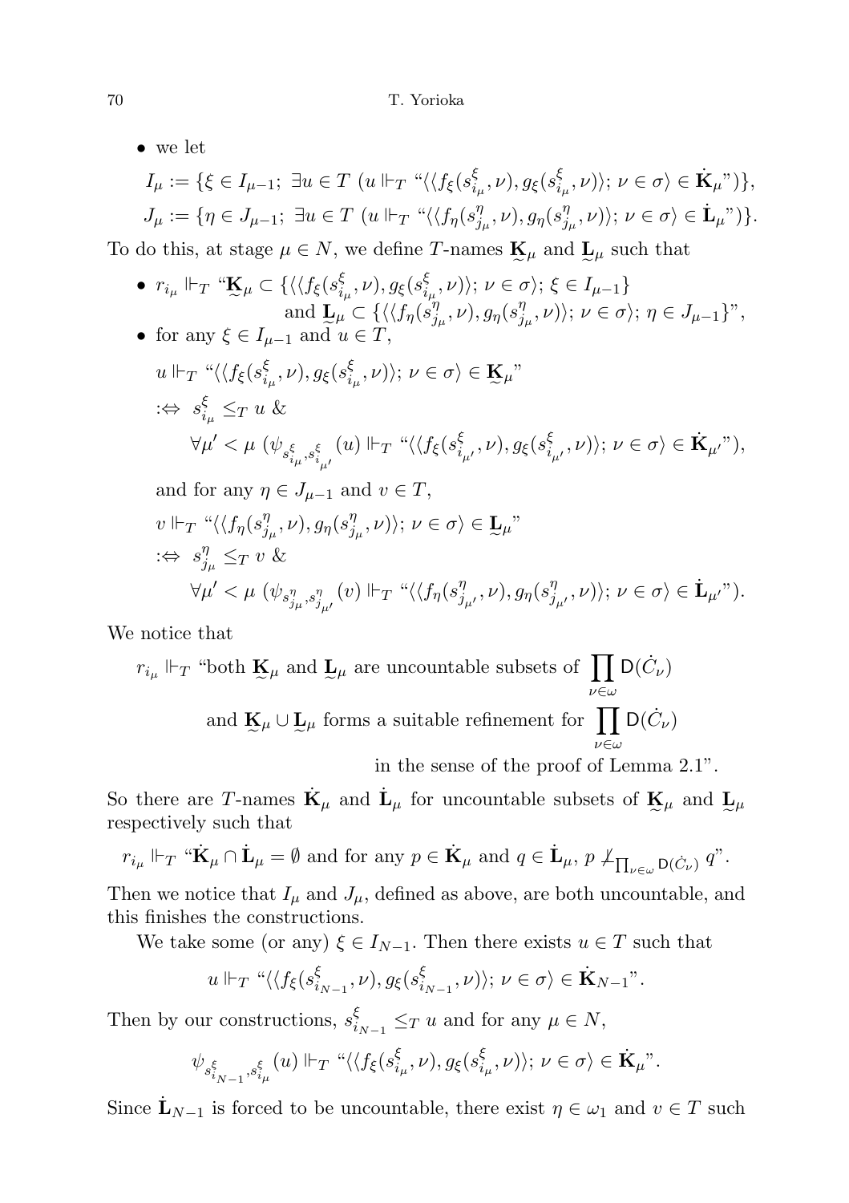- we let

$$I_\mu := \{\xi \in I_{\mu-1};\ \exists u \in T\ (u \Vdash_T \text{“}\langle\langle f_\xi(s^\xi_{i_\mu}, \nu), g_\xi(s^\xi_{i_\mu}, \nu)\rangle;\ \nu \in \sigma\rangle \in \dot{\mathbf{K}}_\mu\text{”})\},$$

$$J_\mu := \{\eta \in J_{\mu-1};\ \exists u \in T\ (u \Vdash_T \text{“}\langle\langle f_\eta(s^\eta_{j_\mu}, \nu), g_\eta(s^\eta_{j_\mu}, \nu)\rangle;\ \nu \in \sigma\rangle \in \dot{\mathbf{L}}_\mu\text{”})\}.$$

To do this, at stage $\mu \in N$, we define $T$-names $\underset{\sim}{\mathbf{K}}_\mu$ and $\underset{\sim}{\mathbf{L}}_\mu$ such that

- $r_{i_\mu} \Vdash_T$ “$\underset{\sim}{\mathbf{K}}_\mu \subset \{\langle\langle f_\xi(s^\xi_{i_\mu}, \nu), g_\xi(s^\xi_{i_\mu}, \nu)\rangle;\ \nu \in \sigma\rangle;\ \xi \in I_{\mu-1}\}$ and $\underset{\sim}{\mathbf{L}}_\mu \subset \{\langle\langle f_\eta(s^\eta_{j_\mu}, \nu), g_\eta(s^\eta_{j_\mu}, \nu)\rangle;\ \nu \in \sigma\rangle;\ \eta \in J_{\mu-1}\}$”,
- for any $\xi \in I_{\mu-1}$ and $u \in T$,

$$u \Vdash_T \text{“}\langle\langle f_\xi(s^\xi_{i_\mu}, \nu), g_\xi(s^\xi_{i_\mu}, \nu)\rangle;\ \nu \in \sigma\rangle \in \underset{\sim}{\mathbf{K}}_\mu\text{”}$$
$$:\Leftrightarrow\ s^\xi_{i_\mu} \le_T u\ \&$$
$$\forall \mu' < \mu\ (\psi_{s^\xi_{i_\mu}, s^\xi_{i_{\mu'}}}(u) \Vdash_T \text{“}\langle\langle f_\xi(s^\xi_{i_{\mu'}}, \nu), g_\xi(s^\xi_{i_{\mu'}}, \nu)\rangle;\ \nu \in \sigma\rangle \in \dot{\mathbf{K}}_{\mu'}\text{”}),$$

and for any $\eta \in J_{\mu-1}$ and $v \in T$,

$$v \Vdash_T \text{“}\langle\langle f_\eta(s^\eta_{j_\mu}, \nu), g_\eta(s^\eta_{j_\mu}, \nu)\rangle;\ \nu \in \sigma\rangle \in \underset{\sim}{\mathbf{L}}_\mu\text{”}$$
$$:\Leftrightarrow\ s^\eta_{j_\mu} \le_T v\ \&$$
$$\forall \mu' < \mu\ (\psi_{s^\eta_{j_\mu}, s^\eta_{j_{\mu'}}}(v) \Vdash_T \text{“}\langle\langle f_\eta(s^\eta_{j_{\mu'}}, \nu), g_\eta(s^\eta_{j_{\mu'}}, \nu)\rangle;\ \nu \in \sigma\rangle \in \dot{\mathbf{L}}_{\mu'}\text{”}).$$

We notice that

$$r_{i_\mu} \Vdash_T \text{“both } \underset{\sim}{\mathbf{K}}_\mu \text{ and } \underset{\sim}{\mathbf{L}}_\mu \text{ are uncountable subsets of } \prod_{\nu\in\omega} \mathsf{D}(\dot{C}_\nu)$$
$$\text{and } \underset{\sim}{\mathbf{K}}_\mu \cup \underset{\sim}{\mathbf{L}}_\mu \text{ forms a suitable refinement for } \prod_{\nu\in\omega} \mathsf{D}(\dot{C}_\nu)$$
$$\text{in the sense of the proof of Lemma 2.1”.}$$

So there are $T$-names $\dot{\mathbf{K}}_\mu$ and $\dot{\mathbf{L}}_\mu$ for uncountable subsets of $\underset{\sim}{\mathbf{K}}_\mu$ and $\underset{\sim}{\mathbf{L}}_\mu$ respectively such that

$$r_{i_\mu} \Vdash_T \text{“}\dot{\mathbf{K}}_\mu \cap \dot{\mathbf{L}}_\mu = \emptyset \text{ and for any } p \in \dot{\mathbf{K}}_\mu \text{ and } q \in \dot{\mathbf{L}}_\mu,\ p \not\perp_{\prod_{\nu\in\omega} \mathsf{D}(\dot{C}_\nu)} q\text{”}.$$

Then we notice that $I_\mu$ and $J_\mu$, defined as above, are both uncountable, and this finishes the constructions.

We take some (or any) $\xi \in I_{N-1}$. Then there exists $u \in T$ such that

$$u \Vdash_T \text{“}\langle\langle f_\xi(s^\xi_{i_{N-1}}, \nu), g_\xi(s^\xi_{i_{N-1}}, \nu)\rangle;\ \nu \in \sigma\rangle \in \dot{\mathbf{K}}_{N-1}\text{”}.$$

Then by our constructions, $s^\xi_{i_{N-1}} \le_T u$ and for any $\mu \in N$,

$$\psi_{s^\xi_{i_{N-1}}, s^\xi_{i_\mu}}(u) \Vdash_T \text{“}\langle\langle f_\xi(s^\xi_{i_\mu}, \nu), g_\xi(s^\xi_{i_\mu}, \nu)\rangle;\ \nu \in \sigma\rangle \in \dot{\mathbf{K}}_\mu\text{”}.$$

Since $\dot{\mathbf{L}}_{N-1}$ is forced to be uncountable, there exist $\eta \in \omega_1$ and $v \in T$ such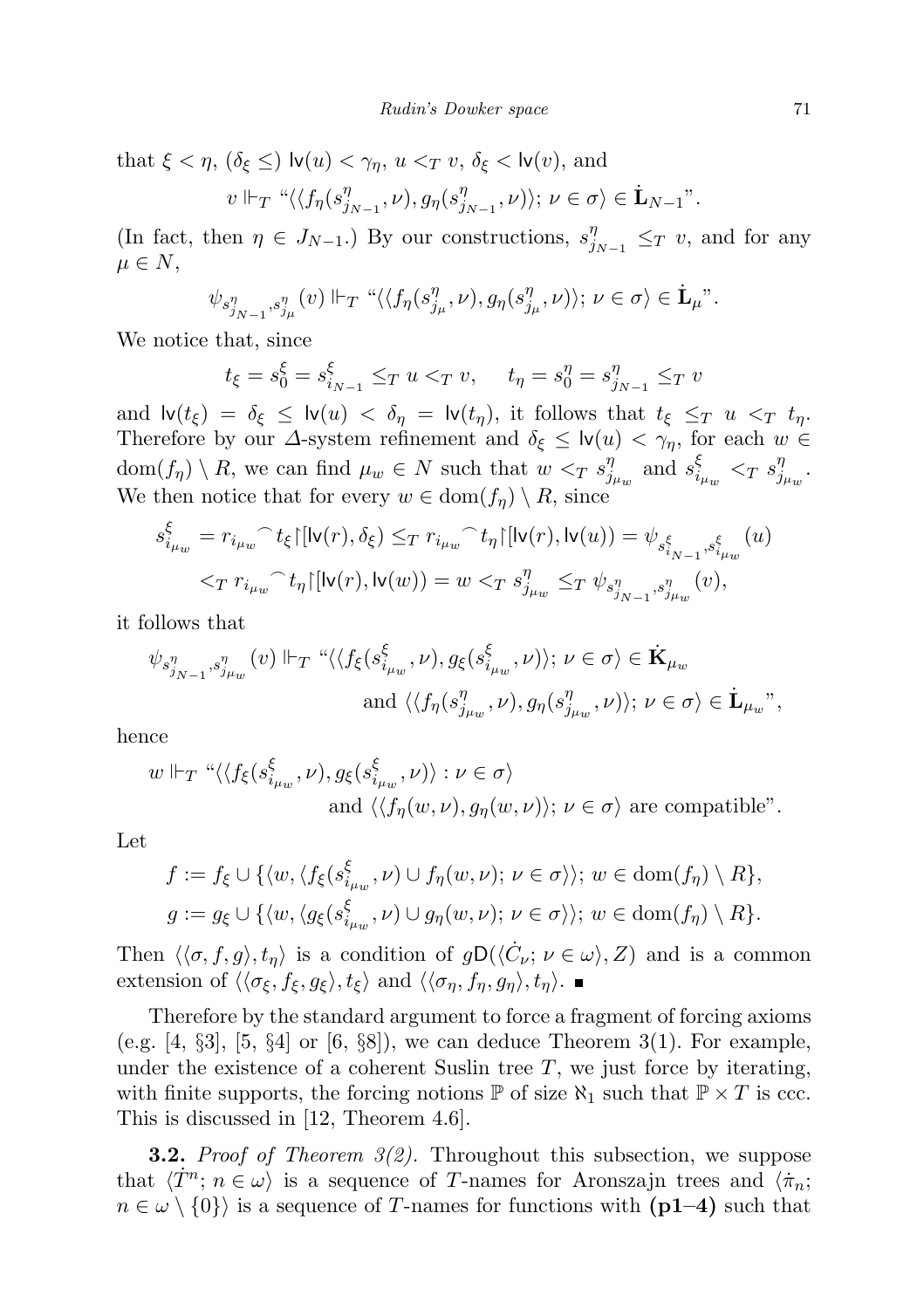that $\xi < \eta$, $(\delta_\xi \leq)$ $\mathsf{lv}(u) < \gamma_\eta$, $u <_T v$, $\delta_\xi < \mathsf{lv}(v)$, and

$$v \Vdash_T \text{“}\langle\langle f_\eta(s^\eta_{j_{N-1}}, \nu), g_\eta(s^\eta_{j_{N-1}}, \nu)\rangle;\ \nu \in \sigma\rangle \in \dot{\mathbf{L}}_{N-1}\text{”}.$$

(In fact, then $\eta \in J_{N-1}$.) By our constructions, $s^\eta_{j_{N-1}} \leq_T v$, and for any $\mu \in N$,

$$\psi_{s^\eta_{j_{N-1}}, s^\eta_{j_\mu}}(v) \Vdash_T \text{“}\langle\langle f_\eta(s^\eta_{j_\mu}, \nu), g_\eta(s^\eta_{j_\mu}, \nu)\rangle;\ \nu \in \sigma\rangle \in \dot{\mathbf{L}}_\mu\text{”}.$$

We notice that, since

$$t_\xi = s^\xi_0 = s^\xi_{i_{N-1}} \leq_T u <_T v, \qquad t_\eta = s^\eta_0 = s^\eta_{j_{N-1}} \leq_T v$$

and $\mathsf{lv}(t_\xi) = \delta_\xi \leq \mathsf{lv}(u) < \delta_\eta = \mathsf{lv}(t_\eta)$, it follows that $t_\xi \leq_T u <_T t_\eta$. Therefore by our $\Delta$-system refinement and $\delta_\xi \leq \mathsf{lv}(u) < \gamma_\eta$, for each $w \in \mathrm{dom}(f_\eta) \setminus R$, we can find $\mu_w \in N$ such that $w <_T s^\eta_{j_{\mu_w}}$ and $s^\xi_{i_{\mu_w}} <_T s^\eta_{j_{\mu_w}}$. We then notice that for every $w \in \mathrm{dom}(f_\eta) \setminus R$, since

$$\begin{aligned} s^\xi_{i_{\mu_w}} = r_{i_{\mu_w}}{}^\frown t_\xi\restriction[\mathsf{lv}(r), \delta_\xi) &\leq_T r_{i_{\mu_w}}{}^\frown t_\eta\restriction[\mathsf{lv}(r), \mathsf{lv}(u)) = \psi_{s^\xi_{i_{N-1}}, s^\xi_{i_{\mu_w}}}(u) \\ &<_T r_{i_{\mu_w}}{}^\frown t_\eta\restriction[\mathsf{lv}(r), \mathsf{lv}(w)) = w <_T s^\eta_{j_{\mu_w}} \leq_T \psi_{s^\eta_{j_{N-1}}, s^\eta_{j_{\mu_w}}}(v), \end{aligned}$$

it follows that

$$\begin{aligned} \psi_{s^\eta_{j_{N-1}}, s^\eta_{j_{\mu_w}}}(v) \Vdash_T \text{“}&\langle\langle f_\xi(s^\xi_{i_{\mu_w}}, \nu), g_\xi(s^\xi_{i_{\mu_w}}, \nu)\rangle;\ \nu \in \sigma\rangle \in \dot{\mathbf{K}}_{\mu_w} \\ &\text{and } \langle\langle f_\eta(s^\eta_{j_{\mu_w}}, \nu), g_\eta(s^\eta_{j_{\mu_w}}, \nu)\rangle;\ \nu \in \sigma\rangle \in \dot{\mathbf{L}}_{\mu_w}\text{”}, \end{aligned}$$

hence

$$\begin{aligned} w \Vdash_T \text{“}&\langle\langle f_\xi(s^\xi_{i_{\mu_w}}, \nu), g_\xi(s^\xi_{i_{\mu_w}}, \nu)\rangle : \nu \in \sigma\rangle \\ &\text{and } \langle\langle f_\eta(w, \nu), g_\eta(w, \nu)\rangle;\ \nu \in \sigma\rangle \text{ are compatible”}. \end{aligned}$$

Let

$$\begin{aligned} f &:= f_\xi \cup \{\langle w, \langle f_\xi(s^\xi_{i_{\mu_w}}, \nu) \cup f_\eta(w, \nu);\ \nu \in \sigma\rangle\rangle;\ w \in \mathrm{dom}(f_\eta) \setminus R\}, \\ g &:= g_\xi \cup \{\langle w, \langle g_\xi(s^\xi_{i_{\mu_w}}, \nu) \cup g_\eta(w, \nu);\ \nu \in \sigma\rangle\rangle;\ w \in \mathrm{dom}(f_\eta) \setminus R\}. \end{aligned}$$

Then $\langle\langle \sigma, f, g\rangle, t_\eta\rangle$ is a condition of $g\mathsf{D}(\langle \dot{C}_\nu;\ \nu \in \omega\rangle, Z)$ and is a common extension of $\langle\langle \sigma_\xi, f_\xi, g_\xi\rangle, t_\xi\rangle$ and $\langle\langle \sigma_\eta, f_\eta, g_\eta\rangle, t_\eta\rangle$. ∎

Therefore by the standard argument to force a fragment of forcing axioms (e.g. [4, §3], [5, §4] or [6, §8]), we can deduce Theorem 3(1). For example, under the existence of a coherent Suslin tree $T$, we just force by iterating, with finite supports, the forcing notions $\mathbb{P}$ of size $\aleph_1$ such that $\mathbb{P} \times T$ is ccc. This is discussed in [12, Theorem 4.6].

**3.2.** *Proof of Theorem 3(2).* Throughout this subsection, we suppose that $\langle \dot{T}^n;\ n \in \omega\rangle$ is a sequence of $T$-names for Aronszajn trees and $\langle \dot{\pi}_n;\ n \in \omega \setminus \{0\}\rangle$ is a sequence of $T$-names for functions with **(p1–4)** such that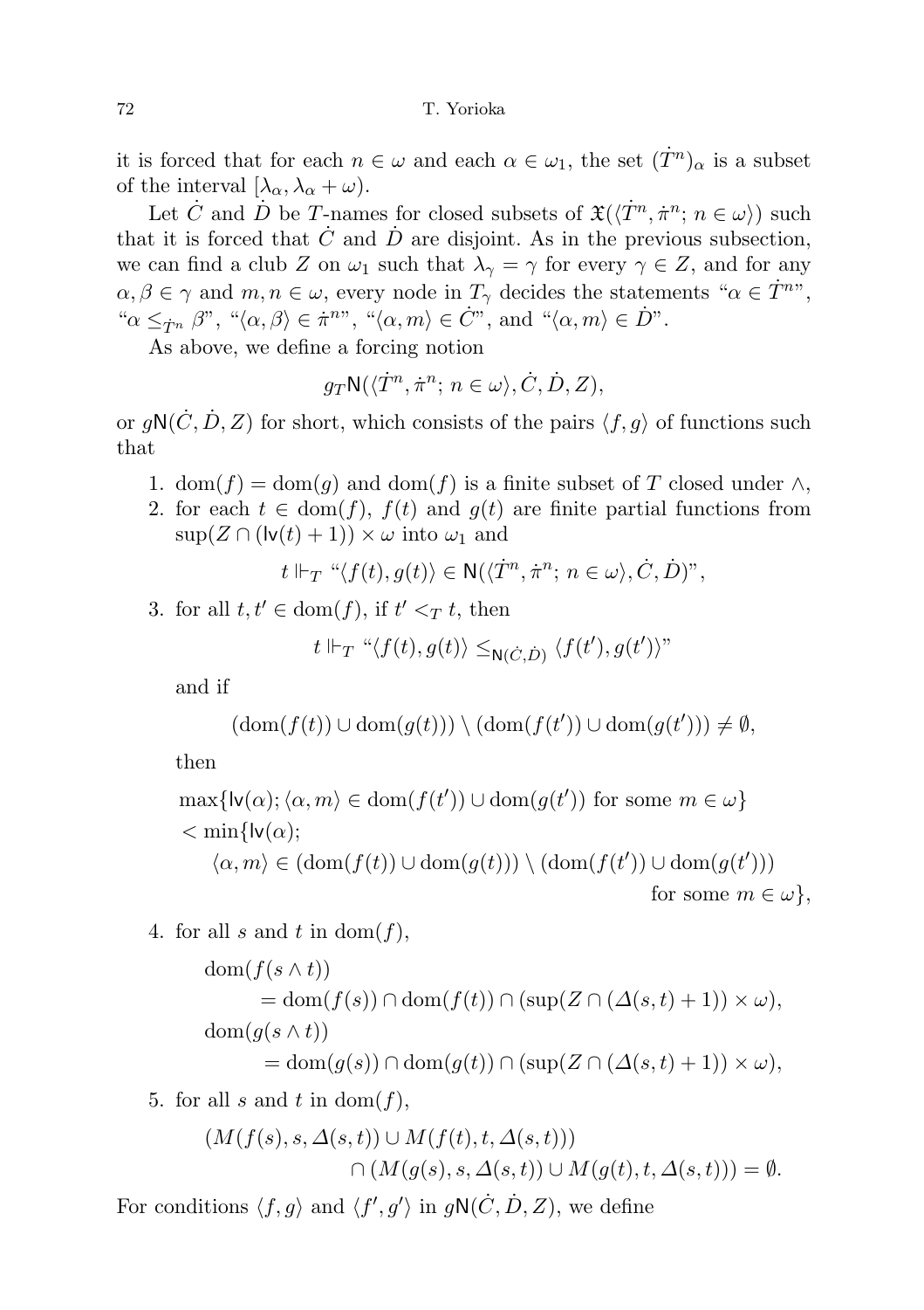it is forced that for each $n \in \omega$ and each $\alpha \in \omega_1$, the set $(\dot{T}^n)_\alpha$ is a subset of the interval $[\lambda_\alpha, \lambda_\alpha + \omega)$.

Let $\dot{C}$ and $\dot{D}$ be $T$-names for closed subsets of $\mathfrak{X}(\langle \dot{T}^n, \dot{\pi}^n;\, n \in \omega\rangle)$ such that it is forced that $\dot{C}$ and $\dot{D}$ are disjoint. As in the previous subsection, we can find a club $Z$ on $\omega_1$ such that $\lambda_\gamma = \gamma$ for every $\gamma \in Z$, and for any $\alpha, \beta \in \gamma$ and $m, n \in \omega$, every node in $T_\gamma$ decides the statements "$\alpha \in \dot{T}^n$", "$\alpha \leq_{\dot{T}^n} \beta$", "$\langle \alpha, \beta\rangle \in \dot{\pi}^n$", "$\langle \alpha, m\rangle \in \dot{C}$", and "$\langle \alpha, m\rangle \in \dot{D}$".

As above, we define a forcing notion

$$g_T\mathsf{N}(\langle \dot{T}^n, \dot{\pi}^n;\, n \in \omega\rangle, \dot{C}, \dot{D}, Z),$$

or $g\mathsf{N}(\dot{C}, \dot{D}, Z)$ for short, which consists of the pairs $\langle f, g\rangle$ of functions such that

1. $\mathrm{dom}(f) = \mathrm{dom}(g)$ and $\mathrm{dom}(f)$ is a finite subset of $T$ closed under $\wedge$,
2. for each $t \in \mathrm{dom}(f)$, $f(t)$ and $g(t)$ are finite partial functions from $\sup(Z \cap (\mathsf{lv}(t) + 1)) \times \omega$ into $\omega_1$ and
$$t \Vdash_T \text{“}\langle f(t), g(t)\rangle \in \mathsf{N}(\langle \dot{T}^n, \dot{\pi}^n;\, n \in \omega\rangle, \dot{C}, \dot{D})\text{”},$$
3. for all $t, t' \in \mathrm{dom}(f)$, if $t' <_T t$, then
$$t \Vdash_T \text{“}\langle f(t), g(t)\rangle \leq_{\mathsf{N}(\dot{C},\dot{D})} \langle f(t'), g(t')\rangle\text{”}$$
and if
$$(\mathrm{dom}(f(t)) \cup \mathrm{dom}(g(t))) \setminus (\mathrm{dom}(f(t')) \cup \mathrm{dom}(g(t'))) \neq \emptyset,$$
then
$$\begin{aligned}&\max\{\mathsf{lv}(\alpha); \langle \alpha, m\rangle \in \mathrm{dom}(f(t')) \cup \mathrm{dom}(g(t')) \text{ for some } m \in \omega\}\\ &< \min\{\mathsf{lv}(\alpha);\\ &\quad \langle \alpha, m\rangle \in (\mathrm{dom}(f(t)) \cup \mathrm{dom}(g(t))) \setminus (\mathrm{dom}(f(t')) \cup \mathrm{dom}(g(t')))\\ &\hfill \text{for some } m \in \omega\},\end{aligned}$$
4. for all $s$ and $t$ in $\mathrm{dom}(f)$,
$$\begin{aligned}&\mathrm{dom}(f(s \wedge t))\\ &\qquad = \mathrm{dom}(f(s)) \cap \mathrm{dom}(f(t)) \cap (\sup(Z \cap (\Delta(s,t) + 1)) \times \omega),\\ &\mathrm{dom}(g(s \wedge t))\\ &\qquad = \mathrm{dom}(g(s)) \cap \mathrm{dom}(g(t)) \cap (\sup(Z \cap (\Delta(s,t) + 1)) \times \omega),\end{aligned}$$
5. for all $s$ and $t$ in $\mathrm{dom}(f)$,
$$\begin{aligned}&(M(f(s), s, \Delta(s,t)) \cup M(f(t), t, \Delta(s,t)))\\ &\qquad \cap (M(g(s), s, \Delta(s,t)) \cup M(g(t), t, \Delta(s,t))) = \emptyset.\end{aligned}$$

For conditions $\langle f, g\rangle$ and $\langle f', g'\rangle$ in $g\mathsf{N}(\dot{C}, \dot{D}, Z)$, we define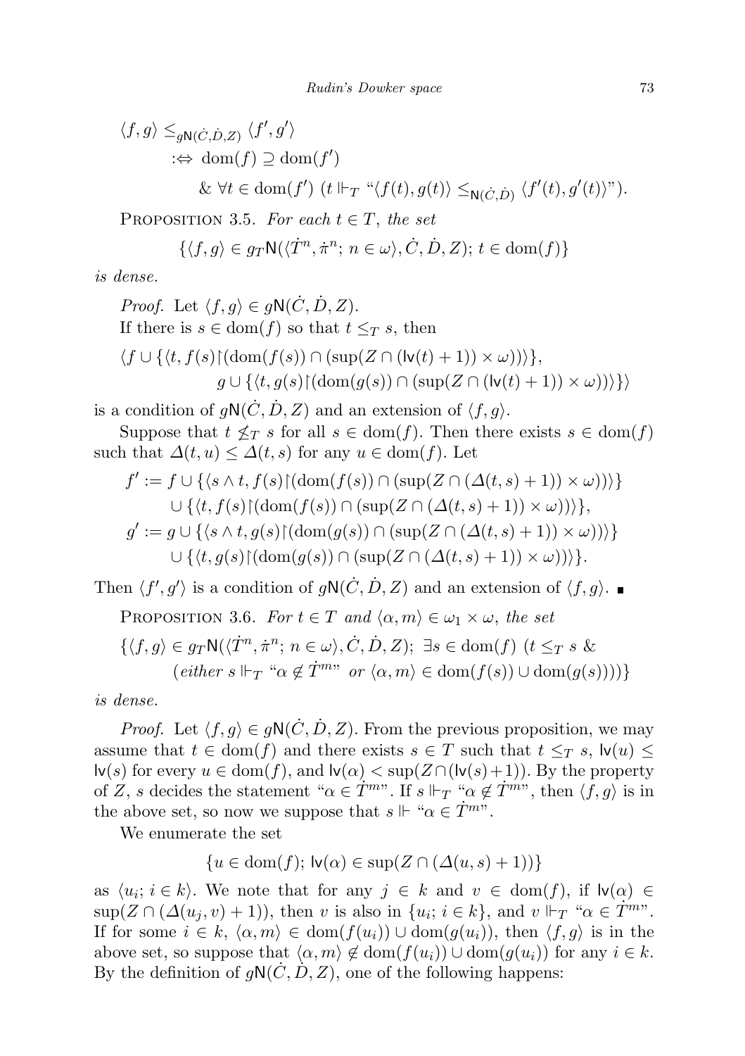$$\langle f, g\rangle \leq_{g\mathsf{N}(\dot{C},\dot{D},Z)} \langle f', g'\rangle$$
$$:\Leftrightarrow \mathrm{dom}(f) \supseteq \mathrm{dom}(f')$$
$$\& \ \forall t \in \mathrm{dom}(f') \ (t \Vdash_T \text{“}\langle f(t), g(t)\rangle \leq_{\mathsf{N}(\dot{C},\dot{D})} \langle f'(t), g'(t)\rangle\text{”}).$$

Proposition 3.5. *For each $t \in T$, the set*

$$\{\langle f, g\rangle \in g_T\mathsf{N}(\langle \dot{T}^n, \dot{\pi}^n; n \in \omega\rangle, \dot{C}, \dot{D}, Z);\ t \in \mathrm{dom}(f)\}$$

*is dense.*

*Proof.* Let $\langle f, g\rangle \in g\mathsf{N}(\dot{C}, \dot{D}, Z)$.

If there is $s \in \mathrm{dom}(f)$ so that $t \leq_T s$, then

$$\langle f \cup \{\langle t, f(s)\restriction(\mathrm{dom}(f(s)) \cap (\sup(Z \cap (\mathsf{lv}(t) + 1)) \times \omega))\rangle\},$$
$$g \cup \{\langle t, g(s)\restriction(\mathrm{dom}(g(s)) \cap (\sup(Z \cap (\mathsf{lv}(t) + 1)) \times \omega))\rangle\}\rangle$$

is a condition of $g\mathsf{N}(\dot{C}, \dot{D}, Z)$ and an extension of $\langle f, g\rangle$.

Suppose that $t \not\leq_T s$ for all $s \in \mathrm{dom}(f)$. Then there exists $s \in \mathrm{dom}(f)$ such that $\Delta(t, u) \leq \Delta(t, s)$ for any $u \in \mathrm{dom}(f)$. Let

$$f' := f \cup \{\langle s \wedge t, f(s)\restriction(\mathrm{dom}(f(s)) \cap (\sup(Z \cap (\Delta(t, s) + 1)) \times \omega))\rangle\}$$
$$\cup \{\langle t, f(s)\restriction(\mathrm{dom}(f(s)) \cap (\sup(Z \cap (\Delta(t, s) + 1)) \times \omega))\rangle\},$$
$$g' := g \cup \{\langle s \wedge t, g(s)\restriction(\mathrm{dom}(g(s)) \cap (\sup(Z \cap (\Delta(t, s) + 1)) \times \omega))\rangle\}$$
$$\cup \{\langle t, g(s)\restriction(\mathrm{dom}(g(s)) \cap (\sup(Z \cap (\Delta(t, s) + 1)) \times \omega))\rangle\}.$$

Then $\langle f', g'\rangle$ is a condition of $g\mathsf{N}(\dot{C}, \dot{D}, Z)$ and an extension of $\langle f, g\rangle$. ∎

Proposition 3.6. *For $t \in T$ and $\langle \alpha, m\rangle \in \omega_1 \times \omega$, the set*

$$\{\langle f, g\rangle \in g_T\mathsf{N}(\langle \dot{T}^n, \dot{\pi}^n; n \in \omega\rangle, \dot{C}, \dot{D}, Z);\ \exists s \in \mathrm{dom}(f)\ (t \leq_T s\ \&$$
$$(\textit{either } s \Vdash_T \text{“}\alpha \notin \dot{T}^m\text{” } \textit{or } \langle \alpha, m\rangle \in \mathrm{dom}(f(s)) \cup \mathrm{dom}(g(s))))\}$$

*is dense.*

*Proof.* Let $\langle f, g\rangle \in g\mathsf{N}(\dot{C}, \dot{D}, Z)$. From the previous proposition, we may assume that $t \in \mathrm{dom}(f)$ and there exists $s \in T$ such that $t \leq_T s$, $\mathsf{lv}(u) \leq \mathsf{lv}(s)$ for every $u \in \mathrm{dom}(f)$, and $\mathsf{lv}(\alpha) < \sup(Z \cap (\mathsf{lv}(s) + 1))$. By the property of $Z$, $s$ decides the statement “$\alpha \in \dot{T}^m$”. If $s \Vdash_T$ “$\alpha \notin \dot{T}^m$”, then $\langle f, g\rangle$ is in the above set, so now we suppose that $s \Vdash$ “$\alpha \in \dot{T}^m$”.

We enumerate the set

$$\{u \in \mathrm{dom}(f);\ \mathsf{lv}(\alpha) \in \sup(Z \cap (\Delta(u, s) + 1))\}$$

as $\langle u_i; i \in k\rangle$. We note that for any $j \in k$ and $v \in \mathrm{dom}(f)$, if $\mathsf{lv}(\alpha) \in \sup(Z \cap (\Delta(u_j, v) + 1))$, then $v$ is also in $\{u_i; i \in k\}$, and $v \Vdash_T$ “$\alpha \in \dot{T}^m$”. If for some $i \in k$, $\langle \alpha, m\rangle \in \mathrm{dom}(f(u_i)) \cup \mathrm{dom}(g(u_i))$, then $\langle f, g\rangle$ is in the above set, so suppose that $\langle \alpha, m\rangle \notin \mathrm{dom}(f(u_i)) \cup \mathrm{dom}(g(u_i))$ for any $i \in k$. By the definition of $g\mathsf{N}(\dot{C}, \dot{D}, Z)$, one of the following happens: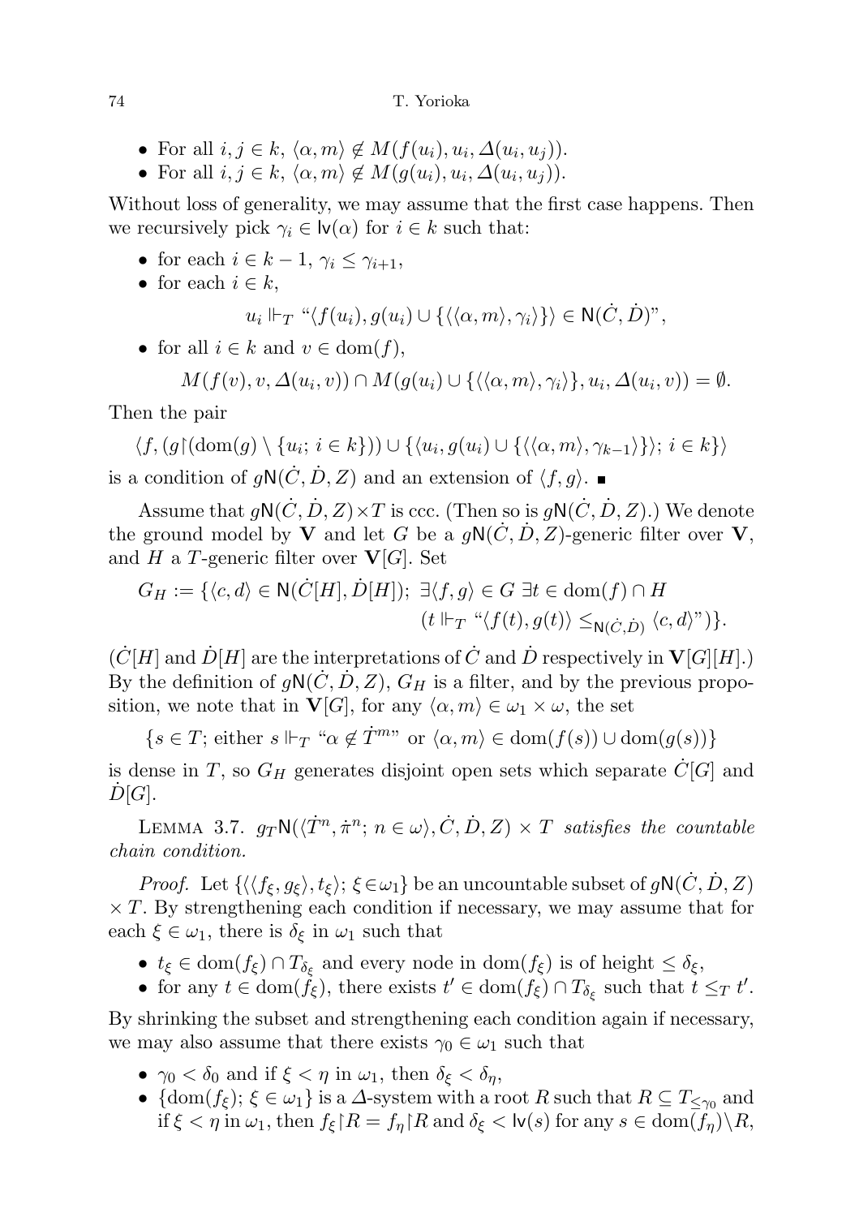- For all $i, j \in k$, $\langle \alpha, m\rangle \notin M(f(u_i), u_i, \Delta(u_i, u_j))$.
- For all $i, j \in k$, $\langle \alpha, m\rangle \notin M(g(u_i), u_i, \Delta(u_i, u_j))$.

Without loss of generality, we may assume that the first case happens. Then we recursively pick $\gamma_i \in \mathsf{lv}(\alpha)$ for $i \in k$ such that:

- for each $i \in k-1$, $\gamma_i \leq \gamma_{i+1}$,
- for each $i \in k$,
$$u_i \Vdash_T \text{“}\langle f(u_i), g(u_i) \cup \{\langle\langle \alpha, m\rangle, \gamma_i\rangle\}\rangle \in \mathsf{N}(\dot{C}, \dot{D})\text{”},$$
- for all $i \in k$ and $v \in \operatorname{dom}(f)$,
$$M(f(v), v, \Delta(u_i, v)) \cap M(g(u_i) \cup \{\langle\langle \alpha, m\rangle, \gamma_i\rangle\}, u_i, \Delta(u_i, v)) = \emptyset.$$

Then the pair

$$\langle f, (g{\restriction}(\operatorname{dom}(g) \setminus \{u_i;\, i \in k\})) \cup \{\langle u_i, g(u_i) \cup \{\langle\langle \alpha, m\rangle, \gamma_{k-1}\rangle\}\rangle;\, i \in k\}\rangle$$

is a condition of $g\mathsf{N}(\dot{C}, \dot{D}, Z)$ and an extension of $\langle f, g\rangle$. ∎

Assume that $g\mathsf{N}(\dot{C}, \dot{D}, Z) \times T$ is ccc. (Then so is $g\mathsf{N}(\dot{C}, \dot{D}, Z)$.) We denote the ground model by $\mathbf{V}$ and let $G$ be a $g\mathsf{N}(\dot{C}, \dot{D}, Z)$-generic filter over $\mathbf{V}$, and $H$ a $T$-generic filter over $\mathbf{V}[G]$. Set

$$G_H := \{\langle c, d\rangle \in \mathsf{N}(\dot{C}[H], \dot{D}[H]);\ \exists \langle f, g\rangle \in G\ \exists t \in \operatorname{dom}(f) \cap H \\ (t \Vdash_T \text{“}\langle f(t), g(t)\rangle \leq_{\mathsf{N}(\dot{C}, \dot{D})} \langle c, d\rangle\text{”})\}.$$

($\dot{C}[H]$ and $\dot{D}[H]$ are the interpretations of $\dot{C}$ and $\dot{D}$ respectively in $\mathbf{V}[G][H]$.) By the definition of $g\mathsf{N}(\dot{C}, \dot{D}, Z)$, $G_H$ is a filter, and by the previous proposition, we note that in $\mathbf{V}[G]$, for any $\langle \alpha, m\rangle \in \omega_1 \times \omega$, the set

$$\{s \in T;\ \text{either } s \Vdash_T \text{“}\alpha \notin \dot{T}^m\text{” or } \langle \alpha, m\rangle \in \operatorname{dom}(f(s)) \cup \operatorname{dom}(g(s))\}$$

is dense in $T$, so $G_H$ generates disjoint open sets which separate $\dot{C}[G]$ and $\dot{D}[G]$.

Lemma 3.7. *$g_T\mathsf{N}(\langle \dot{T}^n, \dot{\pi}^n;\, n \in \omega\rangle, \dot{C}, \dot{D}, Z) \times T$ satisfies the countable chain condition.*

*Proof.* Let $\{\langle\langle f_\xi, g_\xi\rangle, t_\xi\rangle;\, \xi \in \omega_1\}$ be an uncountable subset of $g\mathsf{N}(\dot{C}, \dot{D}, Z) \times T$. By strengthening each condition if necessary, we may assume that for each $\xi \in \omega_1$, there is $\delta_\xi$ in $\omega_1$ such that

- $t_\xi \in \operatorname{dom}(f_\xi) \cap T_{\delta_\xi}$ and every node in $\operatorname{dom}(f_\xi)$ is of height $\leq \delta_\xi$,
- for any $t \in \operatorname{dom}(f_\xi)$, there exists $t' \in \operatorname{dom}(f_\xi) \cap T_{\delta_\xi}$ such that $t \leq_T t'$.

By shrinking the subset and strengthening each condition again if necessary, we may also assume that there exists $\gamma_0 \in \omega_1$ such that

- $\gamma_0 < \delta_0$ and if $\xi < \eta$ in $\omega_1$, then $\delta_\xi < \delta_\eta$,
- $\{\operatorname{dom}(f_\xi);\, \xi \in \omega_1\}$ is a $\Delta$-system with a root $R$ such that $R \subseteq T_{\leq \gamma_0}$ and if $\xi < \eta$ in $\omega_1$, then $f_\xi{\restriction}R = f_\eta{\restriction}R$ and $\delta_\xi < \mathsf{lv}(s)$ for any $s \in \operatorname{dom}(f_\eta)\setminus R$,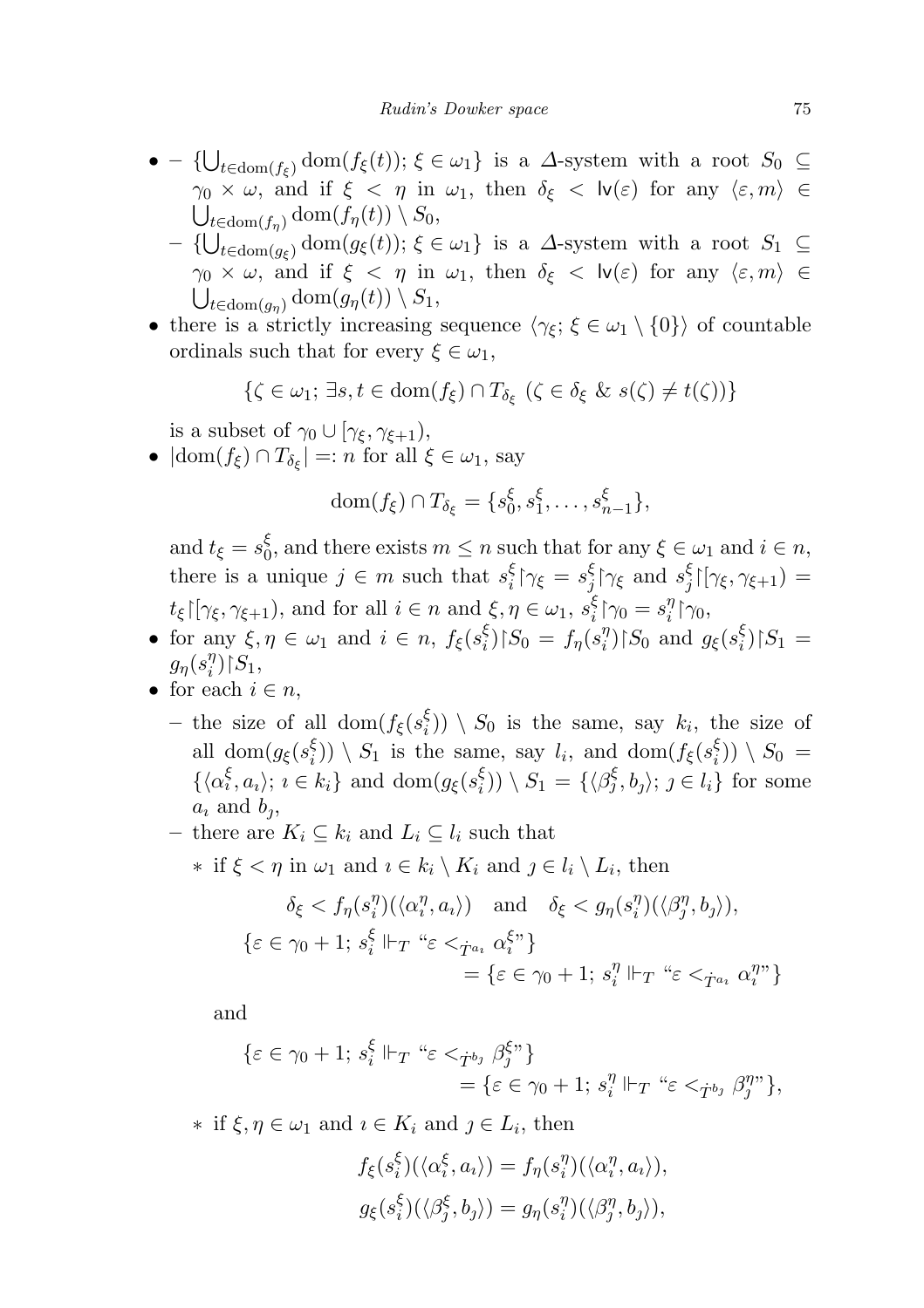- – $\{\bigcup_{t\in\mathrm{dom}(f_\xi)} \mathrm{dom}(f_\xi(t));\ \xi \in \omega_1\}$ is a $\Delta$-system with a root $S_0 \subseteq \gamma_0 \times \omega$, and if $\xi < \eta$ in $\omega_1$, then $\delta_\xi < \mathsf{lv}(\varepsilon)$ for any $\langle \varepsilon, m\rangle \in \bigcup_{t\in\mathrm{dom}(f_\eta)} \mathrm{dom}(f_\eta(t)) \setminus S_0$,
  – $\{\bigcup_{t\in\mathrm{dom}(g_\xi)} \mathrm{dom}(g_\xi(t));\ \xi \in \omega_1\}$ is a $\Delta$-system with a root $S_1 \subseteq \gamma_0 \times \omega$, and if $\xi < \eta$ in $\omega_1$, then $\delta_\xi < \mathsf{lv}(\varepsilon)$ for any $\langle \varepsilon, m\rangle \in \bigcup_{t\in\mathrm{dom}(g_\eta)} \mathrm{dom}(g_\eta(t)) \setminus S_1$,
- there is a strictly increasing sequence $\langle \gamma_\xi;\ \xi \in \omega_1 \setminus \{0\}\rangle$ of countable ordinals such that for every $\xi \in \omega_1$,

$$\{\zeta \in \omega_1;\ \exists s,t \in \mathrm{dom}(f_\xi) \cap T_{\delta_\xi}\ (\zeta \in \delta_\xi\ \&\ s(\zeta) \neq t(\zeta))\}$$

  is a subset of $\gamma_0 \cup [\gamma_\xi, \gamma_{\xi+1})$,
- $|\mathrm{dom}(f_\xi) \cap T_{\delta_\xi}| =: n$ for all $\xi \in \omega_1$, say

$$\mathrm{dom}(f_\xi) \cap T_{\delta_\xi} = \{s^\xi_0, s^\xi_1, \ldots, s^\xi_{n-1}\},$$

  and $t_\xi = s^\xi_0$, and there exists $m \le n$ such that for any $\xi \in \omega_1$ and $i \in n$, there is a unique $j \in m$ such that $s^\xi_i{\restriction}\gamma_\xi = s^\xi_j{\restriction}\gamma_\xi$ and $s^\xi_j{\restriction}[\gamma_\xi, \gamma_{\xi+1}) = t_\xi{\restriction}[\gamma_\xi, \gamma_{\xi+1})$, and for all $i \in n$ and $\xi, \eta \in \omega_1$, $s^\xi_i{\restriction}\gamma_0 = s^\eta_i{\restriction}\gamma_0$,
- for any $\xi, \eta \in \omega_1$ and $i \in n$, $f_\xi(s^\xi_i){\restriction}S_0 = f_\eta(s^\eta_i){\restriction}S_0$ and $g_\xi(s^\xi_i){\restriction}S_1 = g_\eta(s^\eta_i){\restriction}S_1$,
- for each $i \in n$,
  – the size of all $\mathrm{dom}(f_\xi(s^\xi_i)) \setminus S_0$ is the same, say $k_i$, the size of all $\mathrm{dom}(g_\xi(s^\xi_i)) \setminus S_1$ is the same, say $l_i$, and $\mathrm{dom}(f_\xi(s^\xi_i)) \setminus S_0 = \{\langle \alpha^\xi_\imath, a_\imath\rangle;\ \imath \in k_i\}$ and $\mathrm{dom}(g_\xi(s^\xi_i)) \setminus S_1 = \{\langle \beta^\xi_\jmath, b_\jmath\rangle;\ \jmath \in l_i\}$ for some $a_\imath$ and $b_\jmath$,
  – there are $K_i \subseteq k_i$ and $L_i \subseteq l_i$ such that
    * if $\xi < \eta$ in $\omega_1$ and $\imath \in k_i \setminus K_i$ and $\jmath \in l_i \setminus L_i$, then

$$\delta_\xi < f_\eta(s^\eta_i)(\langle \alpha^\eta_\imath, a_\imath\rangle) \quad\text{and}\quad \delta_\xi < g_\eta(s^\eta_i)(\langle \beta^\eta_\jmath, b_\jmath\rangle),$$

$$\{\varepsilon \in \gamma_0 + 1;\ s^\xi_i \Vdash_T \text{“}\varepsilon <_{\dot{T}^{a_\imath}} \alpha^\xi_\imath\text{”}\} = \{\varepsilon \in \gamma_0 + 1;\ s^\eta_i \Vdash_T \text{“}\varepsilon <_{\dot{T}^{a_\imath}} \alpha^\eta_\imath\text{”}\}$$

      and

$$\{\varepsilon \in \gamma_0 + 1;\ s^\xi_i \Vdash_T \text{“}\varepsilon <_{\dot{T}^{b_\jmath}} \beta^\xi_\jmath\text{”}\} = \{\varepsilon \in \gamma_0 + 1;\ s^\eta_i \Vdash_T \text{“}\varepsilon <_{\dot{T}^{b_\jmath}} \beta^\eta_\jmath\text{”}\},$$

    * if $\xi, \eta \in \omega_1$ and $\imath \in K_i$ and $\jmath \in L_i$, then

$$f_\xi(s^\xi_i)(\langle \alpha^\xi_\imath, a_\imath\rangle) = f_\eta(s^\eta_i)(\langle \alpha^\eta_\imath, a_\imath\rangle),$$

$$g_\xi(s^\xi_i)(\langle \beta^\xi_\jmath, b_\jmath\rangle) = g_\eta(s^\eta_i)(\langle \beta^\eta_\jmath, b_\jmath\rangle),$$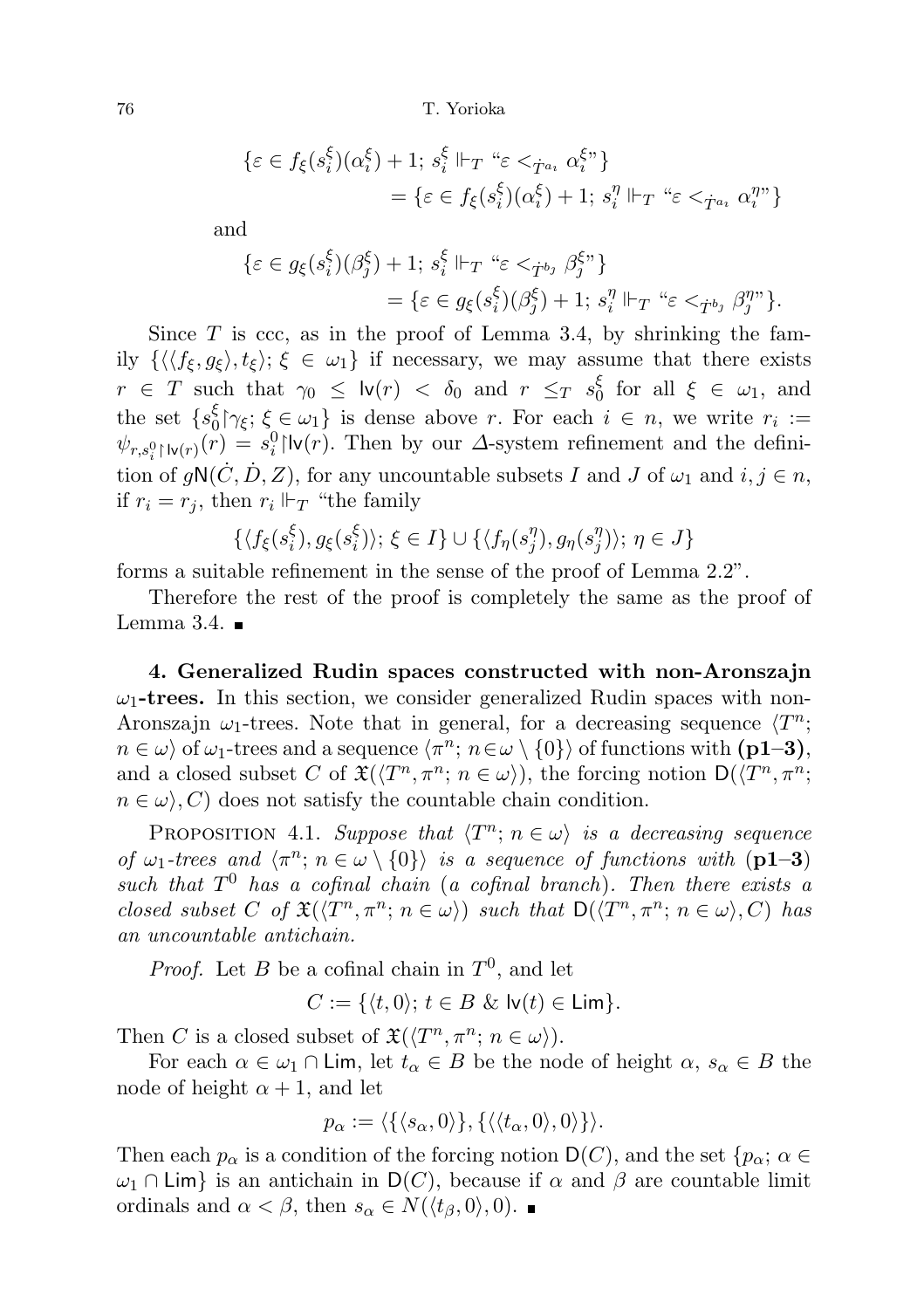$$\{\varepsilon \in f_\xi(s_i^\xi)(\alpha_i^\xi)+1;\ s_i^\xi \Vdash_T \text{“}\varepsilon <_{\dot T^{a_i}} \alpha_i^{\xi}\text{”}\}$$
$$= \{\varepsilon \in f_\xi(s_i^\xi)(\alpha_i^\xi)+1;\ s_i^\eta \Vdash_T \text{“}\varepsilon <_{\dot T^{a_i}} \alpha_i^{\eta}\text{”}\}$$

and

$$\{\varepsilon \in g_\xi(s_i^\xi)(\beta_j^\xi)+1;\ s_i^\xi \Vdash_T \text{“}\varepsilon <_{\dot T^{b_j}} \beta_j^{\xi}\text{”}\}$$
$$= \{\varepsilon \in g_\xi(s_i^\xi)(\beta_j^\xi)+1;\ s_i^\eta \Vdash_T \text{“}\varepsilon <_{\dot T^{b_j}} \beta_j^{\eta}\text{”}\}.$$

Since $T$ is ccc, as in the proof of Lemma 3.4, by shrinking the family $\{\langle\langle f_\xi, g_\xi\rangle, t_\xi\rangle;\ \xi \in \omega_1\}$ if necessary, we may assume that there exists $r \in T$ such that $\gamma_0 \le \mathsf{lv}(r) < \delta_0$ and $r \le_T s_0^\xi$ for all $\xi \in \omega_1$, and the set $\{s_0^\xi{\restriction}\gamma_\xi;\ \xi \in \omega_1\}$ is dense above $r$. For each $i \in n$, we write $r_i := \psi_{r, s_i^0{\restriction}\mathsf{lv}(r)}(r) = s_i^0{\restriction}\mathsf{lv}(r)$. Then by our $\Delta$-system refinement and the definition of $g\mathsf{N}(\dot C, \dot D, Z)$, for any uncountable subsets $I$ and $J$ of $\omega_1$ and $i, j \in n$, if $r_i = r_j$, then $r_i \Vdash_T$ “the family

$$\{\langle f_\xi(s_i^\xi), g_\xi(s_i^\xi)\rangle;\ \xi \in I\} \cup \{\langle f_\eta(s_j^\eta), g_\eta(s_j^\eta)\rangle;\ \eta \in J\}$$

forms a suitable refinement in the sense of the proof of Lemma 2.2”.

Therefore the rest of the proof is completely the same as the proof of Lemma 3.4. ∎

**4. Generalized Rudin spaces constructed with non-Aronszajn $\omega_1$-trees.** In this section, we consider generalized Rudin spaces with non-Aronszajn $\omega_1$-trees. Note that in general, for a decreasing sequence $\langle T^n;\ n \in \omega\rangle$ of $\omega_1$-trees and a sequence $\langle \pi^n;\ n \in \omega \setminus \{0\}\rangle$ of functions with **(p1–3)**, and a closed subset $C$ of $\mathfrak{X}(\langle T^n, \pi^n;\ n \in \omega\rangle)$, the forcing notion $\mathsf{D}(\langle T^n, \pi^n;\ n \in \omega\rangle, C)$ does not satisfy the countable chain condition.

Proposition 4.1. *Suppose that $\langle T^n;\ n \in \omega\rangle$ is a decreasing sequence of $\omega_1$-trees and $\langle \pi^n;\ n \in \omega \setminus \{0\}\rangle$ is a sequence of functions with* **(p1–3)** *such that $T^0$ has a cofinal chain* (*a cofinal branch*). *Then there exists a closed subset $C$ of $\mathfrak{X}(\langle T^n, \pi^n;\ n \in \omega\rangle)$ such that $\mathsf{D}(\langle T^n, \pi^n;\ n \in \omega\rangle, C)$ has an uncountable antichain.*

*Proof.* Let $B$ be a cofinal chain in $T^0$, and let

$$C := \{\langle t, 0\rangle;\ t \in B \ \&\ \mathsf{lv}(t) \in \mathsf{Lim}\}.$$

Then $C$ is a closed subset of $\mathfrak{X}(\langle T^n, \pi^n;\ n \in \omega\rangle)$.

For each $\alpha \in \omega_1 \cap \mathsf{Lim}$, let $t_\alpha \in B$ be the node of height $\alpha$, $s_\alpha \in B$ the node of height $\alpha + 1$, and let

$$p_\alpha := \langle \{\langle s_\alpha, 0\rangle\}, \{\langle\langle t_\alpha, 0\rangle, 0\rangle\}\rangle.$$

Then each $p_\alpha$ is a condition of the forcing notion $\mathsf{D}(C)$, and the set $\{p_\alpha;\ \alpha \in \omega_1 \cap \mathsf{Lim}\}$ is an antichain in $\mathsf{D}(C)$, because if $\alpha$ and $\beta$ are countable limit ordinals and $\alpha < \beta$, then $s_\alpha \in N(\langle t_\beta, 0\rangle, 0)$. ∎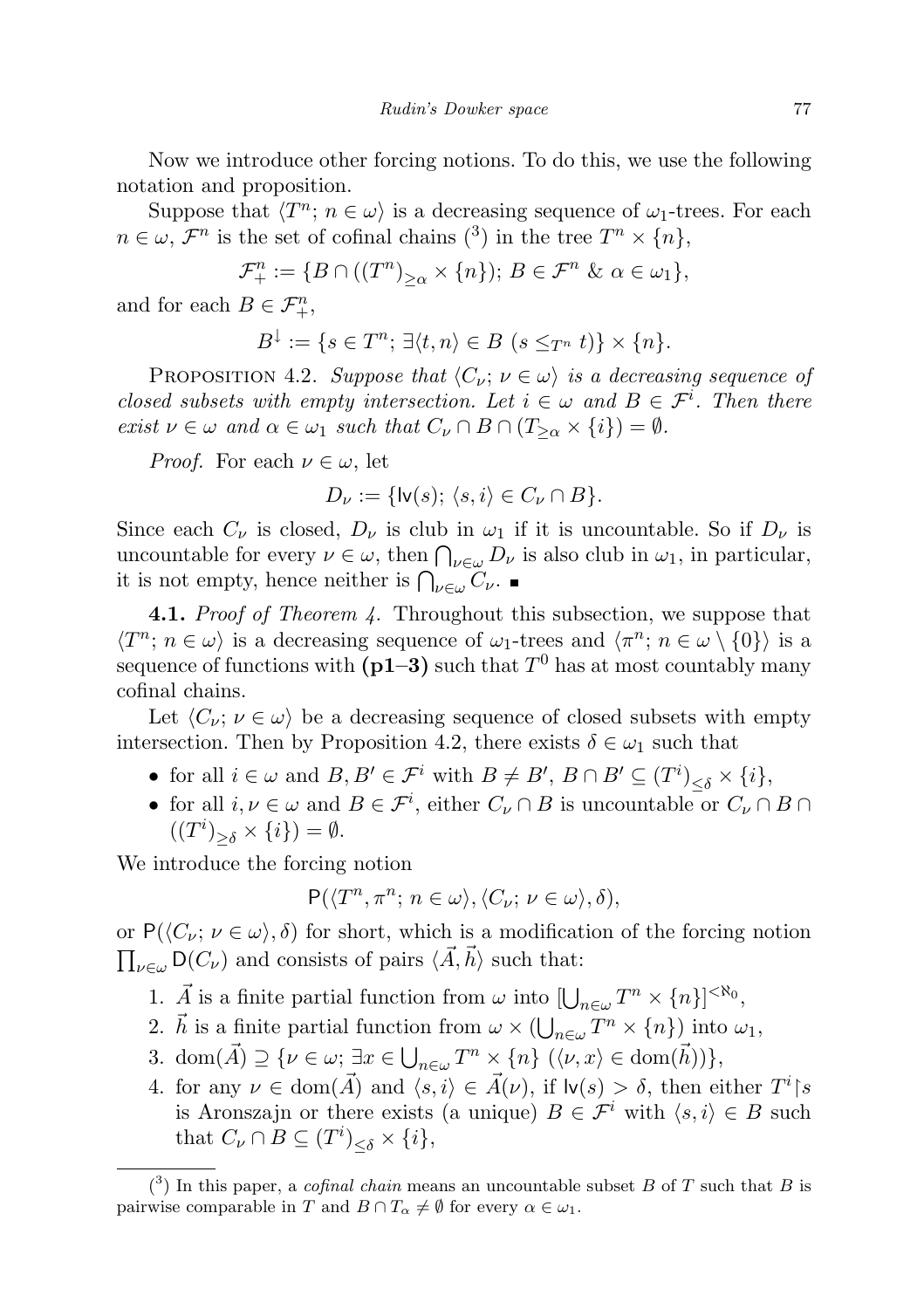Now we introduce other forcing notions. To do this, we use the following notation and proposition.

Suppose that $\langle T^n;\, n \in \omega\rangle$ is a decreasing sequence of $\omega_1$-trees. For each $n \in \omega$, $\mathcal{F}^n$ is the set of cofinal chains ([3]) in the tree $T^n \times \{n\}$,

$$\mathcal{F}^n_+ := \{B \cap ((T^n)_{\geq\alpha} \times \{n\});\, B \in \mathcal{F}^n \;\&\; \alpha \in \omega_1\},$$

and for each $B \in \mathcal{F}^n_+$,

$$B^{\downarrow} := \{s \in T^n;\, \exists \langle t, n\rangle \in B\ (s \leq_{T^n} t)\} \times \{n\}.$$

Proposition 4.2. *Suppose that $\langle C_\nu;\, \nu \in \omega\rangle$ is a decreasing sequence of closed subsets with empty intersection. Let $i \in \omega$ and $B \in \mathcal{F}^i$. Then there exist $\nu \in \omega$ and $\alpha \in \omega_1$ such that $C_\nu \cap B \cap (T_{\geq\alpha} \times \{i\}) = \emptyset$.*

*Proof.* For each $\nu \in \omega$, let

$$D_\nu := \{\mathsf{lv}(s);\, \langle s, i\rangle \in C_\nu \cap B\}.$$

Since each $C_\nu$ is closed, $D_\nu$ is club in $\omega_1$ if it is uncountable. So if $D_\nu$ is uncountable for every $\nu \in \omega$, then $\bigcap_{\nu\in\omega} D_\nu$ is also club in $\omega_1$, in particular, it is not empty, hence neither is $\bigcap_{\nu\in\omega} C_\nu$. ∎

**4.1.** *Proof of Theorem 4.* Throughout this subsection, we suppose that $\langle T^n;\, n \in \omega\rangle$ is a decreasing sequence of $\omega_1$-trees and $\langle \pi^n;\, n \in \omega \setminus \{0\}\rangle$ is a sequence of functions with **(p1–3)** such that $T^0$ has at most countably many cofinal chains.

Let $\langle C_\nu;\, \nu \in \omega\rangle$ be a decreasing sequence of closed subsets with empty intersection. Then by Proposition 4.2, there exists $\delta \in \omega_1$ such that

- for all $i \in \omega$ and $B, B' \in \mathcal{F}^i$ with $B \neq B'$, $B \cap B' \subseteq (T^i)_{\leq\delta} \times \{i\}$,
- for all $i, \nu \in \omega$ and $B \in \mathcal{F}^i$, either $C_\nu \cap B$ is uncountable or $C_\nu \cap B \cap ((T^i)_{\geq\delta} \times \{i\}) = \emptyset$.

We introduce the forcing notion

$$\mathsf{P}(\langle T^n, \pi^n;\, n \in \omega\rangle, \langle C_\nu;\, \nu \in \omega\rangle, \delta),$$

or $\mathsf{P}(\langle C_\nu;\, \nu \in \omega\rangle, \delta)$ for short, which is a modification of the forcing notion $\prod_{\nu\in\omega} \mathsf{D}(C_\nu)$ and consists of pairs $\langle \vec{A}, \vec{h}\rangle$ such that:

1. $\vec{A}$ is a finite partial function from $\omega$ into $[\bigcup_{n\in\omega} T^n \times \{n\}]^{<\aleph_0}$,
2. $\vec{h}$ is a finite partial function from $\omega \times (\bigcup_{n\in\omega} T^n \times \{n\})$ into $\omega_1$,
3. $\mathrm{dom}(\vec{A}) \supseteq \{\nu \in \omega;\, \exists x \in \bigcup_{n\in\omega} T^n \times \{n\}\ (\langle \nu, x\rangle \in \mathrm{dom}(\vec{h}))\}$,
4. for any $\nu \in \mathrm{dom}(\vec{A})$ and $\langle s, i\rangle \in \vec{A}(\nu)$, if $\mathsf{lv}(s) > \delta$, then either $T^i{\restriction}s$ is Aronszajn or there exists (a unique) $B \in \mathcal{F}^i$ with $\langle s, i\rangle \in B$ such that $C_\nu \cap B \subseteq (T^i)_{\leq\delta} \times \{i\}$,

([3]) In this paper, a *cofinal chain* means an uncountable subset $B$ of $T$ such that $B$ is pairwise comparable in $T$ and $B \cap T_\alpha \neq \emptyset$ for every $\alpha \in \omega_1$.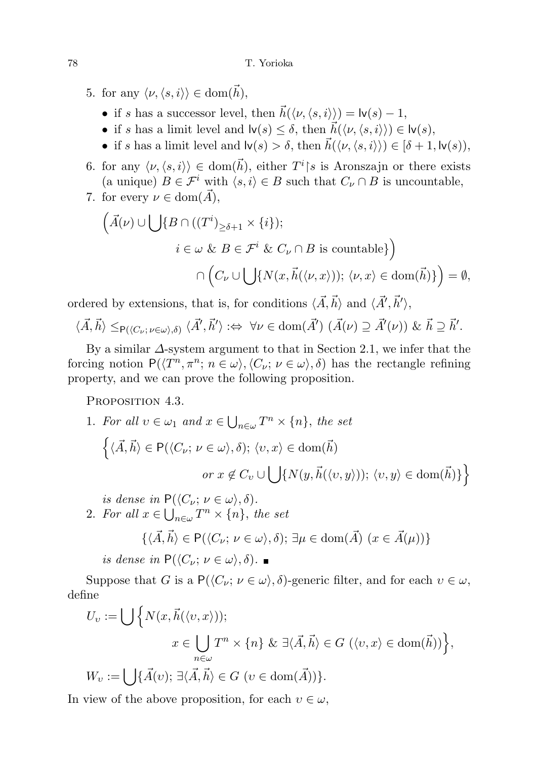5. for any $\langle \nu, \langle s, i\rangle\rangle \in \mathrm{dom}(\vec{h})$,
   - if $s$ has a successor level, then $\vec{h}(\langle \nu, \langle s, i\rangle\rangle) = \mathsf{lv}(s) - 1$,
   - if $s$ has a limit level and $\mathsf{lv}(s) \le \delta$, then $\vec{h}(\langle \nu, \langle s, i\rangle\rangle) \in \mathsf{lv}(s)$,
   - if $s$ has a limit level and $\mathsf{lv}(s) > \delta$, then $\vec{h}(\langle \nu, \langle s, i\rangle\rangle) \in [\delta+1, \mathsf{lv}(s))$,
6. for any $\langle \nu, \langle s, i\rangle\rangle \in \mathrm{dom}(\vec{h})$, either $T^i{\restriction}s$ is Aronszajn or there exists (a unique) $B \in \mathcal{F}^i$ with $\langle s, i\rangle \in B$ such that $C_\nu \cap B$ is uncountable,
7. for every $\nu \in \mathrm{dom}(\vec{A})$,

$$\Big(\vec{A}(\nu) \cup \bigcup\{B \cap ((T^i)_{\ge \delta+1} \times \{i\});\ i \in \omega \ \&\ B \in \mathcal{F}^i \ \&\ C_\nu \cap B \text{ is countable}\}\Big) \cap \Big(C_\nu \cup \bigcup\{N(x, \vec{h}(\langle \nu, x\rangle));\ \langle \nu, x\rangle \in \mathrm{dom}(\vec{h})\}\Big) = \emptyset,$$

ordered by extensions, that is, for conditions $\langle \vec{A}, \vec{h}\rangle$ and $\langle \vec{A}', \vec{h}'\rangle$,

$$\langle \vec{A}, \vec{h}\rangle \le_{\mathsf{P}(\langle C_\nu;\, \nu\in\omega\rangle, \delta)} \langle \vec{A}', \vec{h}'\rangle :\Leftrightarrow\ \forall \nu \in \mathrm{dom}(\vec{A}')\ (\vec{A}(\nu) \supseteq \vec{A}'(\nu)) \ \&\ \vec{h} \supseteq \vec{h}'.$$

By a similar $\Delta$-system argument to that in Section 2.1, we infer that the forcing notion $\mathsf{P}(\langle T^n, \pi^n;\, n \in \omega\rangle, \langle C_\nu;\, \nu \in \omega\rangle, \delta)$ has the rectangle refining property, and we can prove the following proposition.

Proposition 4.3.

1. *For all $\upsilon \in \omega_1$ and $x \in \bigcup_{n\in\omega} T^n \times \{n\}$, the set*
$$\Big\{\langle \vec{A}, \vec{h}\rangle \in \mathsf{P}(\langle C_\nu;\, \nu \in \omega\rangle, \delta);\ \langle \upsilon, x\rangle \in \mathrm{dom}(\vec{h}) \text{ or } x \notin C_\upsilon \cup \bigcup\{N(y, \vec{h}(\langle \upsilon, y\rangle));\ \langle \upsilon, y\rangle \in \mathrm{dom}(\vec{h})\}\Big\}$$
*is dense in $\mathsf{P}(\langle C_\nu;\, \nu \in \omega\rangle, \delta)$.*
2. *For all $x \in \bigcup_{n\in\omega} T^n \times \{n\}$, the set*
$$\{\langle \vec{A}, \vec{h}\rangle \in \mathsf{P}(\langle C_\nu;\, \nu \in \omega\rangle, \delta);\ \exists \mu \in \mathrm{dom}(\vec{A})\ (x \in \vec{A}(\mu))\}$$
*is dense in $\mathsf{P}(\langle C_\nu;\, \nu \in \omega\rangle, \delta)$.* ∎

Suppose that $G$ is a $\mathsf{P}(\langle C_\nu;\, \nu \in \omega\rangle, \delta)$-generic filter, and for each $\upsilon \in \omega$, define

$$U_\upsilon := \bigcup\Big\{N(x, \vec{h}(\langle \upsilon, x\rangle));\ x \in \bigcup_{n\in\omega} T^n \times \{n\} \ \&\ \exists \langle \vec{A}, \vec{h}\rangle \in G\ (\langle \upsilon, x\rangle \in \mathrm{dom}(\vec{h}))\Big\},$$

$$W_\upsilon := \bigcup\{\vec{A}(\upsilon);\ \exists \langle \vec{A}, \vec{h}\rangle \in G\ (\upsilon \in \mathrm{dom}(\vec{A}))\}.$$

In view of the above proposition, for each $\upsilon \in \omega$,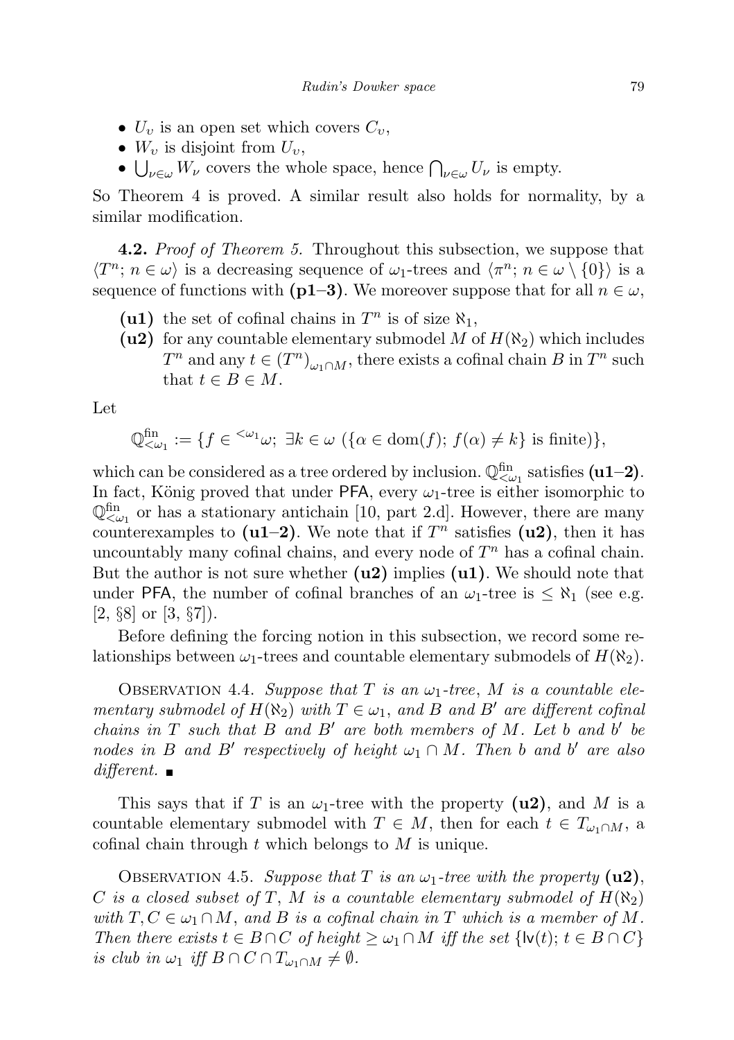- $U_\upsilon$ is an open set which covers $C_\upsilon$,
- $W_\upsilon$ is disjoint from $U_\upsilon$,
- $\bigcup_{\nu\in\omega} W_\nu$ covers the whole space, hence $\bigcap_{\nu\in\omega} U_\nu$ is empty.

So Theorem 4 is proved. A similar result also holds for normality, by a similar modification.

**4.2.** *Proof of Theorem 5.* Throughout this subsection, we suppose that $\langle T^n;\, n \in \omega\rangle$ is a decreasing sequence of $\omega_1$-trees and $\langle \pi^n;\, n \in \omega \setminus \{0\}\rangle$ is a sequence of functions with **(p1–3)**. We moreover suppose that for all $n \in \omega$,

**(u1)** the set of cofinal chains in $T^n$ is of size $\aleph_1$,

**(u2)** for any countable elementary submodel $M$ of $H(\aleph_2)$ which includes $T^n$ and any $t \in (T^n)_{\omega_1\cap M}$, there exists a cofinal chain $B$ in $T^n$ such that $t \in B \in M$.

Let

$$\mathbb{Q}^{\mathrm{fin}}_{<\omega_1} := \{f \in {}^{<\omega_1}\omega;\ \exists k \in \omega\ (\{\alpha \in \mathrm{dom}(f);\ f(\alpha) \neq k\} \text{ is finite})\},$$

which can be considered as a tree ordered by inclusion. $\mathbb{Q}^{\mathrm{fin}}_{<\omega_1}$ satisfies **(u1–2)**. In fact, König proved that under $\mathsf{PFA}$, every $\omega_1$-tree is either isomorphic to $\mathbb{Q}^{\mathrm{fin}}_{<\omega_1}$ or has a stationary antichain [10, part 2.d]. However, there are many counterexamples to **(u1–2)**. We note that if $T^n$ satisfies **(u2)**, then it has uncountably many cofinal chains, and every node of $T^n$ has a cofinal chain. But the author is not sure whether **(u2)** implies **(u1)**. We should note that under $\mathsf{PFA}$, the number of cofinal branches of an $\omega_1$-tree is $\leq \aleph_1$ (see e.g. [2, §8] or [3, §7]).

Before defining the forcing notion in this subsection, we record some relationships between $\omega_1$-trees and countable elementary submodels of $H(\aleph_2)$.

Observation 4.4. *Suppose that $T$ is an $\omega_1$-tree, $M$ is a countable elementary submodel of $H(\aleph_2)$ with $T \in \omega_1$, and $B$ and $B'$ are different cofinal chains in $T$ such that $B$ and $B'$ are both members of $M$. Let $b$ and $b'$ be nodes in $B$ and $B'$ respectively of height $\omega_1 \cap M$. Then $b$ and $b'$ are also different.* ∎

This says that if $T$ is an $\omega_1$-tree with the property **(u2)**, and $M$ is a countable elementary submodel with $T \in M$, then for each $t \in T_{\omega_1\cap M}$, a cofinal chain through $t$ which belongs to $M$ is unique.

Observation 4.5. *Suppose that $T$ is an $\omega_1$-tree with the property* **(u2)**, *$C$ is a closed subset of $T$, $M$ is a countable elementary submodel of $H(\aleph_2)$ with $T, C \in \omega_1 \cap M$, and $B$ is a cofinal chain in $T$ which is a member of $M$. Then there exists $t \in B \cap C$ of height $\geq \omega_1 \cap M$ iff the set $\{\mathsf{lv}(t);\, t \in B \cap C\}$ is club in $\omega_1$ iff $B \cap C \cap T_{\omega_1\cap M} \neq \emptyset$.*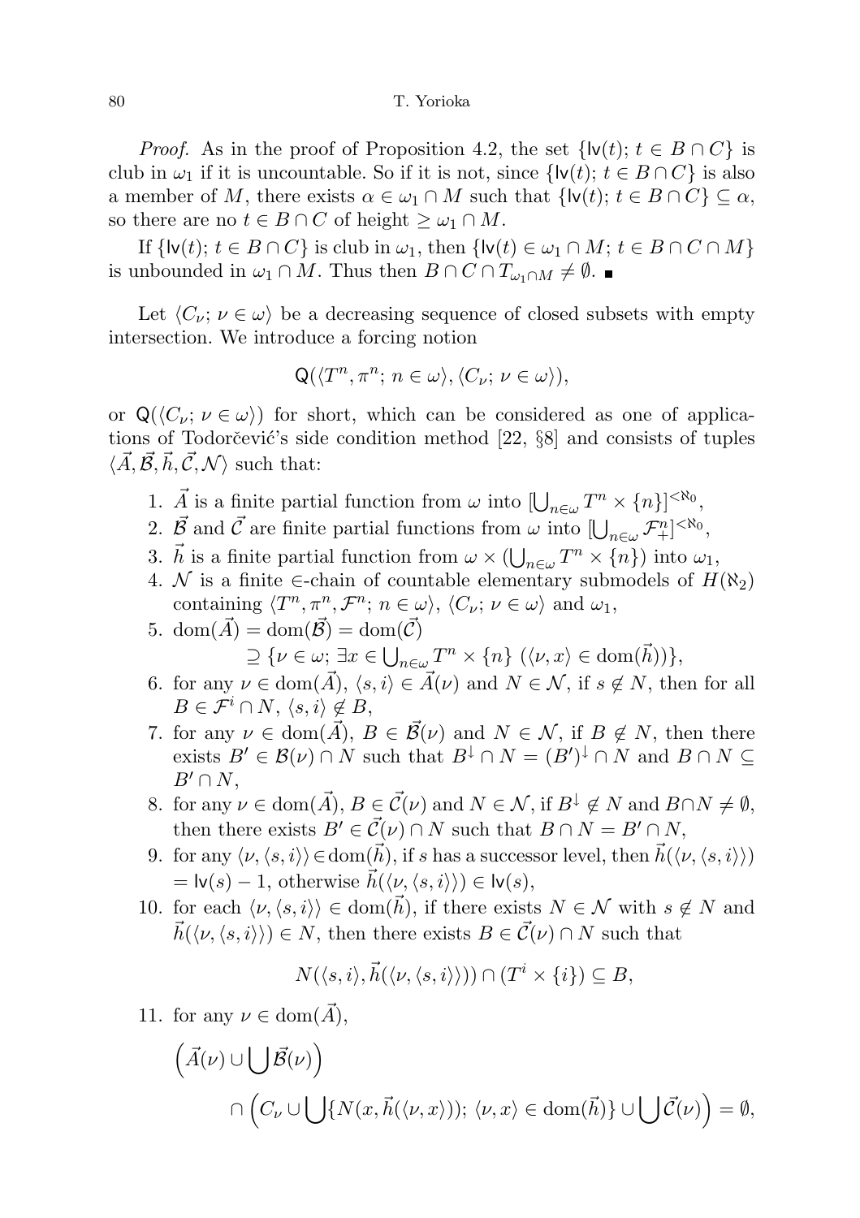*Proof.* As in the proof of Proposition 4.2, the set $\{\mathsf{lv}(t);\, t \in B \cap C\}$ is club in $\omega_1$ if it is uncountable. So if it is not, since $\{\mathsf{lv}(t);\, t \in B \cap C\}$ is also a member of $M$, there exists $\alpha \in \omega_1 \cap M$ such that $\{\mathsf{lv}(t);\, t \in B \cap C\} \subseteq \alpha$, so there are no $t \in B \cap C$ of height $\geq \omega_1 \cap M$.

If $\{\mathsf{lv}(t);\, t \in B \cap C\}$ is club in $\omega_1$, then $\{\mathsf{lv}(t) \in \omega_1 \cap M;\, t \in B \cap C \cap M\}$ is unbounded in $\omega_1 \cap M$. Thus then $B \cap C \cap T_{\omega_1 \cap M} \neq \emptyset$. ■

Let $\langle C_\nu;\, \nu \in \omega\rangle$ be a decreasing sequence of closed subsets with empty intersection. We introduce a forcing notion

$$\mathsf{Q}(\langle T^n, \pi^n;\, n \in \omega\rangle, \langle C_\nu;\, \nu \in \omega\rangle),$$

or $\mathsf{Q}(\langle C_\nu;\, \nu \in \omega\rangle)$ for short, which can be considered as one of applications of Todorčević's side condition method [22, §8] and consists of tuples $\langle \vec{A}, \vec{\mathcal{B}}, \vec{h}, \vec{\mathcal{C}}, \mathcal{N}\rangle$ such that:

1. $\vec{A}$ is a finite partial function from $\omega$ into $[\bigcup_{n\in\omega} T^n \times \{n\}]^{<\aleph_0}$,
2. $\vec{\mathcal{B}}$ and $\vec{\mathcal{C}}$ are finite partial functions from $\omega$ into $[\bigcup_{n\in\omega} \mathcal{F}^n_+]^{<\aleph_0}$,
3. $\vec{h}$ is a finite partial function from $\omega \times (\bigcup_{n\in\omega} T^n \times \{n\})$ into $\omega_1$,
4. $\mathcal{N}$ is a finite $\in$-chain of countable elementary submodels of $H(\aleph_2)$ containing $\langle T^n, \pi^n, \mathcal{F}^n;\, n \in \omega\rangle$, $\langle C_\nu;\, \nu \in \omega\rangle$ and $\omega_1$,
5. $\mathrm{dom}(\vec{A}) = \mathrm{dom}(\vec{\mathcal{B}}) = \mathrm{dom}(\vec{\mathcal{C}})$
$$\supseteq \{\nu \in \omega;\, \exists x \in \textstyle\bigcup_{n\in\omega} T^n \times \{n\}\ (\langle \nu, x\rangle \in \mathrm{dom}(\vec{h}))\},$$
6. for any $\nu \in \mathrm{dom}(\vec{A})$, $\langle s, i\rangle \in \vec{A}(\nu)$ and $N \in \mathcal{N}$, if $s \notin N$, then for all $B \in \mathcal{F}^i \cap N$, $\langle s, i\rangle \notin B$,
7. for any $\nu \in \mathrm{dom}(\vec{A})$, $B \in \vec{\mathcal{B}}(\nu)$ and $N \in \mathcal{N}$, if $B \notin N$, then there exists $B' \in \mathcal{B}(\nu) \cap N$ such that $B^{\downarrow} \cap N = (B')^{\downarrow} \cap N$ and $B \cap N \subseteq B' \cap N$,
8. for any $\nu \in \mathrm{dom}(\vec{A})$, $B \in \vec{\mathcal{C}}(\nu)$ and $N \in \mathcal{N}$, if $B^{\downarrow} \notin N$ and $B \cap N \neq \emptyset$, then there exists $B' \in \vec{\mathcal{C}}(\nu) \cap N$ such that $B \cap N = B' \cap N$,
9. for any $\langle \nu, \langle s, i\rangle\rangle \in \mathrm{dom}(\vec{h})$, if $s$ has a successor level, then $\vec{h}(\langle \nu, \langle s, i\rangle\rangle) = \mathsf{lv}(s) - 1$, otherwise $\vec{h}(\langle \nu, \langle s, i\rangle\rangle) \in \mathsf{lv}(s)$,
10. for each $\langle \nu, \langle s, i\rangle\rangle \in \mathrm{dom}(\vec{h})$, if there exists $N \in \mathcal{N}$ with $s \notin N$ and $\vec{h}(\langle \nu, \langle s, i\rangle\rangle) \in N$, then there exists $B \in \vec{\mathcal{C}}(\nu) \cap N$ such that
$$N(\langle s, i\rangle, \vec{h}(\langle \nu, \langle s, i\rangle\rangle)) \cap (T^i \times \{i\}) \subseteq B,$$
11. for any $\nu \in \mathrm{dom}(\vec{A})$,
$$\Big(\vec{A}(\nu) \cup \bigcup \vec{\mathcal{B}}(\nu)\Big)$$
$$\cap \Big(C_\nu \cup \bigcup\{N(x, \vec{h}(\langle \nu, x\rangle));\, \langle \nu, x\rangle \in \mathrm{dom}(\vec{h})\} \cup \bigcup \vec{\mathcal{C}}(\nu)\Big) = \emptyset,$$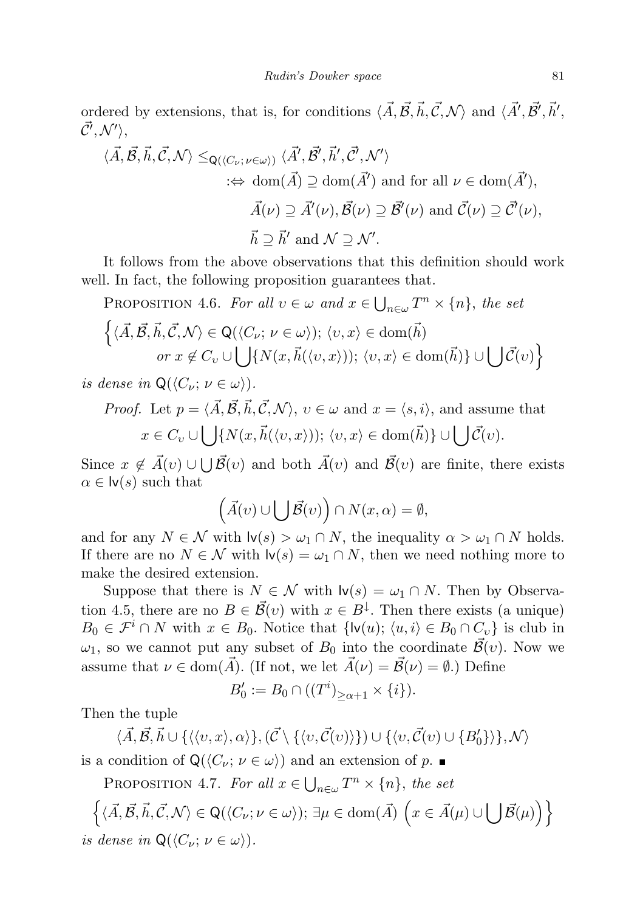ordered by extensions, that is, for conditions $\langle \vec{A}, \vec{\mathcal{B}}, \vec{h}, \vec{\mathcal{C}}, \mathcal{N}\rangle$ and $\langle \vec{A}', \vec{\mathcal{B}}', \vec{h}', \vec{\mathcal{C}}', \mathcal{N}'\rangle$,

$$\begin{aligned}
\langle \vec{A}, \vec{\mathcal{B}}, \vec{h}, \vec{\mathcal{C}}, \mathcal{N}\rangle &\leq_{\mathsf{Q}(\langle C_\nu;\, \nu\in\omega\rangle)} \langle \vec{A}', \vec{\mathcal{B}}', \vec{h}', \vec{\mathcal{C}}', \mathcal{N}'\rangle \\
&:\Leftrightarrow\ \mathrm{dom}(\vec{A}) \supseteq \mathrm{dom}(\vec{A}') \text{ and for all } \nu \in \mathrm{dom}(\vec{A}'), \\
&\qquad \vec{A}(\nu) \supseteq \vec{A}'(\nu), \vec{\mathcal{B}}(\nu) \supseteq \vec{\mathcal{B}}'(\nu) \text{ and } \vec{\mathcal{C}}(\nu) \supseteq \vec{\mathcal{C}}'(\nu), \\
&\qquad \vec{h} \supseteq \vec{h}' \text{ and } \mathcal{N} \supseteq \mathcal{N}'.
\end{aligned}$$

It follows from the above observations that this definition should work well. In fact, the following proposition guarantees that.

Proposition 4.6. *For all $\upsilon \in \omega$ and $x \in \bigcup_{n\in\omega} T^n \times \{n\}$, the set*

$$\Big\{\langle \vec{A}, \vec{\mathcal{B}}, \vec{h}, \vec{\mathcal{C}}, \mathcal{N}\rangle \in \mathsf{Q}(\langle C_\nu;\, \nu\in\omega\rangle);\ \langle \upsilon, x\rangle \in \mathrm{dom}(\vec{h}) \\
\text{ or } x \notin C_\upsilon \cup \bigcup\{N(x, \vec{h}(\langle \upsilon, x\rangle));\ \langle \upsilon, x\rangle \in \mathrm{dom}(\vec{h})\} \cup \bigcup \vec{\mathcal{C}}(\upsilon)\Big\}$$

*is dense in $\mathsf{Q}(\langle C_\nu;\, \nu\in\omega\rangle)$.*

*Proof.* Let $p = \langle \vec{A}, \vec{\mathcal{B}}, \vec{h}, \vec{\mathcal{C}}, \mathcal{N}\rangle$, $\upsilon\in\omega$ and $x = \langle s, i\rangle$, and assume that

$$x \in C_\upsilon \cup \bigcup\{N(x, \vec{h}(\langle \upsilon, x\rangle));\ \langle \upsilon, x\rangle \in \mathrm{dom}(\vec{h})\} \cup \bigcup \vec{\mathcal{C}}(\upsilon).$$

Since $x \notin \vec{A}(\upsilon) \cup \bigcup \vec{\mathcal{B}}(\upsilon)$ and both $\vec{A}(\upsilon)$ and $\vec{\mathcal{B}}(\upsilon)$ are finite, there exists $\alpha \in \mathsf{lv}(s)$ such that

$$\Big(\vec{A}(\upsilon) \cup \bigcup \vec{\mathcal{B}}(\upsilon)\Big) \cap N(x,\alpha) = \emptyset,$$

and for any $N \in \mathcal{N}$ with $\mathsf{lv}(s) > \omega_1 \cap N$, the inequality $\alpha > \omega_1 \cap N$ holds. If there are no $N \in \mathcal{N}$ with $\mathsf{lv}(s) = \omega_1 \cap N$, then we need nothing more to make the desired extension.

Suppose that there is $N \in \mathcal{N}$ with $\mathsf{lv}(s) = \omega_1 \cap N$. Then by Observation 4.5, there are no $B \in \vec{\mathcal{B}}(\upsilon)$ with $x \in B^{\downarrow}$. Then there exists (a unique) $B_0 \in \mathcal{F}^i \cap N$ with $x \in B_0$. Notice that $\{\mathsf{lv}(u);\ \langle u, i\rangle \in B_0 \cap C_\upsilon\}$ is club in $\omega_1$, so we cannot put any subset of $B_0$ into the coordinate $\vec{\mathcal{B}}(\upsilon)$. Now we assume that $\nu \in \mathrm{dom}(\vec{A})$. (If not, we let $\vec{A}(\nu) = \vec{\mathcal{B}}(\nu) = \emptyset$.) Define

$$B_0' := B_0 \cap ((T^i)_{\geq \alpha+1} \times \{i\}).$$

Then the tuple

$$\langle \vec{A}, \vec{\mathcal{B}}, \vec{h} \cup \{\langle\langle \upsilon, x\rangle, \alpha\rangle\}, (\vec{\mathcal{C}} \setminus \{\langle \upsilon, \vec{\mathcal{C}}(\upsilon)\rangle\}) \cup \{\langle \upsilon, \vec{\mathcal{C}}(\upsilon) \cup \{B_0'\}\rangle\}, \mathcal{N}\rangle$$

is a condition of $\mathsf{Q}(\langle C_\nu;\, \nu\in\omega\rangle)$ and an extension of $p$. ∎

Proposition 4.7. *For all $x \in \bigcup_{n\in\omega} T^n \times \{n\}$, the set*

$$\Big\{\langle \vec{A}, \vec{\mathcal{B}}, \vec{h}, \vec{\mathcal{C}}, \mathcal{N}\rangle \in \mathsf{Q}(\langle C_\nu; \nu\in\omega\rangle);\ \exists \mu \in \mathrm{dom}(\vec{A})\ \Big(x \in \vec{A}(\mu) \cup \bigcup \vec{\mathcal{B}}(\mu)\Big)\Big\}$$

*is dense in $\mathsf{Q}(\langle C_\nu;\, \nu\in\omega\rangle)$.*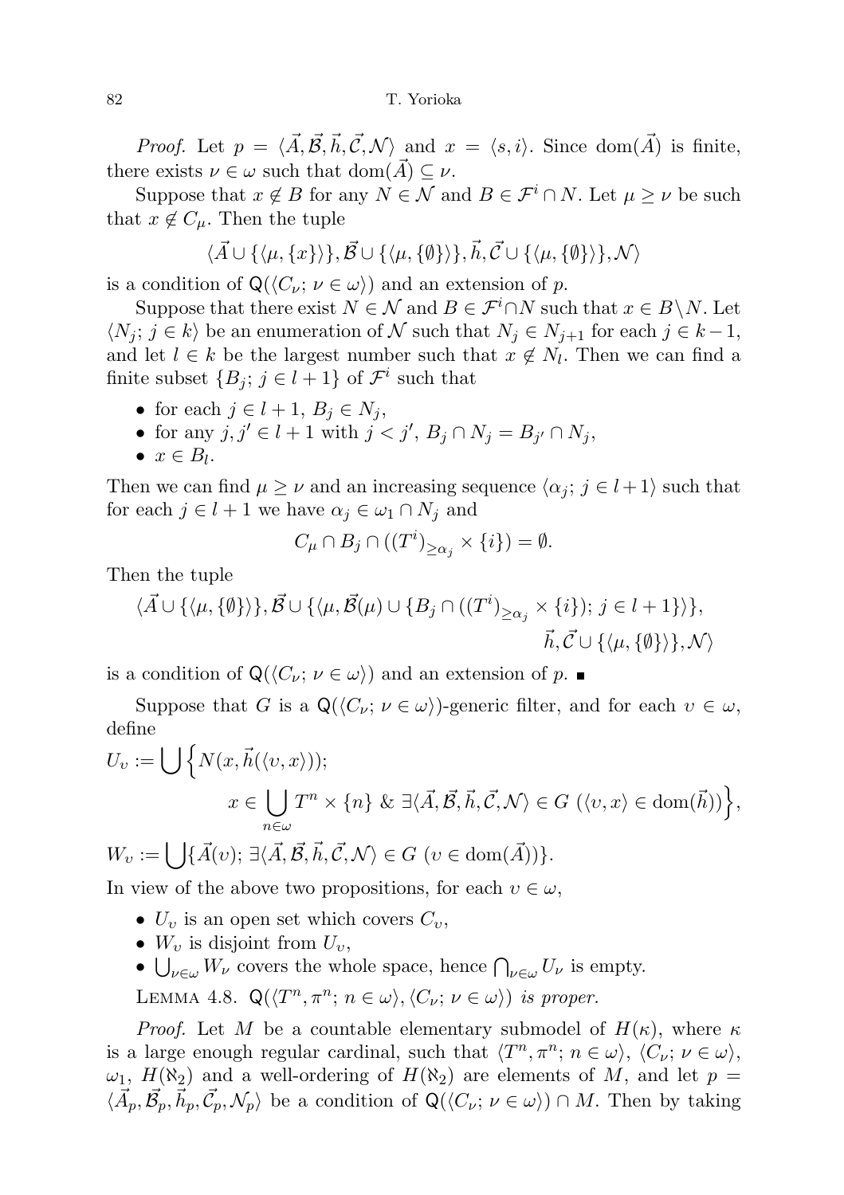*Proof.* Let $p = \langle \vec{A}, \vec{\mathcal{B}}, \vec{h}, \vec{\mathcal{C}}, \mathcal{N} \rangle$ and $x = \langle s, i \rangle$. Since $\mathrm{dom}(\vec{A})$ is finite, there exists $\nu \in \omega$ such that $\mathrm{dom}(\vec{A}) \subseteq \nu$.

Suppose that $x \notin B$ for any $N \in \mathcal{N}$ and $B \in \mathcal{F}^i \cap N$. Let $\mu \geq \nu$ be such that $x \notin C_\mu$. Then the tuple

$$\langle \vec{A} \cup \{\langle \mu, \{x\} \rangle\}, \vec{\mathcal{B}} \cup \{\langle \mu, \{\emptyset\} \rangle\}, \vec{h}, \vec{\mathcal{C}} \cup \{\langle \mu, \{\emptyset\} \rangle\}, \mathcal{N} \rangle$$

is a condition of $\mathsf{Q}(\langle C_\nu;\, \nu \in \omega \rangle)$ and an extension of $p$.

Suppose that there exist $N \in \mathcal{N}$ and $B \in \mathcal{F}^i \cap N$ such that $x \in B \setminus N$. Let $\langle N_j;\, j \in k \rangle$ be an enumeration of $\mathcal{N}$ such that $N_j \in N_{j+1}$ for each $j \in k-1$, and let $l \in k$ be the largest number such that $x \notin N_l$. Then we can find a finite subset $\{B_j;\, j \in l+1\}$ of $\mathcal{F}^i$ such that

- for each $j \in l+1$, $B_j \in N_j$,
- for any $j, j' \in l+1$ with $j < j'$, $B_j \cap N_j = B_{j'} \cap N_j$,
- $x \in B_l$.

Then we can find $\mu \geq \nu$ and an increasing sequence $\langle \alpha_j;\, j \in l+1 \rangle$ such that for each $j \in l+1$ we have $\alpha_j \in \omega_1 \cap N_j$ and

$$C_\mu \cap B_j \cap ((T^i)_{\geq \alpha_j} \times \{i\}) = \emptyset.$$

Then the tuple

$$\langle \vec{A} \cup \{\langle \mu, \{\emptyset\} \rangle\}, \vec{\mathcal{B}} \cup \{\langle \mu, \vec{\mathcal{B}}(\mu) \cup \{B_j \cap ((T^i)_{\geq \alpha_j} \times \{i\});\, j \in l+1\} \rangle\}, \vec{h}, \vec{\mathcal{C}} \cup \{\langle \mu, \{\emptyset\} \rangle\}, \mathcal{N} \rangle$$

is a condition of $\mathsf{Q}(\langle C_\nu;\, \nu \in \omega \rangle)$ and an extension of $p$. ∎

Suppose that $G$ is a $\mathsf{Q}(\langle C_\nu;\, \nu \in \omega \rangle)$-generic filter, and for each $\upsilon \in \omega$, define

$$U_\upsilon := \bigcup \Big\{ N(x, \vec{h}(\langle \upsilon, x \rangle));\ x \in \bigcup_{n \in \omega} T^n \times \{n\} \ \&\ \exists \langle \vec{A}, \vec{\mathcal{B}}, \vec{h}, \vec{\mathcal{C}}, \mathcal{N} \rangle \in G\ (\langle \upsilon, x \rangle \in \mathrm{dom}(\vec{h})) \Big\},$$

$$W_\upsilon := \bigcup \{ \vec{A}(\upsilon);\ \exists \langle \vec{A}, \vec{\mathcal{B}}, \vec{h}, \vec{\mathcal{C}}, \mathcal{N} \rangle \in G\ (\upsilon \in \mathrm{dom}(\vec{A})) \}.$$

In view of the above two propositions, for each $\upsilon \in \omega$,

- $U_\upsilon$ is an open set which covers $C_\upsilon$,
- $W_\upsilon$ is disjoint from $U_\upsilon$,
- $\bigcup_{\nu \in \omega} W_\nu$ covers the whole space, hence $\bigcap_{\nu \in \omega} U_\nu$ is empty.

Lemma 4.8. *$\mathsf{Q}(\langle T^n, \pi^n;\, n \in \omega \rangle, \langle C_\nu;\, \nu \in \omega \rangle)$ is proper.*

*Proof.* Let $M$ be a countable elementary submodel of $H(\kappa)$, where $\kappa$ is a large enough regular cardinal, such that $\langle T^n, \pi^n;\, n \in \omega \rangle$, $\langle C_\nu;\, \nu \in \omega \rangle$, $\omega_1$, $H(\aleph_2)$ and a well-ordering of $H(\aleph_2)$ are elements of $M$, and let $p = \langle \vec{A}_p, \vec{\mathcal{B}}_p, \vec{h}_p, \vec{\mathcal{C}}_p, \mathcal{N}_p \rangle$ be a condition of $\mathsf{Q}(\langle C_\nu;\, \nu \in \omega \rangle) \cap M$. Then by taking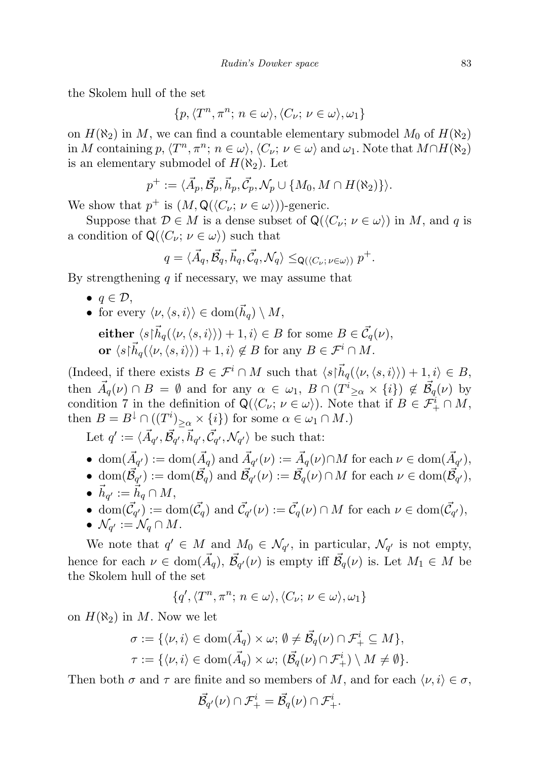the Skolem hull of the set

$$\{p, \langle T^n, \pi^n;\, n \in \omega\rangle, \langle C_\nu;\, \nu \in \omega\rangle, \omega_1\}$$

on $H(\aleph_2)$ in $M$, we can find a countable elementary submodel $M_0$ of $H(\aleph_2)$ in $M$ containing $p$, $\langle T^n, \pi^n;\, n \in \omega\rangle$, $\langle C_\nu;\, \nu \in \omega\rangle$ and $\omega_1$. Note that $M \cap H(\aleph_2)$ is an elementary submodel of $H(\aleph_2)$. Let

$$p^+ := \langle \vec{A}_p, \vec{\mathcal{B}}_p, \vec{h}_p, \vec{\mathcal{C}}_p, \mathcal{N}_p \cup \{M_0, M \cap H(\aleph_2)\}\rangle.$$

We show that $p^+$ is $(M, \mathsf{Q}(\langle C_\nu;\, \nu \in \omega\rangle))$-generic.

Suppose that $\mathcal{D} \in M$ is a dense subset of $\mathsf{Q}(\langle C_\nu;\, \nu \in \omega\rangle)$ in $M$, and $q$ is a condition of $\mathsf{Q}(\langle C_\nu;\, \nu \in \omega\rangle)$ such that

$$q = \langle \vec{A}_q, \vec{\mathcal{B}}_q, \vec{h}_q, \vec{\mathcal{C}}_q, \mathcal{N}_q\rangle \leq_{\mathsf{Q}(\langle C_\nu;\, \nu \in \omega\rangle)} p^+.$$

By strengthening $q$ if necessary, we may assume that

- $q \in \mathcal{D}$,
- for every $\langle \nu, \langle s, i\rangle\rangle \in \mathrm{dom}(\vec{h}_q) \setminus M$,

  **either** $\langle s{\restriction}\vec{h}_q(\langle \nu, \langle s, i\rangle\rangle) + 1, i\rangle \in B$ for some $B \in \vec{\mathcal{C}}_q(\nu)$,
  **or** $\langle s{\restriction}\vec{h}_q(\langle \nu, \langle s, i\rangle\rangle) + 1, i\rangle \notin B$ for any $B \in \mathcal{F}^i \cap M$.

(Indeed, if there exists $B \in \mathcal{F}^i \cap M$ such that $\langle s{\restriction}\vec{h}_q(\langle \nu, \langle s, i\rangle\rangle) + 1, i\rangle \in B$, then $\vec{A}_q(\nu) \cap B = \emptyset$ and for any $\alpha \in \omega_1$, $B \cap (T^i{}_{\geq\alpha} \times \{i\}) \notin \vec{\mathcal{B}}_q(\nu)$ by condition 7 in the definition of $\mathsf{Q}(\langle C_\nu;\, \nu \in \omega\rangle)$. Note that if $B \in \mathcal{F}^i_+ \cap M$, then $B = B^{\downarrow} \cap ((T^i)_{\geq\alpha} \times \{i\})$ for some $\alpha \in \omega_1 \cap M$.)

Let $q' := \langle \vec{A}_{q'}, \vec{\mathcal{B}}_{q'}, \vec{h}_{q'}, \vec{\mathcal{C}}_{q'}, \mathcal{N}_{q'}\rangle$ be such that:

- $\mathrm{dom}(\vec{A}_{q'}) := \mathrm{dom}(\vec{A}_q)$ and $\vec{A}_{q'}(\nu) := \vec{A}_q(\nu) \cap M$ for each $\nu \in \mathrm{dom}(\vec{A}_{q'})$,
- $\mathrm{dom}(\vec{\mathcal{B}}_{q'}) := \mathrm{dom}(\vec{\mathcal{B}}_q)$ and $\vec{\mathcal{B}}_{q'}(\nu) := \vec{\mathcal{B}}_q(\nu) \cap M$ for each $\nu \in \mathrm{dom}(\vec{\mathcal{B}}_{q'})$,
- $\vec{h}_{q'} := \vec{h}_q \cap M$,
- $\mathrm{dom}(\vec{\mathcal{C}}_{q'}) := \mathrm{dom}(\vec{\mathcal{C}}_q)$ and $\vec{\mathcal{C}}_{q'}(\nu) := \vec{\mathcal{C}}_q(\nu) \cap M$ for each $\nu \in \mathrm{dom}(\vec{\mathcal{C}}_{q'})$,
- $\mathcal{N}_{q'} := \mathcal{N}_q \cap M$.

We note that $q' \in M$ and $M_0 \in \mathcal{N}_{q'}$, in particular, $\mathcal{N}_{q'}$ is not empty, hence for each $\nu \in \mathrm{dom}(\vec{A}_q)$, $\vec{\mathcal{B}}_{q'}(\nu)$ is empty iff $\vec{\mathcal{B}}_q(\nu)$ is. Let $M_1 \in M$ be the Skolem hull of the set

$$\{q', \langle T^n, \pi^n;\, n \in \omega\rangle, \langle C_\nu;\, \nu \in \omega\rangle, \omega_1\}$$

on $H(\aleph_2)$ in $M$. Now we let

$$\sigma := \{\langle \nu, i\rangle \in \mathrm{dom}(\vec{A}_q) \times \omega;\, \emptyset \neq \vec{\mathcal{B}}_q(\nu) \cap \mathcal{F}^i_+ \subseteq M\},$$
$$\tau := \{\langle \nu, i\rangle \in \mathrm{dom}(\vec{A}_q) \times \omega;\, (\vec{\mathcal{B}}_q(\nu) \cap \mathcal{F}^i_+) \setminus M \neq \emptyset\}.$$

Then both $\sigma$ and $\tau$ are finite and so members of $M$, and for each $\langle \nu, i\rangle \in \sigma$,

$$\vec{\mathcal{B}}_{q'}(\nu) \cap \mathcal{F}^i_+ = \vec{\mathcal{B}}_q(\nu) \cap \mathcal{F}^i_+.$$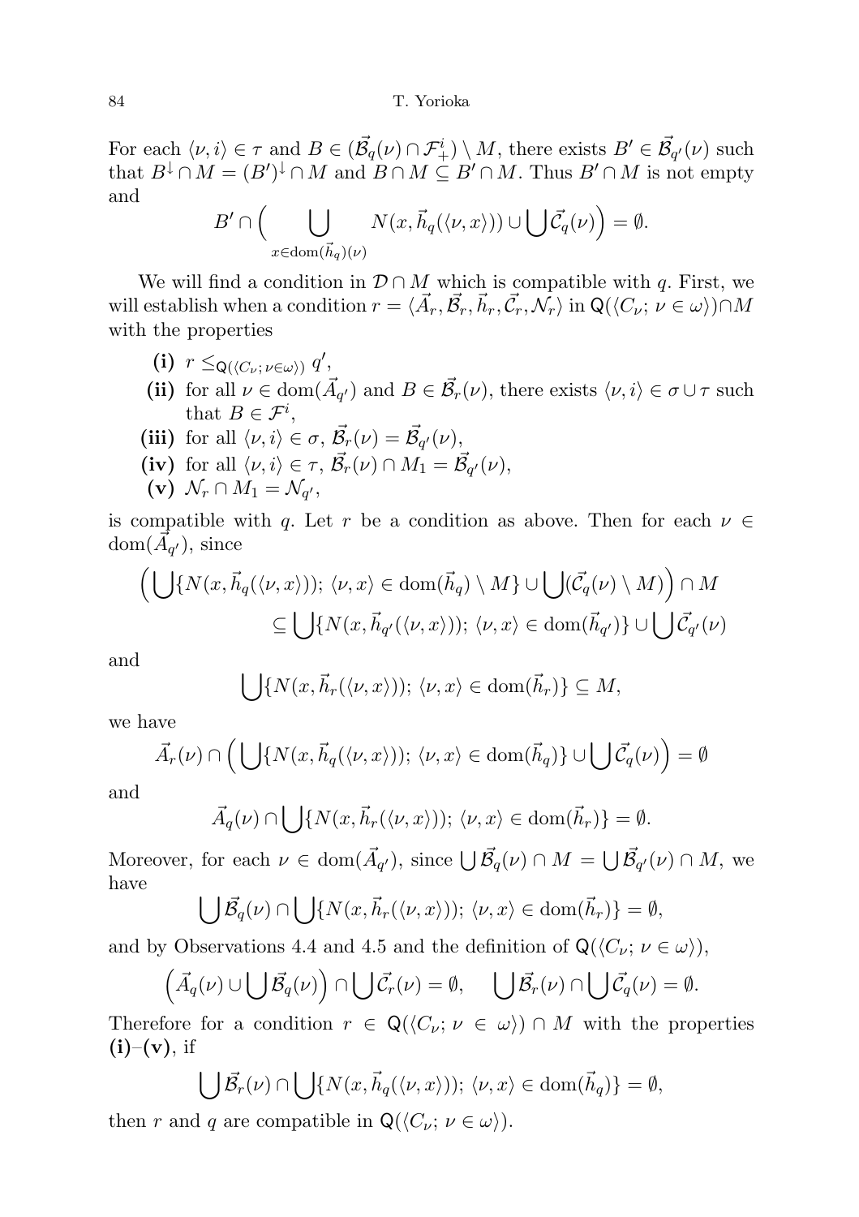For each $\langle \nu, i\rangle \in \tau$ and $B \in (\vec{\mathcal{B}}_q(\nu) \cap \mathcal{F}^i_+) \setminus M$, there exists $B' \in \vec{\mathcal{B}}_{q'}(\nu)$ such that $B^{\downarrow} \cap M = (B')^{\downarrow} \cap M$ and $B \cap M \subseteq B' \cap M$. Thus $B' \cap M$ is not empty and

$$B' \cap \Big( \bigcup_{x \in \operatorname{dom}(\vec{h}_q)(\nu)} N(x, \vec{h}_q(\langle \nu, x\rangle)) \cup \bigcup \vec{\mathcal{C}}_q(\nu) \Big) = \emptyset.$$

We will find a condition in $\mathcal{D} \cap M$ which is compatible with $q$. First, we will establish when a condition $r = \langle \vec{A}_r, \vec{\mathcal{B}}_r, \vec{h}_r, \vec{\mathcal{C}}_r, \mathcal{N}_r\rangle$ in $\mathsf{Q}(\langle C_\nu;\, \nu \in \omega\rangle) \cap M$ with the properties

- **(i)** $r \leq_{\mathsf{Q}(\langle C_\nu;\, \nu \in \omega\rangle)} q'$,
- **(ii)** for all $\nu \in \operatorname{dom}(\vec{A}_{q'})$ and $B \in \vec{\mathcal{B}}_r(\nu)$, there exists $\langle \nu, i\rangle \in \sigma \cup \tau$ such that $B \in \mathcal{F}^i$,
- **(iii)** for all $\langle \nu, i\rangle \in \sigma$, $\vec{\mathcal{B}}_r(\nu) = \vec{\mathcal{B}}_{q'}(\nu)$,
- **(iv)** for all $\langle \nu, i\rangle \in \tau$, $\vec{\mathcal{B}}_r(\nu) \cap M_1 = \vec{\mathcal{B}}_{q'}(\nu)$,
- **(v)** $\mathcal{N}_r \cap M_1 = \mathcal{N}_{q'}$,

is compatible with $q$. Let $r$ be a condition as above. Then for each $\nu \in \operatorname{dom}(\vec{A}_{q'})$, since

$$\Big( \bigcup \{ N(x, \vec{h}_q(\langle \nu, x\rangle));\ \langle \nu, x\rangle \in \operatorname{dom}(\vec{h}_q) \setminus M\} \cup \bigcup (\vec{\mathcal{C}}_q(\nu) \setminus M) \Big) \cap M$$
$$\subseteq \bigcup \{ N(x, \vec{h}_{q'}(\langle \nu, x\rangle));\ \langle \nu, x\rangle \in \operatorname{dom}(\vec{h}_{q'})\} \cup \bigcup \vec{\mathcal{C}}_{q'}(\nu)$$

and

$$\bigcup \{ N(x, \vec{h}_r(\langle \nu, x\rangle));\ \langle \nu, x\rangle \in \operatorname{dom}(\vec{h}_r)\} \subseteq M,$$

we have

$$\vec{A}_r(\nu) \cap \Big( \bigcup \{ N(x, \vec{h}_q(\langle \nu, x\rangle));\ \langle \nu, x\rangle \in \operatorname{dom}(\vec{h}_q)\} \cup \bigcup \vec{\mathcal{C}}_q(\nu) \Big) = \emptyset$$

and

$$\vec{A}_q(\nu) \cap \bigcup \{ N(x, \vec{h}_r(\langle \nu, x\rangle));\ \langle \nu, x\rangle \in \operatorname{dom}(\vec{h}_r)\} = \emptyset.$$

Moreover, for each $\nu \in \operatorname{dom}(\vec{A}_{q'})$, since $\bigcup \vec{\mathcal{B}}_q(\nu) \cap M = \bigcup \vec{\mathcal{B}}_{q'}(\nu) \cap M$, we have

$$\bigcup \vec{\mathcal{B}}_q(\nu) \cap \bigcup \{ N(x, \vec{h}_r(\langle \nu, x\rangle));\ \langle \nu, x\rangle \in \operatorname{dom}(\vec{h}_r)\} = \emptyset,$$

and by Observations 4.4 and 4.5 and the definition of $\mathsf{Q}(\langle C_\nu;\, \nu \in \omega\rangle)$,

$$\Big( \vec{A}_q(\nu) \cup \bigcup \vec{\mathcal{B}}_q(\nu) \Big) \cap \bigcup \vec{\mathcal{C}}_r(\nu) = \emptyset, \quad \bigcup \vec{\mathcal{B}}_r(\nu) \cap \bigcup \vec{\mathcal{C}}_q(\nu) = \emptyset.$$

Therefore for a condition $r \in \mathsf{Q}(\langle C_\nu;\, \nu \in \omega\rangle) \cap M$ with the properties **(i)**–**(v)**, if

$$\bigcup \vec{\mathcal{B}}_r(\nu) \cap \bigcup \{ N(x, \vec{h}_q(\langle \nu, x\rangle));\ \langle \nu, x\rangle \in \operatorname{dom}(\vec{h}_q)\} = \emptyset,$$

then $r$ and $q$ are compatible in $\mathsf{Q}(\langle C_\nu;\, \nu \in \omega\rangle)$.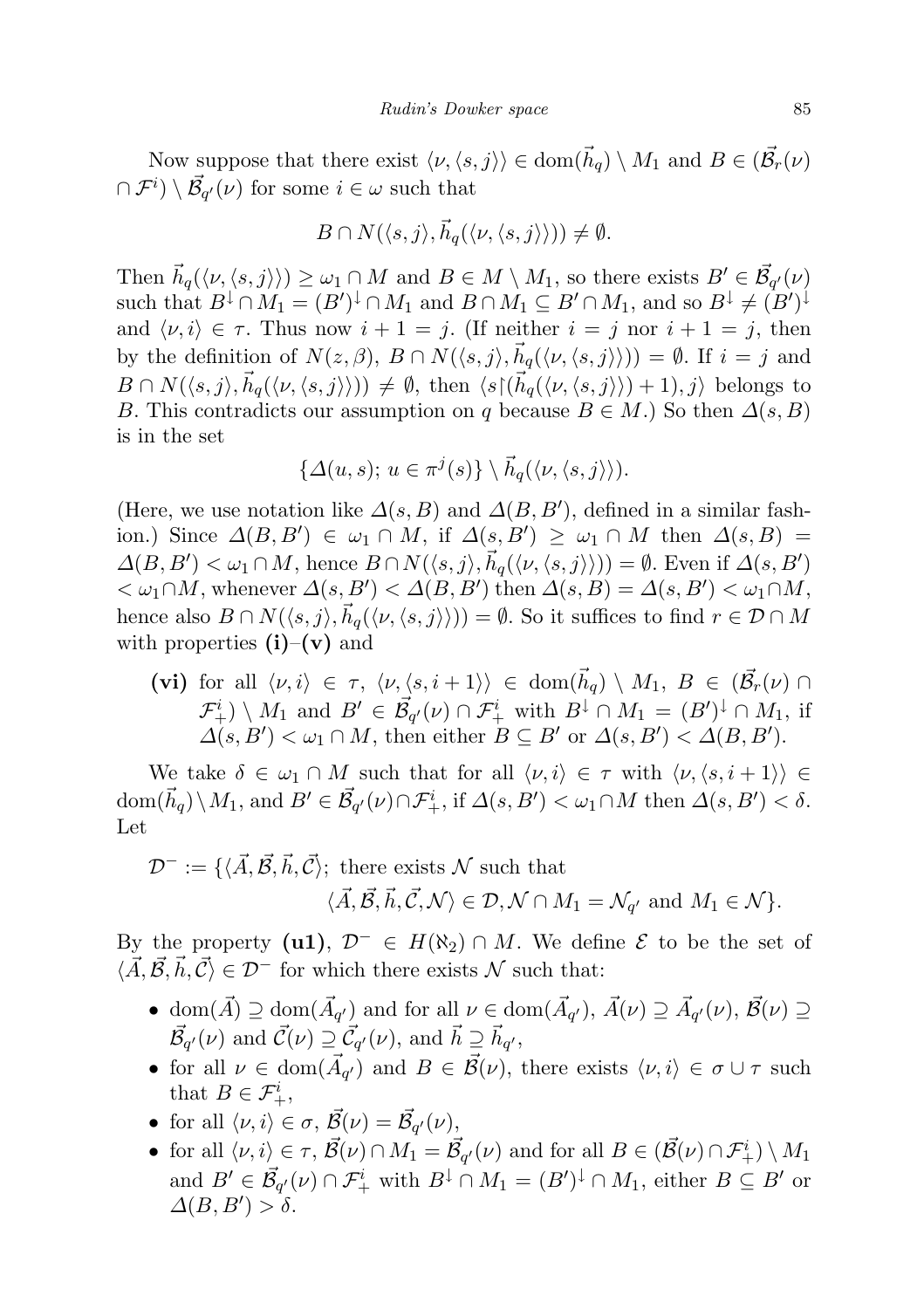Now suppose that there exist $\langle \nu, \langle s, j \rangle \rangle \in \mathrm{dom}(\vec{h}_q) \setminus M_1$ and $B \in (\vec{\mathcal{B}}_r(\nu) \cap \mathcal{F}^i) \setminus \vec{\mathcal{B}}_{q'}(\nu)$ for some $i \in \omega$ such that

$$B \cap N(\langle s, j \rangle, \vec{h}_q(\langle \nu, \langle s, j \rangle \rangle)) \neq \emptyset.$$

Then $\vec{h}_q(\langle \nu, \langle s, j \rangle \rangle) \geq \omega_1 \cap M$ and $B \in M \setminus M_1$, so there exists $B' \in \vec{\mathcal{B}}_{q'}(\nu)$ such that $B^{\downarrow} \cap M_1 = (B')^{\downarrow} \cap M_1$ and $B \cap M_1 \subseteq B' \cap M_1$, and so $B^{\downarrow} \neq (B')^{\downarrow}$ and $\langle \nu, i \rangle \in \tau$. Thus now $i + 1 = j$. (If neither $i = j$ nor $i + 1 = j$, then by the definition of $N(z, \beta)$, $B \cap N(\langle s, j \rangle, \vec{h}_q(\langle \nu, \langle s, j \rangle \rangle)) = \emptyset$. If $i = j$ and $B \cap N(\langle s, j \rangle, \vec{h}_q(\langle \nu, \langle s, j \rangle \rangle)) \neq \emptyset$, then $\langle s \restriction (\vec{h}_q(\langle \nu, \langle s, j \rangle \rangle) + 1), j \rangle$ belongs to $B$. This contradicts our assumption on $q$ because $B \in M$.) So then $\Delta(s, B)$ is in the set

$$\{\Delta(u, s);\, u \in \pi^j(s)\} \setminus \vec{h}_q(\langle \nu, \langle s, j \rangle \rangle).$$

(Here, we use notation like $\Delta(s, B)$ and $\Delta(B, B')$, defined in a similar fashion.) Since $\Delta(B, B') \in \omega_1 \cap M$, if $\Delta(s, B') \geq \omega_1 \cap M$ then $\Delta(s, B) = \Delta(B, B') < \omega_1 \cap M$, hence $B \cap N(\langle s, j \rangle, \vec{h}_q(\langle \nu, \langle s, j \rangle \rangle)) = \emptyset$. Even if $\Delta(s, B') < \omega_1 \cap M$, whenever $\Delta(s, B') < \Delta(B, B')$ then $\Delta(s, B) = \Delta(s, B') < \omega_1 \cap M$, hence also $B \cap N(\langle s, j \rangle, \vec{h}_q(\langle \nu, \langle s, j \rangle \rangle)) = \emptyset$. So it suffices to find $r \in \mathcal{D} \cap M$ with properties **(i)**–**(v)** and

- **(vi)** for all $\langle \nu, i \rangle \in \tau$, $\langle \nu, \langle s, i + 1 \rangle \rangle \in \mathrm{dom}(\vec{h}_q) \setminus M_1$, $B \in (\vec{\mathcal{B}}_r(\nu) \cap \mathcal{F}^i_+) \setminus M_1$ and $B' \in \vec{\mathcal{B}}_{q'}(\nu) \cap \mathcal{F}^i_+$ with $B^{\downarrow} \cap M_1 = (B')^{\downarrow} \cap M_1$, if $\Delta(s, B') < \omega_1 \cap M$, then either $B \subseteq B'$ or $\Delta(s, B') < \Delta(B, B')$.

We take $\delta \in \omega_1 \cap M$ such that for all $\langle \nu, i \rangle \in \tau$ with $\langle \nu, \langle s, i + 1 \rangle \rangle \in \mathrm{dom}(\vec{h}_q) \setminus M_1$, and $B' \in \vec{\mathcal{B}}_{q'}(\nu) \cap \mathcal{F}^i_+$, if $\Delta(s, B') < \omega_1 \cap M$ then $\Delta(s, B') < \delta$. Let

$$\mathcal{D}^- := \{\langle \vec{A}, \vec{\mathcal{B}}, \vec{h}, \vec{\mathcal{C}} \rangle;\ \text{there exists } \mathcal{N} \text{ such that } \langle \vec{A}, \vec{\mathcal{B}}, \vec{h}, \vec{\mathcal{C}}, \mathcal{N} \rangle \in \mathcal{D}, \mathcal{N} \cap M_1 = \mathcal{N}_{q'} \text{ and } M_1 \in \mathcal{N}\}.$$

By the property **(u1)**, $\mathcal{D}^- \in H(\aleph_2) \cap M$. We define $\mathcal{E}$ to be the set of $\langle \vec{A}, \vec{\mathcal{B}}, \vec{h}, \vec{\mathcal{C}} \rangle \in \mathcal{D}^-$ for which there exists $\mathcal{N}$ such that:

- $\mathrm{dom}(\vec{A}) \supseteq \mathrm{dom}(\vec{A}_{q'})$ and for all $\nu \in \mathrm{dom}(\vec{A}_{q'})$, $\vec{A}(\nu) \supseteq \vec{A}_{q'}(\nu)$, $\vec{\mathcal{B}}(\nu) \supseteq \vec{\mathcal{B}}_{q'}(\nu)$ and $\vec{\mathcal{C}}(\nu) \supseteq \vec{\mathcal{C}}_{q'}(\nu)$, and $\vec{h} \supseteq \vec{h}_{q'}$,
- for all $\nu \in \mathrm{dom}(\vec{A}_{q'})$ and $B \in \vec{\mathcal{B}}(\nu)$, there exists $\langle \nu, i \rangle \in \sigma \cup \tau$ such that $B \in \mathcal{F}^i_+$,
- for all $\langle \nu, i \rangle \in \sigma$, $\vec{\mathcal{B}}(\nu) = \vec{\mathcal{B}}_{q'}(\nu)$,
- for all $\langle \nu, i \rangle \in \tau$, $\vec{\mathcal{B}}(\nu) \cap M_1 = \vec{\mathcal{B}}_{q'}(\nu)$ and for all $B \in (\vec{\mathcal{B}}(\nu) \cap \mathcal{F}^i_+) \setminus M_1$ and $B' \in \vec{\mathcal{B}}_{q'}(\nu) \cap \mathcal{F}^i_+$ with $B^{\downarrow} \cap M_1 = (B')^{\downarrow} \cap M_1$, either $B \subseteq B'$ or $\Delta(B, B') > \delta$.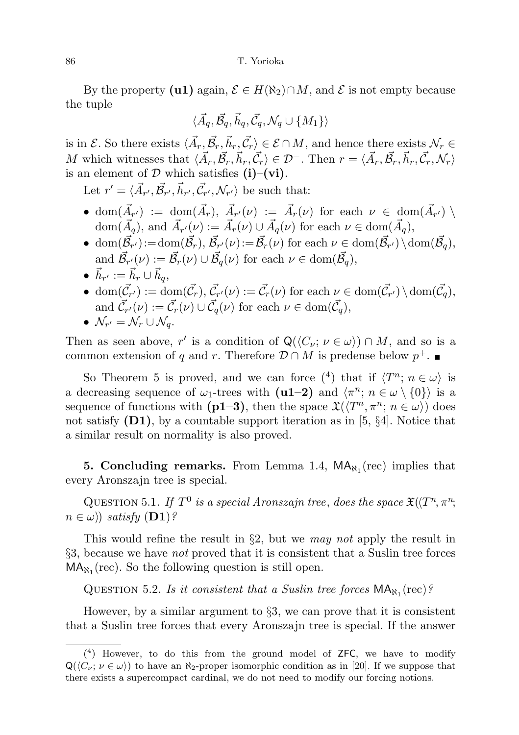By the property **(u1)** again, $\mathcal{E} \in H(\aleph_2) \cap M$, and $\mathcal{E}$ is not empty because the tuple

$$\langle \vec{A}_q, \vec{\mathcal{B}}_q, \vec{h}_q, \vec{\mathcal{C}}_q, \mathcal{N}_q \cup \{M_1\} \rangle$$

is in $\mathcal{E}$. So there exists $\langle \vec{A}_r, \vec{\mathcal{B}}_r, \vec{h}_r, \vec{\mathcal{C}}_r \rangle \in \mathcal{E} \cap M$, and hence there exists $\mathcal{N}_r \in M$ which witnesses that $\langle \vec{A}_r, \vec{\mathcal{B}}_r, \vec{h}_r, \vec{\mathcal{C}}_r \rangle \in \mathcal{D}^-$. Then $r = \langle \vec{A}_r, \vec{\mathcal{B}}_r, \vec{h}_r, \vec{\mathcal{C}}_r, \mathcal{N}_r \rangle$ is an element of $\mathcal{D}$ which satisfies **(i)**–**(vi)**.

Let $r' = \langle \vec{A}_{r'}, \vec{\mathcal{B}}_{r'}, \vec{h}_{r'}, \vec{\mathcal{C}}_{r'}, \mathcal{N}_{r'} \rangle$ be such that:

- $\mathrm{dom}(\vec{A}_{r'}) := \mathrm{dom}(\vec{A}_r)$, $\vec{A}_{r'}(\nu) := \vec{A}_r(\nu)$ for each $\nu \in \mathrm{dom}(\vec{A}_{r'}) \setminus \mathrm{dom}(\vec{A}_q)$, and $\vec{A}_{r'}(\nu) := \vec{A}_r(\nu) \cup \vec{A}_q(\nu)$ for each $\nu \in \mathrm{dom}(\vec{A}_q)$,
- $\mathrm{dom}(\vec{\mathcal{B}}_{r'}) := \mathrm{dom}(\vec{\mathcal{B}}_r)$, $\vec{\mathcal{B}}_{r'}(\nu) := \vec{\mathcal{B}}_r(\nu)$ for each $\nu \in \mathrm{dom}(\vec{\mathcal{B}}_{r'}) \setminus \mathrm{dom}(\vec{\mathcal{B}}_q)$, and $\vec{\mathcal{B}}_{r'}(\nu) := \vec{\mathcal{B}}_r(\nu) \cup \vec{\mathcal{B}}_q(\nu)$ for each $\nu \in \mathrm{dom}(\vec{\mathcal{B}}_q)$,
- $\vec{h}_{r'} := \vec{h}_r \cup \vec{h}_q$,
- $\mathrm{dom}(\vec{\mathcal{C}}_{r'}) := \mathrm{dom}(\vec{\mathcal{C}}_r)$, $\vec{\mathcal{C}}_{r'}(\nu) := \vec{\mathcal{C}}_r(\nu)$ for each $\nu \in \mathrm{dom}(\vec{\mathcal{C}}_{r'}) \setminus \mathrm{dom}(\vec{\mathcal{C}}_q)$, and $\vec{\mathcal{C}}_{r'}(\nu) := \vec{\mathcal{C}}_r(\nu) \cup \vec{\mathcal{C}}_q(\nu)$ for each $\nu \in \mathrm{dom}(\vec{\mathcal{C}}_q)$,
- $\mathcal{N}_{r'} = \mathcal{N}_r \cup \mathcal{N}_q$.

Then as seen above, $r'$ is a condition of $\mathsf{Q}(\langle C_\nu; \nu \in \omega \rangle) \cap M$, and so is a common extension of $q$ and $r$. Therefore $\mathcal{D} \cap M$ is predense below $p^+$. ■

So Theorem 5 is proved, and we can force ([4]) that if $\langle T^n; n \in \omega \rangle$ is a decreasing sequence of $\omega_1$-trees with **(u1–2)** and $\langle \pi^n; n \in \omega \setminus \{0\} \rangle$ is a sequence of functions with **(p1–3)**, then the space $\mathfrak{X}(\langle T^n, \pi^n; n \in \omega \rangle)$ does not satisfy **(D1)**, by a countable support iteration as in [5, §4]. Notice that a similar result on normality is also proved.

**5. Concluding remarks.** From Lemma 1.4, $\mathsf{MA}_{\aleph_1}(\mathrm{rec})$ implies that every Aronszajn tree is special.

QUESTION 5.1. *If $T^0$ is a special Aronszajn tree, does the space $\mathfrak{X}(\langle T^n, \pi^n; n \in \omega \rangle)$ satisfy* **(D1)**?

This would refine the result in §2, but we *may not* apply the result in §3, because we have *not* proved that it is consistent that a Suslin tree forces $\mathsf{MA}_{\aleph_1}(\mathrm{rec})$. So the following question is still open.

QUESTION 5.2. *Is it consistent that a Suslin tree forces $\mathsf{MA}_{\aleph_1}(\mathrm{rec})$?*

However, by a similar argument to §3, we can prove that it is consistent that a Suslin tree forces that every Aronszajn tree is special. If the answer

---

([4]) However, to do this from the ground model of ZFC, we have to modify $\mathsf{Q}(\langle C_\nu; \nu \in \omega \rangle)$ to have an $\aleph_2$-proper isomorphic condition as in [20]. If we suppose that there exists a supercompact cardinal, we do not need to modify our forcing notions.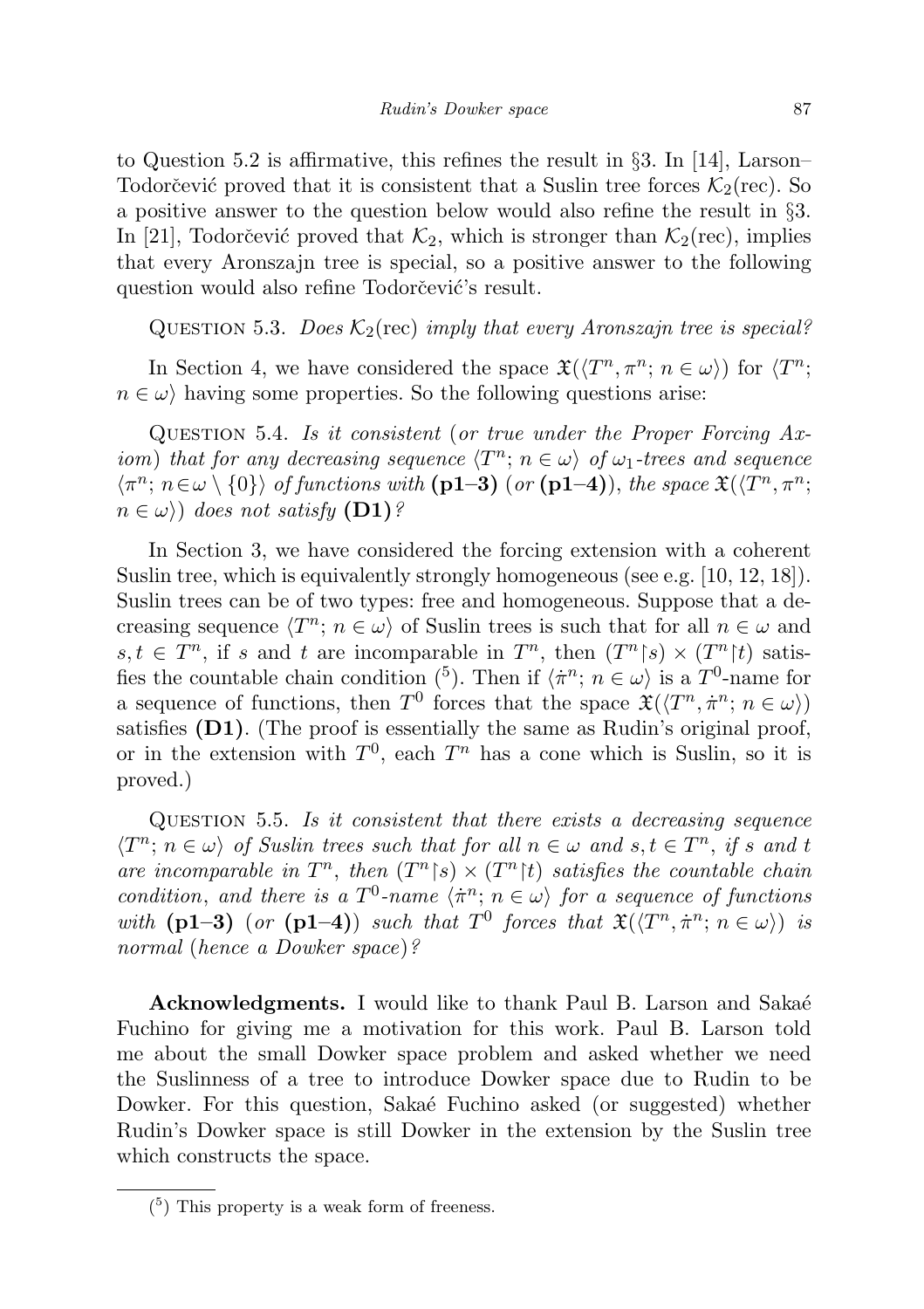to Question 5.2 is affirmative, this refines the result in §3. In [14], Larson–Todorčević proved that it is consistent that a Suslin tree forces $\mathcal{K}_2(\mathrm{rec})$. So a positive answer to the question below would also refine the result in §3. In [21], Todorčević proved that $\mathcal{K}_2$, which is stronger than $\mathcal{K}_2(\mathrm{rec})$, implies that every Aronszajn tree is special, so a positive answer to the following question would also refine Todorčević's result.

Question 5.3. *Does $\mathcal{K}_2(\mathrm{rec})$ imply that every Aronszajn tree is special?*

In Section 4, we have considered the space $\mathfrak{X}(\langle T^n, \pi^n; n \in \omega\rangle)$ for $\langle T^n; n \in \omega\rangle$ having some properties. So the following questions arise:

Question 5.4. *Is it consistent (or true under the Proper Forcing Axiom) that for any decreasing sequence $\langle T^n; n \in \omega\rangle$ of $\omega_1$-trees and sequence $\langle \pi^n; n \in \omega \setminus \{0\}\rangle$ of functions with* **(p1–3)** *(or* **(p1–4)***), the space $\mathfrak{X}(\langle T^n, \pi^n; n \in \omega\rangle)$ does not satisfy* **(D1)***?*

In Section 3, we have considered the forcing extension with a coherent Suslin tree, which is equivalently strongly homogeneous (see e.g. [10, 12, 18]). Suslin trees can be of two types: free and homogeneous. Suppose that a decreasing sequence $\langle T^n; n \in \omega\rangle$ of Suslin trees is such that for all $n \in \omega$ and $s, t \in T^n$, if $s$ and $t$ are incomparable in $T^n$, then $(T^n{\restriction}s) \times (T^n{\restriction}t)$ satisfies the countable chain condition (5). Then if $\langle \dot{\pi}^n; n \in \omega\rangle$ is a $T^0$-name for a sequence of functions, then $T^0$ forces that the space $\mathfrak{X}(\langle T^n, \dot{\pi}^n; n \in \omega\rangle)$ satisfies **(D1)**. (The proof is essentially the same as Rudin's original proof, or in the extension with $T^0$, each $T^n$ has a cone which is Suslin, so it is proved.)

Question 5.5. *Is it consistent that there exists a decreasing sequence $\langle T^n; n \in \omega\rangle$ of Suslin trees such that for all $n \in \omega$ and $s, t \in T^n$, if $s$ and $t$ are incomparable in $T^n$, then $(T^n{\restriction}s) \times (T^n{\restriction}t)$ satisfies the countable chain condition, and there is a $T^0$-name $\langle \dot{\pi}^n; n \in \omega\rangle$ for a sequence of functions with* **(p1–3)** *(or* **(p1–4)***) such that $T^0$ forces that $\mathfrak{X}(\langle T^n, \dot{\pi}^n; n \in \omega\rangle)$ is normal (hence a Dowker space)?*

**Acknowledgments.** I would like to thank Paul B. Larson and Sakaé Fuchino for giving me a motivation for this work. Paul B. Larson told me about the small Dowker space problem and asked whether we need the Suslinness of a tree to introduce Dowker space due to Rudin to be Dowker. For this question, Sakaé Fuchino asked (or suggested) whether Rudin's Dowker space is still Dowker in the extension by the Suslin tree which constructs the space.

(5) This property is a weak form of freeness.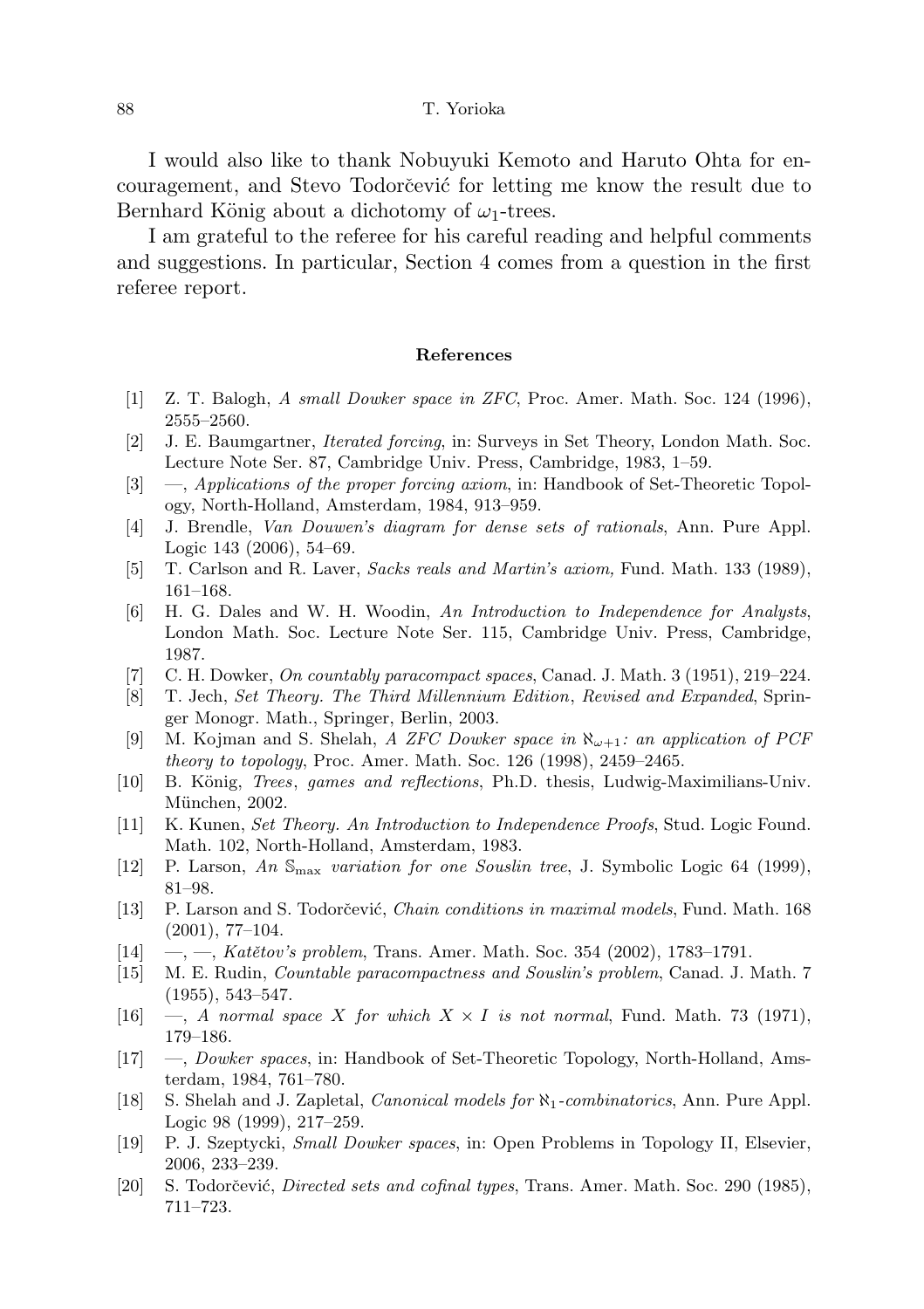I would also like to thank Nobuyuki Kemoto and Haruto Ohta for encouragement, and Stevo Todorčević for letting me know the result due to Bernhard König about a dichotomy of $\omega_1$-trees.

I am grateful to the referee for his careful reading and helpful comments and suggestions. In particular, Section 4 comes from a question in the first referee report.

## References

[1] Z. T. Balogh, *A small Dowker space in ZFC*, Proc. Amer. Math. Soc. 124 (1996), 2555–2560.

[2] J. E. Baumgartner, *Iterated forcing*, in: Surveys in Set Theory, London Math. Soc. Lecture Note Ser. 87, Cambridge Univ. Press, Cambridge, 1983, 1–59.

[3] —, *Applications of the proper forcing axiom*, in: Handbook of Set-Theoretic Topology, North-Holland, Amsterdam, 1984, 913–959.

[4] J. Brendle, *Van Douwen's diagram for dense sets of rationals*, Ann. Pure Appl. Logic 143 (2006), 54–69.

[5] T. Carlson and R. Laver, *Sacks reals and Martin's axiom,* Fund. Math. 133 (1989), 161–168.

[6] H. G. Dales and W. H. Woodin, *An Introduction to Independence for Analysts*, London Math. Soc. Lecture Note Ser. 115, Cambridge Univ. Press, Cambridge, 1987.

[7] C. H. Dowker, *On countably paracompact spaces*, Canad. J. Math. 3 (1951), 219–224.

[8] T. Jech, *Set Theory. The Third Millennium Edition, Revised and Expanded*, Springer Monogr. Math., Springer, Berlin, 2003.

[9] M. Kojman and S. Shelah, *A ZFC Dowker space in $\aleph_{\omega+1}$: an application of PCF theory to topology*, Proc. Amer. Math. Soc. 126 (1998), 2459–2465.

[10] B. König, *Trees, games and reflections*, Ph.D. thesis, Ludwig-Maximilians-Univ. München, 2002.

[11] K. Kunen, *Set Theory. An Introduction to Independence Proofs*, Stud. Logic Found. Math. 102, North-Holland, Amsterdam, 1983.

[12] P. Larson, *An $\mathbb{S}_{\max}$ variation for one Souslin tree*, J. Symbolic Logic 64 (1999), 81–98.

[13] P. Larson and S. Todorčević, *Chain conditions in maximal models*, Fund. Math. 168 (2001), 77–104.

[14] —, —, *Katětov's problem*, Trans. Amer. Math. Soc. 354 (2002), 1783–1791.

[15] M. E. Rudin, *Countable paracompactness and Souslin's problem*, Canad. J. Math. 7 (1955), 543–547.

[16] —, *A normal space $X$ for which $X \times I$ is not normal*, Fund. Math. 73 (1971), 179–186.

[17] —, *Dowker spaces*, in: Handbook of Set-Theoretic Topology, North-Holland, Amsterdam, 1984, 761–780.

[18] S. Shelah and J. Zapletal, *Canonical models for $\aleph_1$-combinatorics*, Ann. Pure Appl. Logic 98 (1999), 217–259.

[19] P. J. Szeptycki, *Small Dowker spaces*, in: Open Problems in Topology II, Elsevier, 2006, 233–239.

[20] S. Todorčević, *Directed sets and cofinal types*, Trans. Amer. Math. Soc. 290 (1985), 711–723.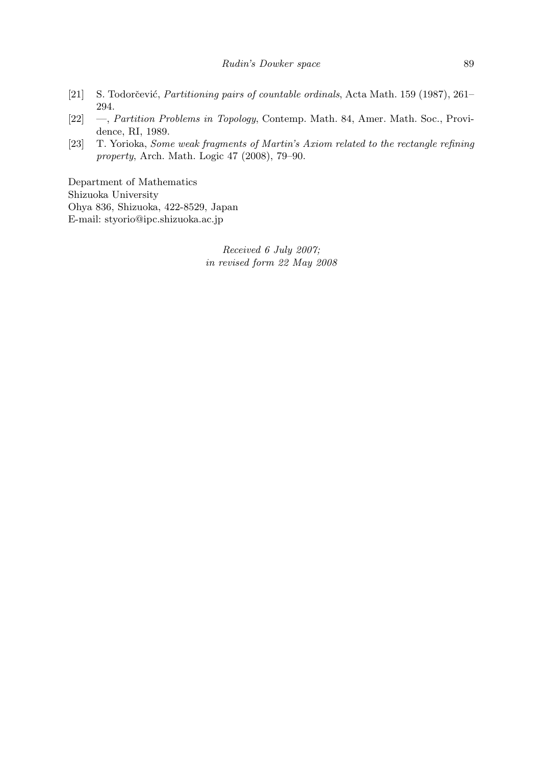[21] S. Todorčević, *Partitioning pairs of countable ordinals*, Acta Math. 159 (1987), 261–294.

[22] —, *Partition Problems in Topology*, Contemp. Math. 84, Amer. Math. Soc., Providence, RI, 1989.

[23] T. Yorioka, *Some weak fragments of Martin's Axiom related to the rectangle refining property*, Arch. Math. Logic 47 (2008), 79–90.

Department of Mathematics
Shizuoka University
Ohya 836, Shizuoka, 422-8529, Japan
E-mail: styorio@ipc.shizuoka.ac.jp

*Received 6 July 2007;*
*in revised form 22 May 2008*